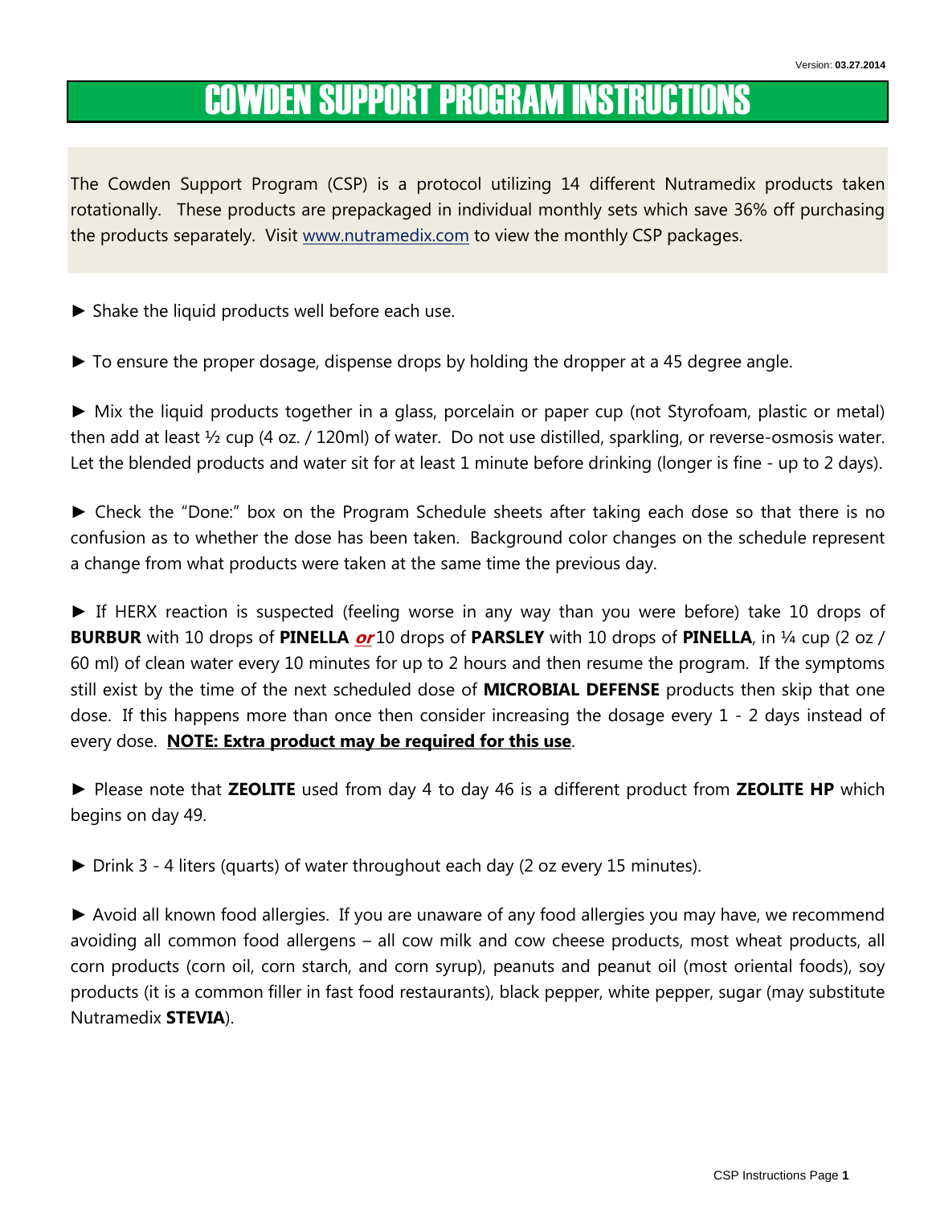Version: **03.27.2014**

# COWDEN SUPPORT PROGRAM INSTRUCTIONS

The Cowden Support Program (CSP) is a protocol utilizing 14 different Nutramedix products taken rotationally. These products are prepackaged in individual monthly sets which save 36% off purchasing the products separately. Visit [www.nutramedix.com](http://www.nutramedix.com) to view the monthly CSP packages.

► Shake the liquid products well before each use.

► To ensure the proper dosage, dispense drops by holding the dropper at a 45 degree angle.

► Mix the liquid products together in a glass, porcelain or paper cup (not Styrofoam, plastic or metal) then add at least ½ cup (4 oz. / 120ml) of water. Do not use distilled, sparkling, or reverse-osmosis water. Let the blended products and water sit for at least 1 minute before drinking (longer is fine - up to 2 days).

► Check the "Done:" box on the Program Schedule sheets after taking each dose so that there is no confusion as to whether the dose has been taken. Background color changes on the schedule represent a change from what products were taken at the same time the previous day.

► If HERX reaction is suspected (feeling worse in any way than you were before) take 10 drops of **BURBUR** with 10 drops of **PINELLA** ***or*** 10 drops of **PARSLEY** with 10 drops of **PINELLA**, in ¼ cup (2 oz / 60 ml) of clean water every 10 minutes for up to 2 hours and then resume the program. If the symptoms still exist by the time of the next scheduled dose of **MICROBIAL DEFENSE** products then skip that one dose. If this happens more than once then consider increasing the dosage every 1 - 2 days instead of every dose. **NOTE: Extra product may be required for this use**.

► Please note that **ZEOLITE** used from day 4 to day 46 is a different product from **ZEOLITE HP** which begins on day 49.

► Drink 3 - 4 liters (quarts) of water throughout each day (2 oz every 15 minutes).

► Avoid all known food allergies. If you are unaware of any food allergies you may have, we recommend avoiding all common food allergens – all cow milk and cow cheese products, most wheat products, all corn products (corn oil, corn starch, and corn syrup), peanuts and peanut oil (most oriental foods), soy products (it is a common filler in fast food restaurants), black pepper, white pepper, sugar (may substitute Nutramedix **STEVIA**).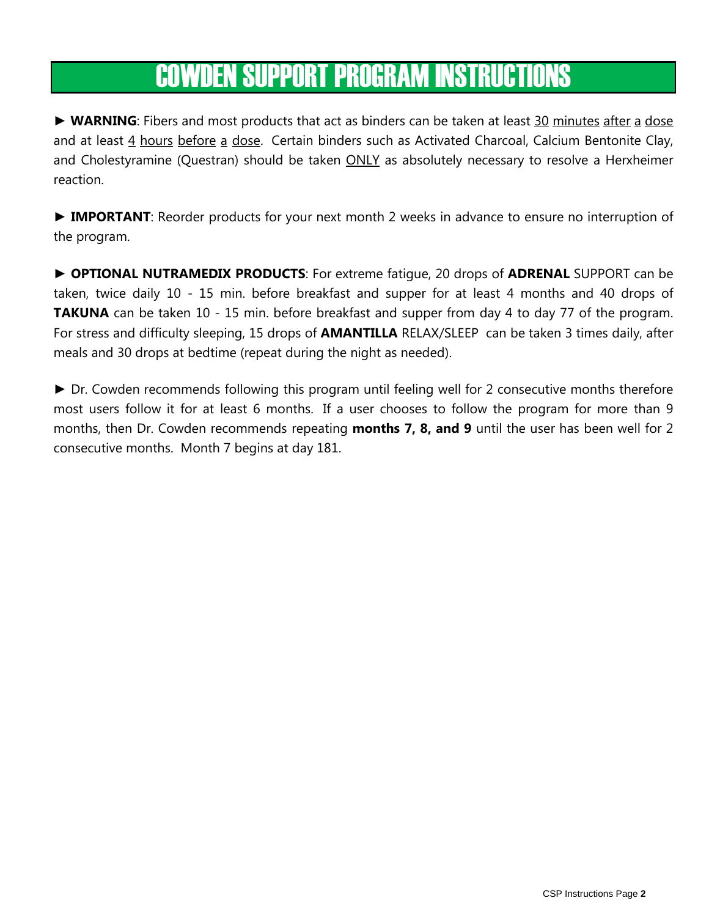# COWDEN SUPPORT PROGRAM INSTRUCTIONS

► **WARNING**: Fibers and most products that act as binders can be taken at least 30 minutes after a dose and at least 4 hours before a dose. Certain binders such as Activated Charcoal, Calcium Bentonite Clay, and Cholestyramine (Questran) should be taken ONLY as absolutely necessary to resolve a Herxheimer reaction.

► **IMPORTANT**: Reorder products for your next month 2 weeks in advance to ensure no interruption of the program.

► **OPTIONAL NUTRAMEDIX PRODUCTS**: For extreme fatigue, 20 drops of **ADRENAL** SUPPORT can be taken, twice daily 10 - 15 min. before breakfast and supper for at least 4 months and 40 drops of **TAKUNA** can be taken 10 - 15 min. before breakfast and supper from day 4 to day 77 of the program. For stress and difficulty sleeping, 15 drops of **AMANTILLA** RELAX/SLEEP can be taken 3 times daily, after meals and 30 drops at bedtime (repeat during the night as needed).

► Dr. Cowden recommends following this program until feeling well for 2 consecutive months therefore most users follow it for at least 6 months. If a user chooses to follow the program for more than 9 months, then Dr. Cowden recommends repeating **months 7, 8, and 9** until the user has been well for 2 consecutive months. Month 7 begins at day 181.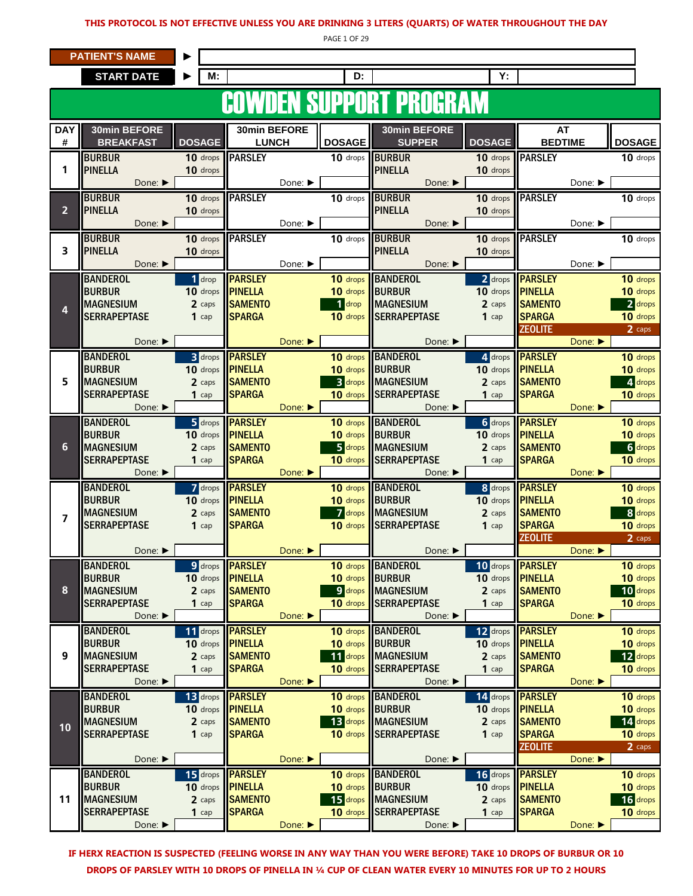**THIS PROTOCOL IS NOT EFFECTIVE UNLESS YOU ARE DRINKING 3 LITERS (QUARTS) OF WATER THROUGHOUT THE DAY**

| PATIENT'S NAME ▶ | |
|---|---|
| START DATE ▶ | M: ___ D: ___ Y: ___ |

# COWDEN SUPPORT PROGRAM

| DAY # | 30min BEFORE BREAKFAST | DOSAGE | 30min BEFORE LUNCH | DOSAGE | 30min BEFORE SUPPER | DOSAGE | AT BEDTIME | DOSAGE |
|---|---|---|---|---|---|---|---|---|
| 1 | BURBUR<br>PINELLA<br>Done: ▶ | 10 drops<br>10 drops | PARSLEY<br>Done: ▶ | 10 drops | BURBUR<br>PINELLA<br>Done: ▶ | 10 drops<br>10 drops | PARSLEY<br>Done: ▶ | 10 drops |
| 2 | BURBUR<br>PINELLA<br>Done: ▶ | 10 drops<br>10 drops | PARSLEY<br>Done: ▶ | 10 drops | BURBUR<br>PINELLA<br>Done: ▶ | 10 drops<br>10 drops | PARSLEY<br>Done: ▶ | 10 drops |
| 3 | BURBUR<br>PINELLA<br>Done: ▶ | 10 drops<br>10 drops | PARSLEY<br>Done: ▶ | 10 drops | BURBUR<br>PINELLA<br>Done: ▶ | 10 drops<br>10 drops | PARSLEY<br>Done: ▶ | 10 drops |
| 4 | BANDEROL<br>BURBUR<br>MAGNESIUM<br>SERRAPEPTASE<br>Done: ▶ | 1 drop<br>10 drops<br>2 caps<br>1 cap | PARSLEY<br>PINELLA<br>SAMENTO<br>SPARGA<br>Done: ▶ | 10 drops<br>10 drops<br>1 drop<br>10 drops | BANDEROL<br>BURBUR<br>MAGNESIUM<br>SERRAPEPTASE<br>Done: ▶ | 2 drops<br>10 drops<br>2 caps<br>1 cap | PARSLEY<br>PINELLA<br>SAMENTO<br>SPARGA<br>ZEOLITE<br>Done: ▶ | 10 drops<br>10 drops<br>2 drops<br>10 drops<br>2 caps |
| 5 | BANDEROL<br>BURBUR<br>MAGNESIUM<br>SERRAPEPTASE<br>Done: ▶ | 3 drops<br>10 drops<br>2 caps<br>1 cap | PARSLEY<br>PINELLA<br>SAMENTO<br>SPARGA<br>Done: ▶ | 10 drops<br>10 drops<br>3 drops<br>10 drops | BANDEROL<br>BURBUR<br>MAGNESIUM<br>SERRAPEPTASE<br>Done: ▶ | 4 drops<br>10 drops<br>2 caps<br>1 cap | PARSLEY<br>PINELLA<br>SAMENTO<br>SPARGA<br>Done: ▶ | 10 drops<br>10 drops<br>4 drops<br>10 drops |
| 6 | BANDEROL<br>BURBUR<br>MAGNESIUM<br>SERRAPEPTASE<br>Done: ▶ | 5 drops<br>10 drops<br>2 caps<br>1 cap | PARSLEY<br>PINELLA<br>SAMENTO<br>SPARGA<br>Done: ▶ | 10 drops<br>10 drops<br>5 drops<br>10 drops | BANDEROL<br>BURBUR<br>MAGNESIUM<br>SERRAPEPTASE<br>Done: ▶ | 6 drops<br>10 drops<br>2 caps<br>1 cap | PARSLEY<br>PINELLA<br>SAMENTO<br>SPARGA<br>Done: ▶ | 10 drops<br>10 drops<br>6 drops<br>10 drops |
| 7 | BANDEROL<br>BURBUR<br>MAGNESIUM<br>SERRAPEPTASE<br>Done: ▶ | 7 drops<br>10 drops<br>2 caps<br>1 cap | PARSLEY<br>PINELLA<br>SAMENTO<br>SPARGA<br>Done: ▶ | 10 drops<br>10 drops<br>7 drops<br>10 drops | BANDEROL<br>BURBUR<br>MAGNESIUM<br>SERRAPEPTASE<br>Done: ▶ | 8 drops<br>10 drops<br>2 caps<br>1 cap | PARSLEY<br>PINELLA<br>SAMENTO<br>SPARGA<br>ZEOLITE<br>Done: ▶ | 10 drops<br>10 drops<br>8 drops<br>10 drops<br>2 caps |
| 8 | BANDEROL<br>BURBUR<br>MAGNESIUM<br>SERRAPEPTASE<br>Done: ▶ | 9 drops<br>10 drops<br>2 caps<br>1 cap | PARSLEY<br>PINELLA<br>SAMENTO<br>SPARGA<br>Done: ▶ | 10 drops<br>10 drops<br>9 drops<br>10 drops | BANDEROL<br>BURBUR<br>MAGNESIUM<br>SERRAPEPTASE<br>Done: ▶ | 10 drops<br>10 drops<br>2 caps<br>1 cap | PARSLEY<br>PINELLA<br>SAMENTO<br>SPARGA<br>Done: ▶ | 10 drops<br>10 drops<br>10 drops<br>10 drops |
| 9 | BANDEROL<br>BURBUR<br>MAGNESIUM<br>SERRAPEPTASE<br>Done: ▶ | 11 drops<br>10 drops<br>2 caps<br>1 cap | PARSLEY<br>PINELLA<br>SAMENTO<br>SPARGA<br>Done: ▶ | 10 drops<br>10 drops<br>11 drops<br>10 drops | BANDEROL<br>BURBUR<br>MAGNESIUM<br>SERRAPEPTASE<br>Done: ▶ | 12 drops<br>10 drops<br>2 caps<br>1 cap | PARSLEY<br>PINELLA<br>SAMENTO<br>SPARGA<br>Done: ▶ | 10 drops<br>10 drops<br>12 drops<br>10 drops |
| 10 | BANDEROL<br>BURBUR<br>MAGNESIUM<br>SERRAPEPTASE<br>Done: ▶ | 13 drops<br>10 drops<br>2 caps<br>1 cap | PARSLEY<br>PINELLA<br>SAMENTO<br>SPARGA<br>Done: ▶ | 10 drops<br>10 drops<br>13 drops<br>10 drops | BANDEROL<br>BURBUR<br>MAGNESIUM<br>SERRAPEPTASE<br>Done: ▶ | 14 drops<br>10 drops<br>2 caps<br>1 cap | PARSLEY<br>PINELLA<br>SAMENTO<br>SPARGA<br>ZEOLITE<br>Done: ▶ | 10 drops<br>10 drops<br>14 drops<br>10 drops<br>2 caps |
| 11 | BANDEROL<br>BURBUR<br>MAGNESIUM<br>SERRAPEPTASE<br>Done: ▶ | 15 drops<br>10 drops<br>2 caps<br>1 cap | PARSLEY<br>PINELLA<br>SAMENTO<br>SPARGA<br>Done: ▶ | 10 drops<br>10 drops<br>15 drops<br>10 drops | BANDEROL<br>BURBUR<br>MAGNESIUM<br>SERRAPEPTASE<br>Done: ▶ | 16 drops<br>10 drops<br>2 caps<br>1 cap | PARSLEY<br>PINELLA<br>SAMENTO<br>SPARGA<br>Done: ▶ | 10 drops<br>10 drops<br>16 drops<br>10 drops |

**IF HERX REACTION IS SUSPECTED (FEELING WORSE IN ANY WAY THAN YOU WERE BEFORE) TAKE 10 DROPS OF BURBUR OR 10 DROPS OF PARSLEY WITH 10 DROPS OF PINELLA IN ¼ CUP OF CLEAN WATER EVERY 10 MINUTES FOR UP TO 2 HOURS**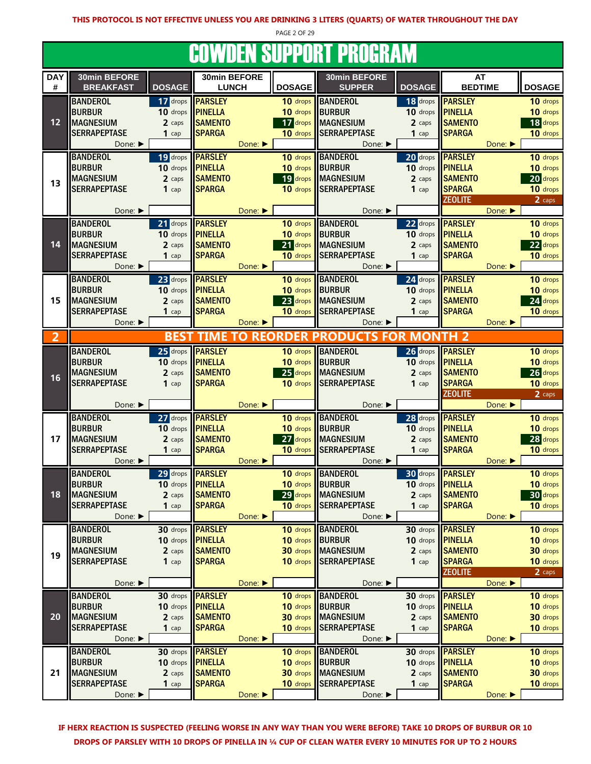**THIS PROTOCOL IS NOT EFFECTIVE UNLESS YOU ARE DRINKING 3 LITERS (QUARTS) OF WATER THROUGHOUT THE DAY**

# COWDEN SUPPORT PROGRAM

| DAY # | 30min BEFORE BREAKFAST | DOSAGE | 30min BEFORE LUNCH | DOSAGE | 30min BEFORE SUPPER | DOSAGE | AT BEDTIME | DOSAGE |
|---|---|---|---|---|---|---|---|---|
| 12 | BANDEROL<br>BURBUR<br>MAGNESIUM<br>SERRAPEPTASE<br>Done: ▶ | 17 drops<br>10 drops<br>2 caps<br>1 cap | PARSLEY<br>PINELLA<br>SAMENTO<br>SPARGA<br>Done: ▶ | 10 drops<br>10 drops<br>17 drops<br>10 drops | BANDEROL<br>BURBUR<br>MAGNESIUM<br>SERRAPEPTASE<br>Done: ▶ | 18 drops<br>10 drops<br>2 caps<br>1 cap | PARSLEY<br>PINELLA<br>SAMENTO<br>SPARGA<br>Done: ▶ | 10 drops<br>10 drops<br>18 drops<br>10 drops |
| 13 | BANDEROL<br>BURBUR<br>MAGNESIUM<br>SERRAPEPTASE<br>Done: ▶ | 19 drops<br>10 drops<br>2 caps<br>1 cap | PARSLEY<br>PINELLA<br>SAMENTO<br>SPARGA<br>Done: ▶ | 10 drops<br>10 drops<br>19 drops<br>10 drops | BANDEROL<br>BURBUR<br>MAGNESIUM<br>SERRAPEPTASE<br>Done: ▶ | 20 drops<br>10 drops<br>2 caps<br>1 cap | PARSLEY<br>PINELLA<br>SAMENTO<br>SPARGA<br>ZEOLITE<br>Done: ▶ | 10 drops<br>10 drops<br>20 drops<br>10 drops<br>2 caps |
| 14 | BANDEROL<br>BURBUR<br>MAGNESIUM<br>SERRAPEPTASE<br>Done: ▶ | 21 drops<br>10 drops<br>2 caps<br>1 cap | PARSLEY<br>PINELLA<br>SAMENTO<br>SPARGA<br>Done: ▶ | 10 drops<br>10 drops<br>21 drops<br>10 drops | BANDEROL<br>BURBUR<br>MAGNESIUM<br>SERRAPEPTASE<br>Done: ▶ | 22 drops<br>10 drops<br>2 caps<br>1 cap | PARSLEY<br>PINELLA<br>SAMENTO<br>SPARGA<br>Done: ▶ | 10 drops<br>10 drops<br>22 drops<br>10 drops |
| 15 | BANDEROL<br>BURBUR<br>MAGNESIUM<br>SERRAPEPTASE<br>Done: ▶ | 23 drops<br>10 drops<br>2 caps<br>1 cap | PARSLEY<br>PINELLA<br>SAMENTO<br>SPARGA<br>Done: ▶ | 10 drops<br>10 drops<br>23 drops<br>10 drops | BANDEROL<br>BURBUR<br>MAGNESIUM<br>SERRAPEPTASE<br>Done: ▶ | 24 drops<br>10 drops<br>2 caps<br>1 cap | PARSLEY<br>PINELLA<br>SAMENTO<br>SPARGA<br>Done: ▶ | 10 drops<br>10 drops<br>24 drops<br>10 drops |
| 2 | **BEST TIME TO REORDER PRODUCTS FOR MONTH 2** | | | | | | | |
| 16 | BANDEROL<br>BURBUR<br>MAGNESIUM<br>SERRAPEPTASE<br>Done: ▶ | 25 drops<br>10 drops<br>2 caps<br>1 cap | PARSLEY<br>PINELLA<br>SAMENTO<br>SPARGA<br>Done: ▶ | 10 drops<br>10 drops<br>25 drops<br>10 drops | BANDEROL<br>BURBUR<br>MAGNESIUM<br>SERRAPEPTASE<br>Done: ▶ | 26 drops<br>10 drops<br>2 caps<br>1 cap | PARSLEY<br>PINELLA<br>SAMENTO<br>SPARGA<br>ZEOLITE<br>Done: ▶ | 10 drops<br>10 drops<br>26 drops<br>10 drops<br>2 caps |
| 17 | BANDEROL<br>BURBUR<br>MAGNESIUM<br>SERRAPEPTASE<br>Done: ▶ | 27 drops<br>10 drops<br>2 caps<br>1 cap | PARSLEY<br>PINELLA<br>SAMENTO<br>SPARGA<br>Done: ▶ | 10 drops<br>10 drops<br>27 drops<br>10 drops | BANDEROL<br>BURBUR<br>MAGNESIUM<br>SERRAPEPTASE<br>Done: ▶ | 28 drops<br>10 drops<br>2 caps<br>1 cap | PARSLEY<br>PINELLA<br>SAMENTO<br>SPARGA<br>Done: ▶ | 10 drops<br>10 drops<br>28 drops<br>10 drops |
| 18 | BANDEROL<br>BURBUR<br>MAGNESIUM<br>SERRAPEPTASE<br>Done: ▶ | 29 drops<br>10 drops<br>2 caps<br>1 cap | PARSLEY<br>PINELLA<br>SAMENTO<br>SPARGA<br>Done: ▶ | 10 drops<br>10 drops<br>29 drops<br>10 drops | BANDEROL<br>BURBUR<br>MAGNESIUM<br>SERRAPEPTASE<br>Done: ▶ | 30 drops<br>10 drops<br>2 caps<br>1 cap | PARSLEY<br>PINELLA<br>SAMENTO<br>SPARGA<br>Done: ▶ | 10 drops<br>10 drops<br>30 drops<br>10 drops |
| 19 | BANDEROL<br>BURBUR<br>MAGNESIUM<br>SERRAPEPTASE<br>Done: ▶ | 30 drops<br>10 drops<br>2 caps<br>1 cap | PARSLEY<br>PINELLA<br>SAMENTO<br>SPARGA<br>Done: ▶ | 10 drops<br>10 drops<br>30 drops<br>10 drops | BANDEROL<br>BURBUR<br>MAGNESIUM<br>SERRAPEPTASE<br>Done: ▶ | 30 drops<br>10 drops<br>2 caps<br>1 cap | PARSLEY<br>PINELLA<br>SAMENTO<br>SPARGA<br>ZEOLITE<br>Done: ▶ | 10 drops<br>10 drops<br>30 drops<br>10 drops<br>2 caps |
| 20 | BANDEROL<br>BURBUR<br>MAGNESIUM<br>SERRAPEPTASE<br>Done: ▶ | 30 drops<br>10 drops<br>2 caps<br>1 cap | PARSLEY<br>PINELLA<br>SAMENTO<br>SPARGA<br>Done: ▶ | 10 drops<br>10 drops<br>30 drops<br>10 drops | BANDEROL<br>BURBUR<br>MAGNESIUM<br>SERRAPEPTASE<br>Done: ▶ | 30 drops<br>10 drops<br>2 caps<br>1 cap | PARSLEY<br>PINELLA<br>SAMENTO<br>SPARGA<br>Done: ▶ | 10 drops<br>10 drops<br>30 drops<br>10 drops |
| 21 | BANDEROL<br>BURBUR<br>MAGNESIUM<br>SERRAPEPTASE<br>Done: ▶ | 30 drops<br>10 drops<br>2 caps<br>1 cap | PARSLEY<br>PINELLA<br>SAMENTO<br>SPARGA<br>Done: ▶ | 10 drops<br>10 drops<br>30 drops<br>10 drops | BANDEROL<br>BURBUR<br>MAGNESIUM<br>SERRAPEPTASE<br>Done: ▶ | 30 drops<br>10 drops<br>2 caps<br>1 cap | PARSLEY<br>PINELLA<br>SAMENTO<br>SPARGA<br>Done: ▶ | 10 drops<br>10 drops<br>30 drops<br>10 drops |

**IF HERX REACTION IS SUSPECTED (FEELING WORSE IN ANY WAY THAN YOU WERE BEFORE) TAKE 10 DROPS OF BURBUR OR 10 DROPS OF PARSLEY WITH 10 DROPS OF PINELLA IN ¼ CUP OF CLEAN WATER EVERY 10 MINUTES FOR UP TO 2 HOURS**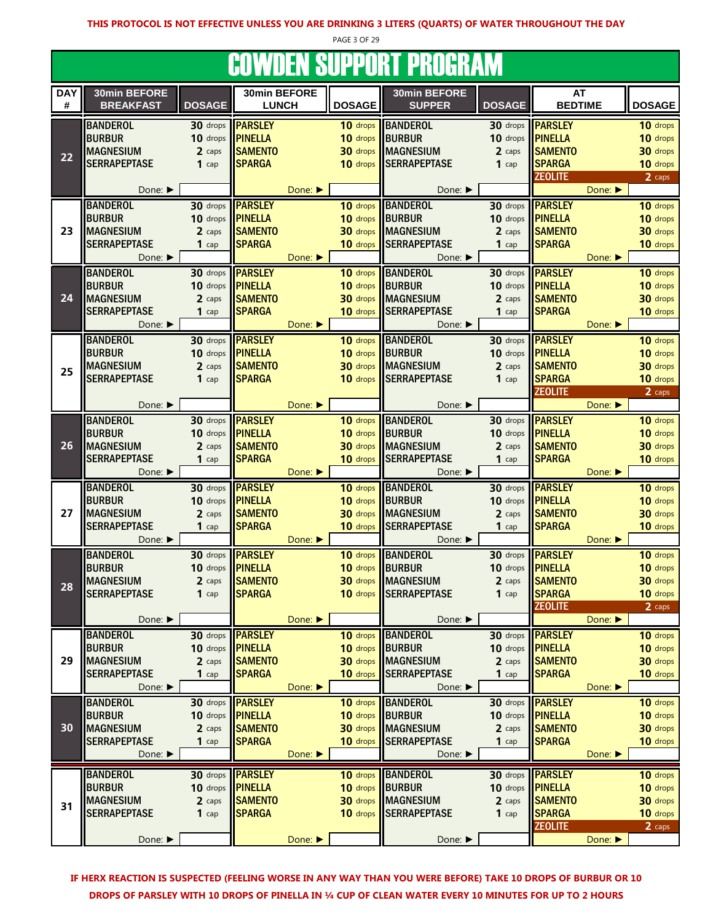**THIS PROTOCOL IS NOT EFFECTIVE UNLESS YOU ARE DRINKING 3 LITERS (QUARTS) OF WATER THROUGHOUT THE DAY**

# COWDEN SUPPORT PROGRAM

| DAY # | 30min BEFORE BREAKFAST | DOSAGE | 30min BEFORE LUNCH | DOSAGE | 30min BEFORE SUPPER | DOSAGE | AT BEDTIME | DOSAGE |
|---|---|---|---|---|---|---|---|---|
| 22 | BANDEROL<br>BURBUR<br>MAGNESIUM<br>SERRAPEPTASE | 30 drops<br>10 drops<br>2 caps<br>1 cap | PARSLEY<br>PINELLA<br>SAMENTO<br>SPARGA | 10 drops<br>10 drops<br>30 drops<br>10 drops | BANDEROL<br>BURBUR<br>MAGNESIUM<br>SERRAPEPTASE | 30 drops<br>10 drops<br>2 caps<br>1 cap | PARSLEY<br>PINELLA<br>SAMENTO<br>SPARGA<br>ZEOLITE | 10 drops<br>10 drops<br>30 drops<br>10 drops<br>2 caps |
| | Done: ▶ | | Done: ▶ | | Done: ▶ | | Done: ▶ | |
| 23 | BANDEROL<br>BURBUR<br>MAGNESIUM<br>SERRAPEPTASE | 30 drops<br>10 drops<br>2 caps<br>1 cap | PARSLEY<br>PINELLA<br>SAMENTO<br>SPARGA | 10 drops<br>10 drops<br>30 drops<br>10 drops | BANDEROL<br>BURBUR<br>MAGNESIUM<br>SERRAPEPTASE | 30 drops<br>10 drops<br>2 caps<br>1 cap | PARSLEY<br>PINELLA<br>SAMENTO<br>SPARGA | 10 drops<br>10 drops<br>30 drops<br>10 drops |
| | Done: ▶ | | Done: ▶ | | Done: ▶ | | Done: ▶ | |
| 24 | BANDEROL<br>BURBUR<br>MAGNESIUM<br>SERRAPEPTASE | 30 drops<br>10 drops<br>2 caps<br>1 cap | PARSLEY<br>PINELLA<br>SAMENTO<br>SPARGA | 10 drops<br>10 drops<br>30 drops<br>10 drops | BANDEROL<br>BURBUR<br>MAGNESIUM<br>SERRAPEPTASE | 30 drops<br>10 drops<br>2 caps<br>1 cap | PARSLEY<br>PINELLA<br>SAMENTO<br>SPARGA | 10 drops<br>10 drops<br>30 drops<br>10 drops |
| | Done: ▶ | | Done: ▶ | | Done: ▶ | | Done: ▶ | |
| 25 | BANDEROL<br>BURBUR<br>MAGNESIUM<br>SERRAPEPTASE | 30 drops<br>10 drops<br>2 caps<br>1 cap | PARSLEY<br>PINELLA<br>SAMENTO<br>SPARGA | 10 drops<br>10 drops<br>30 drops<br>10 drops | BANDEROL<br>BURBUR<br>MAGNESIUM<br>SERRAPEPTASE | 30 drops<br>10 drops<br>2 caps<br>1 cap | PARSLEY<br>PINELLA<br>SAMENTO<br>SPARGA<br>ZEOLITE | 10 drops<br>10 drops<br>30 drops<br>10 drops<br>2 caps |
| | Done: ▶ | | Done: ▶ | | Done: ▶ | | Done: ▶ | |
| 26 | BANDEROL<br>BURBUR<br>MAGNESIUM<br>SERRAPEPTASE | 30 drops<br>10 drops<br>2 caps<br>1 cap | PARSLEY<br>PINELLA<br>SAMENTO<br>SPARGA | 10 drops<br>10 drops<br>30 drops<br>10 drops | BANDEROL<br>BURBUR<br>MAGNESIUM<br>SERRAPEPTASE | 30 drops<br>10 drops<br>2 caps<br>1 cap | PARSLEY<br>PINELLA<br>SAMENTO<br>SPARGA | 10 drops<br>10 drops<br>30 drops<br>10 drops |
| | Done: ▶ | | Done: ▶ | | Done: ▶ | | Done: ▶ | |
| 27 | BANDEROL<br>BURBUR<br>MAGNESIUM<br>SERRAPEPTASE | 30 drops<br>10 drops<br>2 caps<br>1 cap | PARSLEY<br>PINELLA<br>SAMENTO<br>SPARGA | 10 drops<br>10 drops<br>30 drops<br>10 drops | BANDEROL<br>BURBUR<br>MAGNESIUM<br>SERRAPEPTASE | 30 drops<br>10 drops<br>2 caps<br>1 cap | PARSLEY<br>PINELLA<br>SAMENTO<br>SPARGA | 10 drops<br>10 drops<br>30 drops<br>10 drops |
| | Done: ▶ | | Done: ▶ | | Done: ▶ | | Done: ▶ | |
| 28 | BANDEROL<br>BURBUR<br>MAGNESIUM<br>SERRAPEPTASE | 30 drops<br>10 drops<br>2 caps<br>1 cap | PARSLEY<br>PINELLA<br>SAMENTO<br>SPARGA | 10 drops<br>10 drops<br>30 drops<br>10 drops | BANDEROL<br>BURBUR<br>MAGNESIUM<br>SERRAPEPTASE | 30 drops<br>10 drops<br>2 caps<br>1 cap | PARSLEY<br>PINELLA<br>SAMENTO<br>SPARGA<br>ZEOLITE | 10 drops<br>10 drops<br>30 drops<br>10 drops<br>2 caps |
| | Done: ▶ | | Done: ▶ | | Done: ▶ | | Done: ▶ | |
| 29 | BANDEROL<br>BURBUR<br>MAGNESIUM<br>SERRAPEPTASE | 30 drops<br>10 drops<br>2 caps<br>1 cap | PARSLEY<br>PINELLA<br>SAMENTO<br>SPARGA | 10 drops<br>10 drops<br>30 drops<br>10 drops | BANDEROL<br>BURBUR<br>MAGNESIUM<br>SERRAPEPTASE | 30 drops<br>10 drops<br>2 caps<br>1 cap | PARSLEY<br>PINELLA<br>SAMENTO<br>SPARGA | 10 drops<br>10 drops<br>30 drops<br>10 drops |
| | Done: ▶ | | Done: ▶ | | Done: ▶ | | Done: ▶ | |
| 30 | BANDEROL<br>BURBUR<br>MAGNESIUM<br>SERRAPEPTASE | 30 drops<br>10 drops<br>2 caps<br>1 cap | PARSLEY<br>PINELLA<br>SAMENTO<br>SPARGA | 10 drops<br>10 drops<br>30 drops<br>10 drops | BANDEROL<br>BURBUR<br>MAGNESIUM<br>SERRAPEPTASE | 30 drops<br>10 drops<br>2 caps<br>1 cap | PARSLEY<br>PINELLA<br>SAMENTO<br>SPARGA | 10 drops<br>10 drops<br>30 drops<br>10 drops |
| | Done: ▶ | | Done: ▶ | | Done: ▶ | | Done: ▶ | |
| 31 | BANDEROL<br>BURBUR<br>MAGNESIUM<br>SERRAPEPTASE | 30 drops<br>10 drops<br>2 caps<br>1 cap | PARSLEY<br>PINELLA<br>SAMENTO<br>SPARGA | 10 drops<br>10 drops<br>30 drops<br>10 drops | BANDEROL<br>BURBUR<br>MAGNESIUM<br>SERRAPEPTASE | 30 drops<br>10 drops<br>2 caps<br>1 cap | PARSLEY<br>PINELLA<br>SAMENTO<br>SPARGA<br>ZEOLITE | 10 drops<br>10 drops<br>30 drops<br>10 drops<br>2 caps |
| | Done: ▶ | | Done: ▶ | | Done: ▶ | | Done: ▶ | |

**IF HERX REACTION IS SUSPECTED (FEELING WORSE IN ANY WAY THAN YOU WERE BEFORE) TAKE 10 DROPS OF BURBUR OR 10 DROPS OF PARSLEY WITH 10 DROPS OF PINELLA IN ¼ CUP OF CLEAN WATER EVERY 10 MINUTES FOR UP TO 2 HOURS**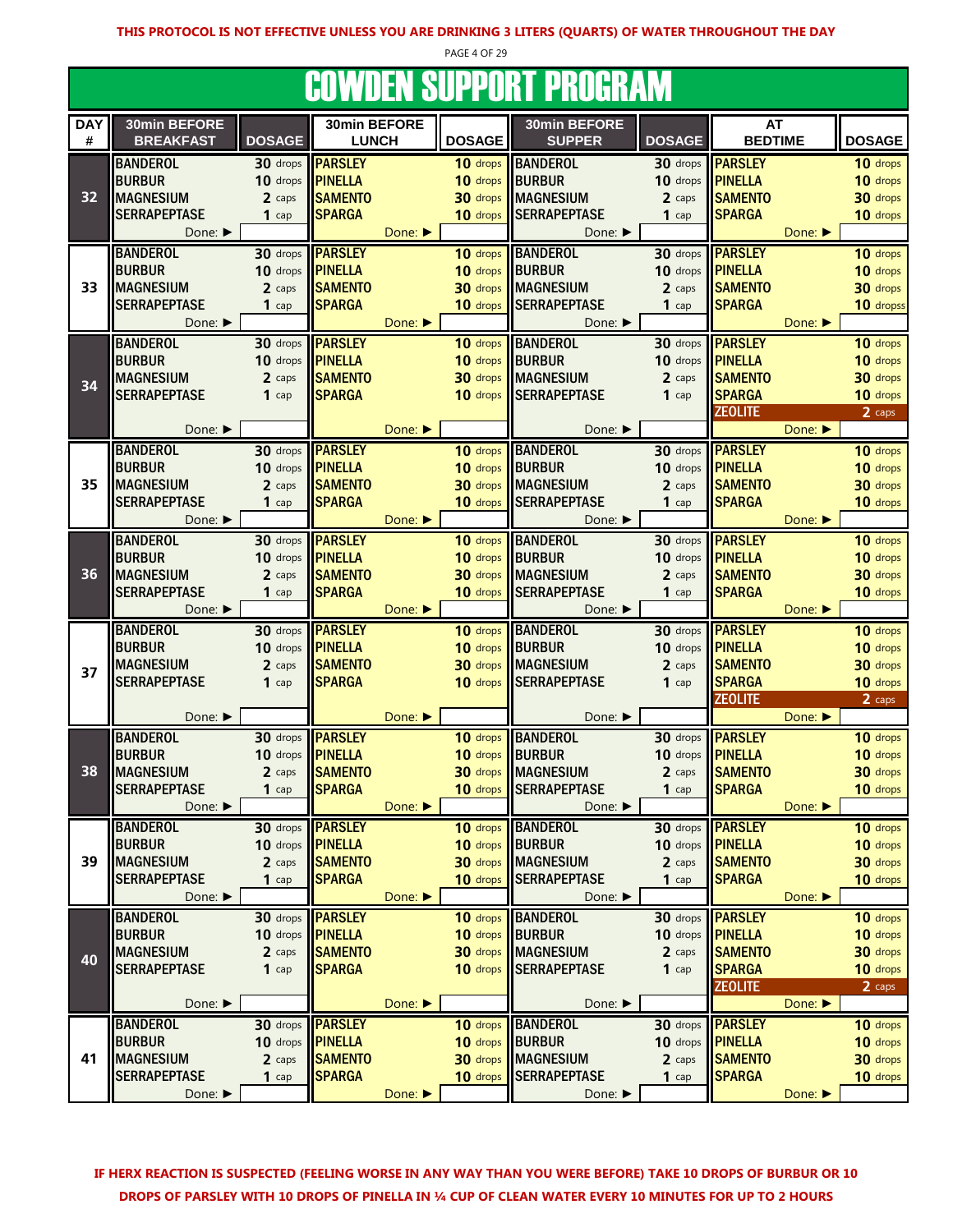**THIS PROTOCOL IS NOT EFFECTIVE UNLESS YOU ARE DRINKING 3 LITERS (QUARTS) OF WATER THROUGHOUT THE DAY**

# COWDEN SUPPORT PROGRAM

| DAY # | 30min BEFORE BREAKFAST | DOSAGE | 30min BEFORE LUNCH | DOSAGE | 30min BEFORE SUPPER | DOSAGE | AT BEDTIME | DOSAGE |
|---|---|---|---|---|---|---|---|---|
| 32 | BANDEROL | 30 drops | PARSLEY | 10 drops | BANDEROL | 30 drops | PARSLEY | 10 drops |
| | BURBUR | 10 drops | PINELLA | 10 drops | BURBUR | 10 drops | PINELLA | 10 drops |
| | MAGNESIUM | 2 caps | SAMENTO | 30 drops | MAGNESIUM | 2 caps | SAMENTO | 30 drops |
| | SERRAPEPTASE | 1 cap | SPARGA | 10 drops | SERRAPEPTASE | 1 cap | SPARGA | 10 drops |
| | Done: ► | | Done: ► | | Done: ► | | Done: ► | |
| 33 | BANDEROL | 30 drops | PARSLEY | 10 drops | BANDEROL | 30 drops | PARSLEY | 10 drops |
| | BURBUR | 10 drops | PINELLA | 10 drops | BURBUR | 10 drops | PINELLA | 10 drops |
| | MAGNESIUM | 2 caps | SAMENTO | 30 drops | MAGNESIUM | 2 caps | SAMENTO | 30 drops |
| | SERRAPEPTASE | 1 cap | SPARGA | 10 drops | SERRAPEPTASE | 1 cap | SPARGA | 10 dropss |
| | Done: ► | | Done: ► | | Done: ► | | Done: ► | |
| 34 | BANDEROL | 30 drops | PARSLEY | 10 drops | BANDEROL | 30 drops | PARSLEY | 10 drops |
| | BURBUR | 10 drops | PINELLA | 10 drops | BURBUR | 10 drops | PINELLA | 10 drops |
| | MAGNESIUM | 2 caps | SAMENTO | 30 drops | MAGNESIUM | 2 caps | SAMENTO | 30 drops |
| | SERRAPEPTASE | 1 cap | SPARGA | 10 drops | SERRAPEPTASE | 1 cap | SPARGA | 10 drops |
| | | | | | | | ZEOLITE | 2 caps |
| | Done: ► | | Done: ► | | Done: ► | | Done: ► | |
| 35 | BANDEROL | 30 drops | PARSLEY | 10 drops | BANDEROL | 30 drops | PARSLEY | 10 drops |
| | BURBUR | 10 drops | PINELLA | 10 drops | BURBUR | 10 drops | PINELLA | 10 drops |
| | MAGNESIUM | 2 caps | SAMENTO | 30 drops | MAGNESIUM | 2 caps | SAMENTO | 30 drops |
| | SERRAPEPTASE | 1 cap | SPARGA | 10 drops | SERRAPEPTASE | 1 cap | SPARGA | 10 drops |
| | Done: ► | | Done: ► | | Done: ► | | Done: ► | |
| 36 | BANDEROL | 30 drops | PARSLEY | 10 drops | BANDEROL | 30 drops | PARSLEY | 10 drops |
| | BURBUR | 10 drops | PINELLA | 10 drops | BURBUR | 10 drops | PINELLA | 10 drops |
| | MAGNESIUM | 2 caps | SAMENTO | 30 drops | MAGNESIUM | 2 caps | SAMENTO | 30 drops |
| | SERRAPEPTASE | 1 cap | SPARGA | 10 drops | SERRAPEPTASE | 1 cap | SPARGA | 10 drops |
| | Done: ► | | Done: ► | | Done: ► | | Done: ► | |
| 37 | BANDEROL | 30 drops | PARSLEY | 10 drops | BANDEROL | 30 drops | PARSLEY | 10 drops |
| | BURBUR | 10 drops | PINELLA | 10 drops | BURBUR | 10 drops | PINELLA | 10 drops |
| | MAGNESIUM | 2 caps | SAMENTO | 30 drops | MAGNESIUM | 2 caps | SAMENTO | 30 drops |
| | SERRAPEPTASE | 1 cap | SPARGA | 10 drops | SERRAPEPTASE | 1 cap | SPARGA | 10 drops |
| | | | | | | | ZEOLITE | 2 caps |
| | Done: ► | | Done: ► | | Done: ► | | Done: ► | |
| 38 | BANDEROL | 30 drops | PARSLEY | 10 drops | BANDEROL | 30 drops | PARSLEY | 10 drops |
| | BURBUR | 10 drops | PINELLA | 10 drops | BURBUR | 10 drops | PINELLA | 10 drops |
| | MAGNESIUM | 2 caps | SAMENTO | 30 drops | MAGNESIUM | 2 caps | SAMENTO | 30 drops |
| | SERRAPEPTASE | 1 cap | SPARGA | 10 drops | SERRAPEPTASE | 1 cap | SPARGA | 10 drops |
| | Done: ► | | Done: ► | | Done: ► | | Done: ► | |
| 39 | BANDEROL | 30 drops | PARSLEY | 10 drops | BANDEROL | 30 drops | PARSLEY | 10 drops |
| | BURBUR | 10 drops | PINELLA | 10 drops | BURBUR | 10 drops | PINELLA | 10 drops |
| | MAGNESIUM | 2 caps | SAMENTO | 30 drops | MAGNESIUM | 2 caps | SAMENTO | 30 drops |
| | SERRAPEPTASE | 1 cap | SPARGA | 10 drops | SERRAPEPTASE | 1 cap | SPARGA | 10 drops |
| | Done: ► | | Done: ► | | Done: ► | | Done: ► | |
| 40 | BANDEROL | 30 drops | PARSLEY | 10 drops | BANDEROL | 30 drops | PARSLEY | 10 drops |
| | BURBUR | 10 drops | PINELLA | 10 drops | BURBUR | 10 drops | PINELLA | 10 drops |
| | MAGNESIUM | 2 caps | SAMENTO | 30 drops | MAGNESIUM | 2 caps | SAMENTO | 30 drops |
| | SERRAPEPTASE | 1 cap | SPARGA | 10 drops | SERRAPEPTASE | 1 cap | SPARGA | 10 drops |
| | | | | | | | ZEOLITE | 2 caps |
| | Done: ► | | Done: ► | | Done: ► | | Done: ► | |
| 41 | BANDEROL | 30 drops | PARSLEY | 10 drops | BANDEROL | 30 drops | PARSLEY | 10 drops |
| | BURBUR | 10 drops | PINELLA | 10 drops | BURBUR | 10 drops | PINELLA | 10 drops |
| | MAGNESIUM | 2 caps | SAMENTO | 30 drops | MAGNESIUM | 2 caps | SAMENTO | 30 drops |
| | SERRAPEPTASE | 1 cap | SPARGA | 10 drops | SERRAPEPTASE | 1 cap | SPARGA | 10 drops |
| | Done: ► | | Done: ► | | Done: ► | | Done: ► | |

**IF HERX REACTION IS SUSPECTED (FEELING WORSE IN ANY WAY THAN YOU WERE BEFORE) TAKE 10 DROPS OF BURBUR OR 10 DROPS OF PARSLEY WITH 10 DROPS OF PINELLA IN ¼ CUP OF CLEAN WATER EVERY 10 MINUTES FOR UP TO 2 HOURS**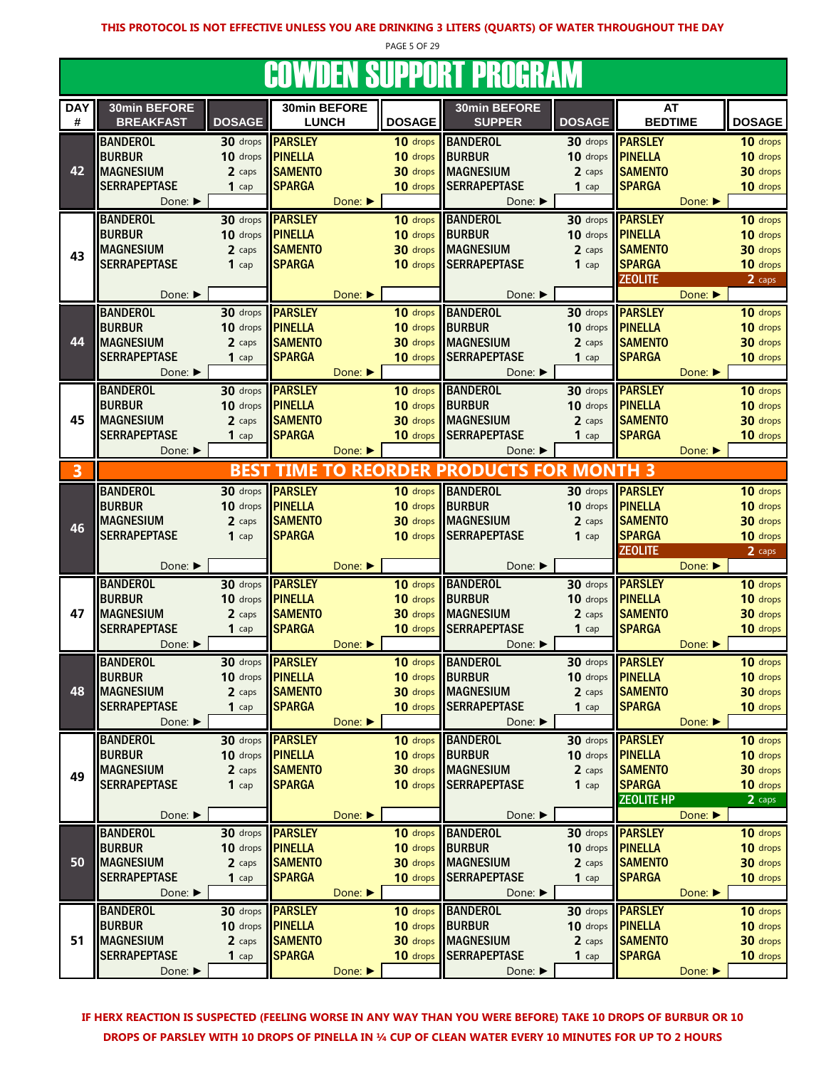**THIS PROTOCOL IS NOT EFFECTIVE UNLESS YOU ARE DRINKING 3 LITERS (QUARTS) OF WATER THROUGHOUT THE DAY**

# COWDEN SUPPORT PROGRAM

| DAY # | 30min BEFORE BREAKFAST | DOSAGE | 30min BEFORE LUNCH | DOSAGE | 30min BEFORE SUPPER | DOSAGE | AT BEDTIME | DOSAGE |
|---|---|---|---|---|---|---|---|---|
| 42 | BANDEROL<br>BURBUR<br>MAGNESIUM<br>SERRAPEPTASE<br>Done: ▶ | 30 drops<br>10 drops<br>2 caps<br>1 cap | PARSLEY<br>PINELLA<br>SAMENTO<br>SPARGA<br>Done: ▶ | 10 drops<br>10 drops<br>30 drops<br>10 drops | BANDEROL<br>BURBUR<br>MAGNESIUM<br>SERRAPEPTASE<br>Done: ▶ | 30 drops<br>10 drops<br>2 caps<br>1 cap | PARSLEY<br>PINELLA<br>SAMENTO<br>SPARGA<br>Done: ▶ | 10 drops<br>10 drops<br>30 drops<br>10 drops |
| 43 | BANDEROL<br>BURBUR<br>MAGNESIUM<br>SERRAPEPTASE<br>Done: ▶ | 30 drops<br>10 drops<br>2 caps<br>1 cap | PARSLEY<br>PINELLA<br>SAMENTO<br>SPARGA<br>Done: ▶ | 10 drops<br>10 drops<br>30 drops<br>10 drops | BANDEROL<br>BURBUR<br>MAGNESIUM<br>SERRAPEPTASE<br>Done: ▶ | 30 drops<br>10 drops<br>2 caps<br>1 cap | PARSLEY<br>PINELLA<br>SAMENTO<br>SPARGA<br>ZEOLITE<br>Done: ▶ | 10 drops<br>10 drops<br>30 drops<br>10 drops<br>2 caps |
| 44 | BANDEROL<br>BURBUR<br>MAGNESIUM<br>SERRAPEPTASE<br>Done: ▶ | 30 drops<br>10 drops<br>2 caps<br>1 cap | PARSLEY<br>PINELLA<br>SAMENTO<br>SPARGA<br>Done: ▶ | 10 drops<br>10 drops<br>30 drops<br>10 drops | BANDEROL<br>BURBUR<br>MAGNESIUM<br>SERRAPEPTASE<br>Done: ▶ | 30 drops<br>10 drops<br>2 caps<br>1 cap | PARSLEY<br>PINELLA<br>SAMENTO<br>SPARGA<br>Done: ▶ | 10 drops<br>10 drops<br>30 drops<br>10 drops |
| 45 | BANDEROL<br>BURBUR<br>MAGNESIUM<br>SERRAPEPTASE<br>Done: ▶ | 30 drops<br>10 drops<br>2 caps<br>1 cap | PARSLEY<br>PINELLA<br>SAMENTO<br>SPARGA<br>Done: ▶ | 10 drops<br>10 drops<br>30 drops<br>10 drops | BANDEROL<br>BURBUR<br>MAGNESIUM<br>SERRAPEPTASE<br>Done: ▶ | 30 drops<br>10 drops<br>2 caps<br>1 cap | PARSLEY<br>PINELLA<br>SAMENTO<br>SPARGA<br>Done: ▶ | 10 drops<br>10 drops<br>30 drops<br>10 drops |
| 3 | **BEST TIME TO REORDER PRODUCTS FOR MONTH 3** | | | | | | | |
| 46 | BANDEROL<br>BURBUR<br>MAGNESIUM<br>SERRAPEPTASE<br>Done: ▶ | 30 drops<br>10 drops<br>2 caps<br>1 cap | PARSLEY<br>PINELLA<br>SAMENTO<br>SPARGA<br>Done: ▶ | 10 drops<br>10 drops<br>30 drops<br>10 drops | BANDEROL<br>BURBUR<br>MAGNESIUM<br>SERRAPEPTASE<br>Done: ▶ | 30 drops<br>10 drops<br>2 caps<br>1 cap | PARSLEY<br>PINELLA<br>SAMENTO<br>SPARGA<br>ZEOLITE<br>Done: ▶ | 10 drops<br>10 drops<br>30 drops<br>10 drops<br>2 caps |
| 47 | BANDEROL<br>BURBUR<br>MAGNESIUM<br>SERRAPEPTASE<br>Done: ▶ | 30 drops<br>10 drops<br>2 caps<br>1 cap | PARSLEY<br>PINELLA<br>SAMENTO<br>SPARGA<br>Done: ▶ | 10 drops<br>10 drops<br>30 drops<br>10 drops | BANDEROL<br>BURBUR<br>MAGNESIUM<br>SERRAPEPTASE<br>Done: ▶ | 30 drops<br>10 drops<br>2 caps<br>1 cap | PARSLEY<br>PINELLA<br>SAMENTO<br>SPARGA<br>Done: ▶ | 10 drops<br>10 drops<br>30 drops<br>10 drops |
| 48 | BANDEROL<br>BURBUR<br>MAGNESIUM<br>SERRAPEPTASE<br>Done: ▶ | 30 drops<br>10 drops<br>2 caps<br>1 cap | PARSLEY<br>PINELLA<br>SAMENTO<br>SPARGA<br>Done: ▶ | 10 drops<br>10 drops<br>30 drops<br>10 drops | BANDEROL<br>BURBUR<br>MAGNESIUM<br>SERRAPEPTASE<br>Done: ▶ | 30 drops<br>10 drops<br>2 caps<br>1 cap | PARSLEY<br>PINELLA<br>SAMENTO<br>SPARGA<br>Done: ▶ | 10 drops<br>10 drops<br>30 drops<br>10 drops |
| 49 | BANDEROL<br>BURBUR<br>MAGNESIUM<br>SERRAPEPTASE<br>Done: ▶ | 30 drops<br>10 drops<br>2 caps<br>1 cap | PARSLEY<br>PINELLA<br>SAMENTO<br>SPARGA<br>Done: ▶ | 10 drops<br>10 drops<br>30 drops<br>10 drops | BANDEROL<br>BURBUR<br>MAGNESIUM<br>SERRAPEPTASE<br>Done: ▶ | 30 drops<br>10 drops<br>2 caps<br>1 cap | PARSLEY<br>PINELLA<br>SAMENTO<br>SPARGA<br>ZEOLITE HP<br>Done: ▶ | 10 drops<br>10 drops<br>30 drops<br>10 drops<br>2 caps |
| 50 | BANDEROL<br>BURBUR<br>MAGNESIUM<br>SERRAPEPTASE<br>Done: ▶ | 30 drops<br>10 drops<br>2 caps<br>1 cap | PARSLEY<br>PINELLA<br>SAMENTO<br>SPARGA<br>Done: ▶ | 10 drops<br>10 drops<br>30 drops<br>10 drops | BANDEROL<br>BURBUR<br>MAGNESIUM<br>SERRAPEPTASE<br>Done: ▶ | 30 drops<br>10 drops<br>2 caps<br>1 cap | PARSLEY<br>PINELLA<br>SAMENTO<br>SPARGA<br>Done: ▶ | 10 drops<br>10 drops<br>30 drops<br>10 drops |
| 51 | BANDEROL<br>BURBUR<br>MAGNESIUM<br>SERRAPEPTASE<br>Done: ▶ | 30 drops<br>10 drops<br>2 caps<br>1 cap | PARSLEY<br>PINELLA<br>SAMENTO<br>SPARGA<br>Done: ▶ | 10 drops<br>10 drops<br>30 drops<br>10 drops | BANDEROL<br>BURBUR<br>MAGNESIUM<br>SERRAPEPTASE<br>Done: ▶ | 30 drops<br>10 drops<br>2 caps<br>1 cap | PARSLEY<br>PINELLA<br>SAMENTO<br>SPARGA<br>Done: ▶ | 10 drops<br>10 drops<br>30 drops<br>10 drops |

**IF HERX REACTION IS SUSPECTED (FEELING WORSE IN ANY WAY THAN YOU WERE BEFORE) TAKE 10 DROPS OF BURBUR OR 10 DROPS OF PARSLEY WITH 10 DROPS OF PINELLA IN ¼ CUP OF CLEAN WATER EVERY 10 MINUTES FOR UP TO 2 HOURS**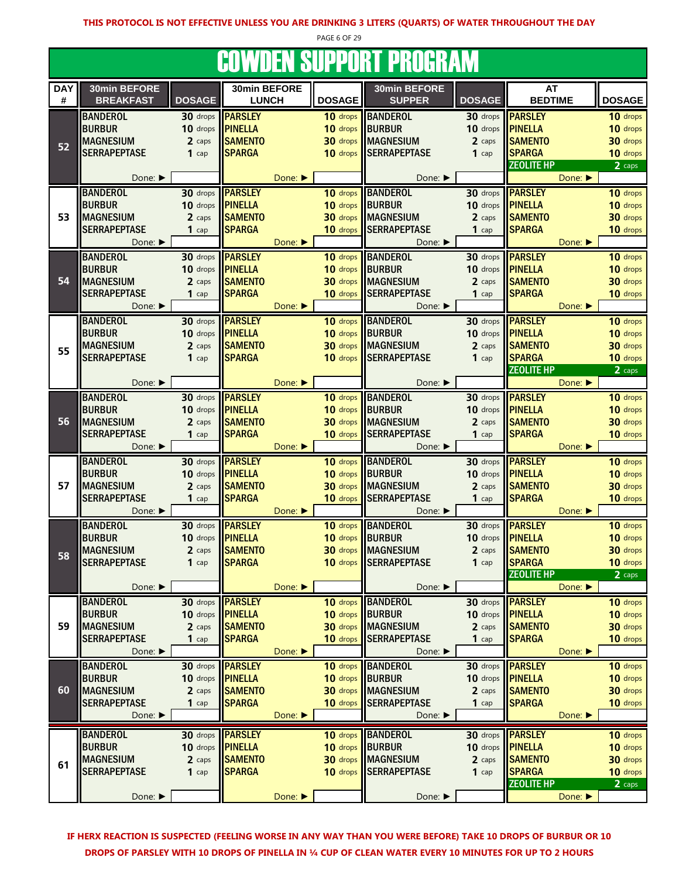**THIS PROTOCOL IS NOT EFFECTIVE UNLESS YOU ARE DRINKING 3 LITERS (QUARTS) OF WATER THROUGHOUT THE DAY**

# COWDEN SUPPORT PROGRAM

| DAY # | 30min BEFORE BREAKFAST | DOSAGE | 30min BEFORE LUNCH | DOSAGE | 30min BEFORE SUPPER | DOSAGE | AT BEDTIME | DOSAGE |
|---|---|---|---|---|---|---|---|---|
| 52 | BANDEROL | 30 drops | PARSLEY | 10 drops | BANDEROL | 30 drops | PARSLEY | 10 drops |
| | BURBUR | 10 drops | PINELLA | 10 drops | BURBUR | 10 drops | PINELLA | 10 drops |
| | MAGNESIUM | 2 caps | SAMENTO | 30 drops | MAGNESIUM | 2 caps | SAMENTO | 30 drops |
| | SERRAPEPTASE | 1 cap | SPARGA | 10 drops | SERRAPEPTASE | 1 cap | SPARGA | 10 drops |
| | | | | | | | ZEOLITE HP | 2 caps |
| | Done: ▶ | | Done: ▶ | | Done: ▶ | | Done: ▶ | |
| 53 | BANDEROL | 30 drops | PARSLEY | 10 drops | BANDEROL | 30 drops | PARSLEY | 10 drops |
| | BURBUR | 10 drops | PINELLA | 10 drops | BURBUR | 10 drops | PINELLA | 10 drops |
| | MAGNESIUM | 2 caps | SAMENTO | 30 drops | MAGNESIUM | 2 caps | SAMENTO | 30 drops |
| | SERRAPEPTASE | 1 cap | SPARGA | 10 drops | SERRAPEPTASE | 1 cap | SPARGA | 10 drops |
| | Done: ▶ | | Done: ▶ | | Done: ▶ | | Done: ▶ | |
| 54 | BANDEROL | 30 drops | PARSLEY | 10 drops | BANDEROL | 30 drops | PARSLEY | 10 drops |
| | BURBUR | 10 drops | PINELLA | 10 drops | BURBUR | 10 drops | PINELLA | 10 drops |
| | MAGNESIUM | 2 caps | SAMENTO | 30 drops | MAGNESIUM | 2 caps | SAMENTO | 30 drops |
| | SERRAPEPTASE | 1 cap | SPARGA | 10 drops | SERRAPEPTASE | 1 cap | SPARGA | 10 drops |
| | Done: ▶ | | Done: ▶ | | Done: ▶ | | Done: ▶ | |
| 55 | BANDEROL | 30 drops | PARSLEY | 10 drops | BANDEROL | 30 drops | PARSLEY | 10 drops |
| | BURBUR | 10 drops | PINELLA | 10 drops | BURBUR | 10 drops | PINELLA | 10 drops |
| | MAGNESIUM | 2 caps | SAMENTO | 30 drops | MAGNESIUM | 2 caps | SAMENTO | 30 drops |
| | SERRAPEPTASE | 1 cap | SPARGA | 10 drops | SERRAPEPTASE | 1 cap | SPARGA | 10 drops |
| | | | | | | | ZEOLITE HP | 2 caps |
| | Done: ▶ | | Done: ▶ | | Done: ▶ | | Done: ▶ | |
| 56 | BANDEROL | 30 drops | PARSLEY | 10 drops | BANDEROL | 30 drops | PARSLEY | 10 drops |
| | BURBUR | 10 drops | PINELLA | 10 drops | BURBUR | 10 drops | PINELLA | 10 drops |
| | MAGNESIUM | 2 caps | SAMENTO | 30 drops | MAGNESIUM | 2 caps | SAMENTO | 30 drops |
| | SERRAPEPTASE | 1 cap | SPARGA | 10 drops | SERRAPEPTASE | 1 cap | SPARGA | 10 drops |
| | Done: ▶ | | Done: ▶ | | Done: ▶ | | Done: ▶ | |
| 57 | BANDEROL | 30 drops | PARSLEY | 10 drops | BANDEROL | 30 drops | PARSLEY | 10 drops |
| | BURBUR | 10 drops | PINELLA | 10 drops | BURBUR | 10 drops | PINELLA | 10 drops |
| | MAGNESIUM | 2 caps | SAMENTO | 30 drops | MAGNESIUM | 2 caps | SAMENTO | 30 drops |
| | SERRAPEPTASE | 1 cap | SPARGA | 10 drops | SERRAPEPTASE | 1 cap | SPARGA | 10 drops |
| | Done: ▶ | | Done: ▶ | | Done: ▶ | | Done: ▶ | |
| 58 | BANDEROL | 30 drops | PARSLEY | 10 drops | BANDEROL | 30 drops | PARSLEY | 10 drops |
| | BURBUR | 10 drops | PINELLA | 10 drops | BURBUR | 10 drops | PINELLA | 10 drops |
| | MAGNESIUM | 2 caps | SAMENTO | 30 drops | MAGNESIUM | 2 caps | SAMENTO | 30 drops |
| | SERRAPEPTASE | 1 cap | SPARGA | 10 drops | SERRAPEPTASE | 1 cap | SPARGA | 10 drops |
| | | | | | | | ZEOLITE HP | 2 caps |
| | Done: ▶ | | Done: ▶ | | Done: ▶ | | Done: ▶ | |
| 59 | BANDEROL | 30 drops | PARSLEY | 10 drops | BANDEROL | 30 drops | PARSLEY | 10 drops |
| | BURBUR | 10 drops | PINELLA | 10 drops | BURBUR | 10 drops | PINELLA | 10 drops |
| | MAGNESIUM | 2 caps | SAMENTO | 30 drops | MAGNESIUM | 2 caps | SAMENTO | 30 drops |
| | SERRAPEPTASE | 1 cap | SPARGA | 10 drops | SERRAPEPTASE | 1 cap | SPARGA | 10 drops |
| | Done: ▶ | | Done: ▶ | | Done: ▶ | | Done: ▶ | |
| 60 | BANDEROL | 30 drops | PARSLEY | 10 drops | BANDEROL | 30 drops | PARSLEY | 10 drops |
| | BURBUR | 10 drops | PINELLA | 10 drops | BURBUR | 10 drops | PINELLA | 10 drops |
| | MAGNESIUM | 2 caps | SAMENTO | 30 drops | MAGNESIUM | 2 caps | SAMENTO | 30 drops |
| | SERRAPEPTASE | 1 cap | SPARGA | 10 drops | SERRAPEPTASE | 1 cap | SPARGA | 10 drops |
| | Done: ▶ | | Done: ▶ | | Done: ▶ | | Done: ▶ | |
| 61 | BANDEROL | 30 drops | PARSLEY | 10 drops | BANDEROL | 30 drops | PARSLEY | 10 drops |
| | BURBUR | 10 drops | PINELLA | 10 drops | BURBUR | 10 drops | PINELLA | 10 drops |
| | MAGNESIUM | 2 caps | SAMENTO | 30 drops | MAGNESIUM | 2 caps | SAMENTO | 30 drops |
| | SERRAPEPTASE | 1 cap | SPARGA | 10 drops | SERRAPEPTASE | 1 cap | SPARGA | 10 drops |
| | | | | | | | ZEOLITE HP | 2 caps |
| | Done: ▶ | | Done: ▶ | | Done: ▶ | | Done: ▶ | |

**IF HERX REACTION IS SUSPECTED (FEELING WORSE IN ANY WAY THAN YOU WERE BEFORE) TAKE 10 DROPS OF BURBUR OR 10 DROPS OF PARSLEY WITH 10 DROPS OF PINELLA IN ¼ CUP OF CLEAN WATER EVERY 10 MINUTES FOR UP TO 2 HOURS**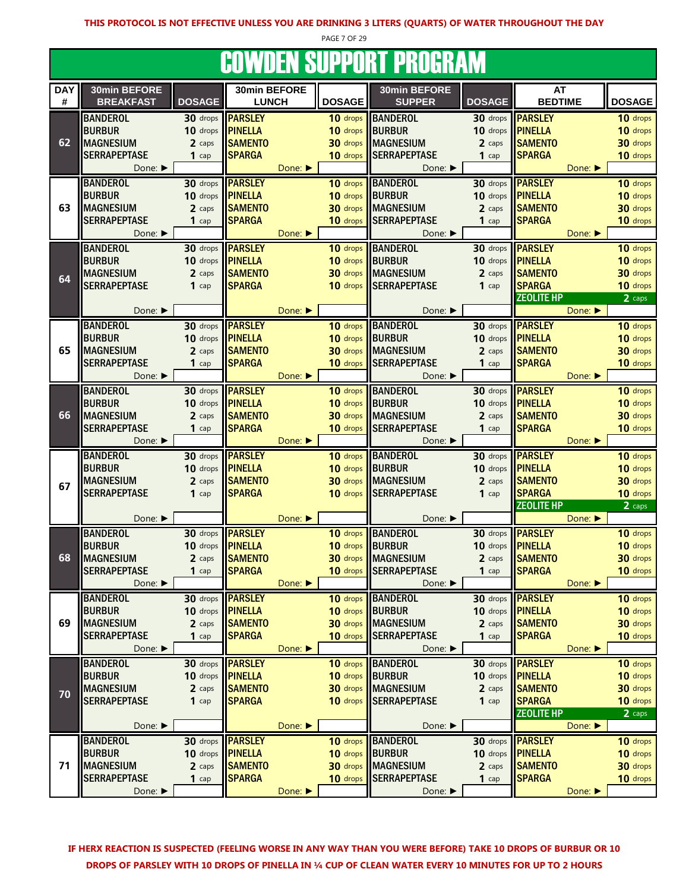**THIS PROTOCOL IS NOT EFFECTIVE UNLESS YOU ARE DRINKING 3 LITERS (QUARTS) OF WATER THROUGHOUT THE DAY**

# COWDEN SUPPORT PROGRAM

| DAY # | 30min BEFORE BREAKFAST | DOSAGE | 30min BEFORE LUNCH | DOSAGE | 30min BEFORE SUPPER | DOSAGE | AT BEDTIME | DOSAGE |
|---|---|---|---|---|---|---|---|---|
| 62 | BANDEROL | 30 drops | PARSLEY | 10 drops | BANDEROL | 30 drops | PARSLEY | 10 drops |
| | BURBUR | 10 drops | PINELLA | 10 drops | BURBUR | 10 drops | PINELLA | 10 drops |
| | MAGNESIUM | 2 caps | SAMENTO | 30 drops | MAGNESIUM | 2 caps | SAMENTO | 30 drops |
| | SERRAPEPTASE | 1 cap | SPARGA | 10 drops | SERRAPEPTASE | 1 cap | SPARGA | 10 drops |
| | Done: ▶ | | Done: ▶ | | Done: ▶ | | Done: ▶ | |
| 63 | BANDEROL | 30 drops | PARSLEY | 10 drops | BANDEROL | 30 drops | PARSLEY | 10 drops |
| | BURBUR | 10 drops | PINELLA | 10 drops | BURBUR | 10 drops | PINELLA | 10 drops |
| | MAGNESIUM | 2 caps | SAMENTO | 30 drops | MAGNESIUM | 2 caps | SAMENTO | 30 drops |
| | SERRAPEPTASE | 1 cap | SPARGA | 10 drops | SERRAPEPTASE | 1 cap | SPARGA | 10 drops |
| | Done: ▶ | | Done: ▶ | | Done: ▶ | | Done: ▶ | |
| 64 | BANDEROL | 30 drops | PARSLEY | 10 drops | BANDEROL | 30 drops | PARSLEY | 10 drops |
| | BURBUR | 10 drops | PINELLA | 10 drops | BURBUR | 10 drops | PINELLA | 10 drops |
| | MAGNESIUM | 2 caps | SAMENTO | 30 drops | MAGNESIUM | 2 caps | SAMENTO | 30 drops |
| | SERRAPEPTASE | 1 cap | SPARGA | 10 drops | SERRAPEPTASE | 1 cap | SPARGA | 10 drops |
| | | | | | | | ZEOLITE HP | 2 caps |
| | Done: ▶ | | Done: ▶ | | Done: ▶ | | Done: ▶ | |
| 65 | BANDEROL | 30 drops | PARSLEY | 10 drops | BANDEROL | 30 drops | PARSLEY | 10 drops |
| | BURBUR | 10 drops | PINELLA | 10 drops | BURBUR | 10 drops | PINELLA | 10 drops |
| | MAGNESIUM | 2 caps | SAMENTO | 30 drops | MAGNESIUM | 2 caps | SAMENTO | 30 drops |
| | SERRAPEPTASE | 1 cap | SPARGA | 10 drops | SERRAPEPTASE | 1 cap | SPARGA | 10 drops |
| | Done: ▶ | | Done: ▶ | | Done: ▶ | | Done: ▶ | |
| 66 | BANDEROL | 30 drops | PARSLEY | 10 drops | BANDEROL | 30 drops | PARSLEY | 10 drops |
| | BURBUR | 10 drops | PINELLA | 10 drops | BURBUR | 10 drops | PINELLA | 10 drops |
| | MAGNESIUM | 2 caps | SAMENTO | 30 drops | MAGNESIUM | 2 caps | SAMENTO | 30 drops |
| | SERRAPEPTASE | 1 cap | SPARGA | 10 drops | SERRAPEPTASE | 1 cap | SPARGA | 10 drops |
| | Done: ▶ | | Done: ▶ | | Done: ▶ | | Done: ▶ | |
| 67 | BANDEROL | 30 drops | PARSLEY | 10 drops | BANDEROL | 30 drops | PARSLEY | 10 drops |
| | BURBUR | 10 drops | PINELLA | 10 drops | BURBUR | 10 drops | PINELLA | 10 drops |
| | MAGNESIUM | 2 caps | SAMENTO | 30 drops | MAGNESIUM | 2 caps | SAMENTO | 30 drops |
| | SERRAPEPTASE | 1 cap | SPARGA | 10 drops | SERRAPEPTASE | 1 cap | SPARGA | 10 drops |
| | | | | | | | ZEOLITE HP | 2 caps |
| | Done: ▶ | | Done: ▶ | | Done: ▶ | | Done: ▶ | |
| 68 | BANDEROL | 30 drops | PARSLEY | 10 drops | BANDEROL | 30 drops | PARSLEY | 10 drops |
| | BURBUR | 10 drops | PINELLA | 10 drops | BURBUR | 10 drops | PINELLA | 10 drops |
| | MAGNESIUM | 2 caps | SAMENTO | 30 drops | MAGNESIUM | 2 caps | SAMENTO | 30 drops |
| | SERRAPEPTASE | 1 cap | SPARGA | 10 drops | SERRAPEPTASE | 1 cap | SPARGA | 10 drops |
| | Done: ▶ | | Done: ▶ | | Done: ▶ | | Done: ▶ | |
| 69 | BANDEROL | 30 drops | PARSLEY | 10 drops | BANDEROL | 30 drops | PARSLEY | 10 drops |
| | BURBUR | 10 drops | PINELLA | 10 drops | BURBUR | 10 drops | PINELLA | 10 drops |
| | MAGNESIUM | 2 caps | SAMENTO | 30 drops | MAGNESIUM | 2 caps | SAMENTO | 30 drops |
| | SERRAPEPTASE | 1 cap | SPARGA | 10 drops | SERRAPEPTASE | 1 cap | SPARGA | 10 drops |
| | Done: ▶ | | Done: ▶ | | Done: ▶ | | Done: ▶ | |
| 70 | BANDEROL | 30 drops | PARSLEY | 10 drops | BANDEROL | 30 drops | PARSLEY | 10 drops |
| | BURBUR | 10 drops | PINELLA | 10 drops | BURBUR | 10 drops | PINELLA | 10 drops |
| | MAGNESIUM | 2 caps | SAMENTO | 30 drops | MAGNESIUM | 2 caps | SAMENTO | 30 drops |
| | SERRAPEPTASE | 1 cap | SPARGA | 10 drops | SERRAPEPTASE | 1 cap | SPARGA | 10 drops |
| | | | | | | | ZEOLITE HP | 2 caps |
| | Done: ▶ | | Done: ▶ | | Done: ▶ | | Done: ▶ | |
| 71 | BANDEROL | 30 drops | PARSLEY | 10 drops | BANDEROL | 30 drops | PARSLEY | 10 drops |
| | BURBUR | 10 drops | PINELLA | 10 drops | BURBUR | 10 drops | PINELLA | 10 drops |
| | MAGNESIUM | 2 caps | SAMENTO | 30 drops | MAGNESIUM | 2 caps | SAMENTO | 30 drops |
| | SERRAPEPTASE | 1 cap | SPARGA | 10 drops | SERRAPEPTASE | 1 cap | SPARGA | 10 drops |
| | Done: ▶ | | Done: ▶ | | Done: ▶ | | Done: ▶ | |

**IF HERX REACTION IS SUSPECTED (FEELING WORSE IN ANY WAY THAN YOU WERE BEFORE) TAKE 10 DROPS OF BURBUR OR 10 DROPS OF PARSLEY WITH 10 DROPS OF PINELLA IN ¼ CUP OF CLEAN WATER EVERY 10 MINUTES FOR UP TO 2 HOURS**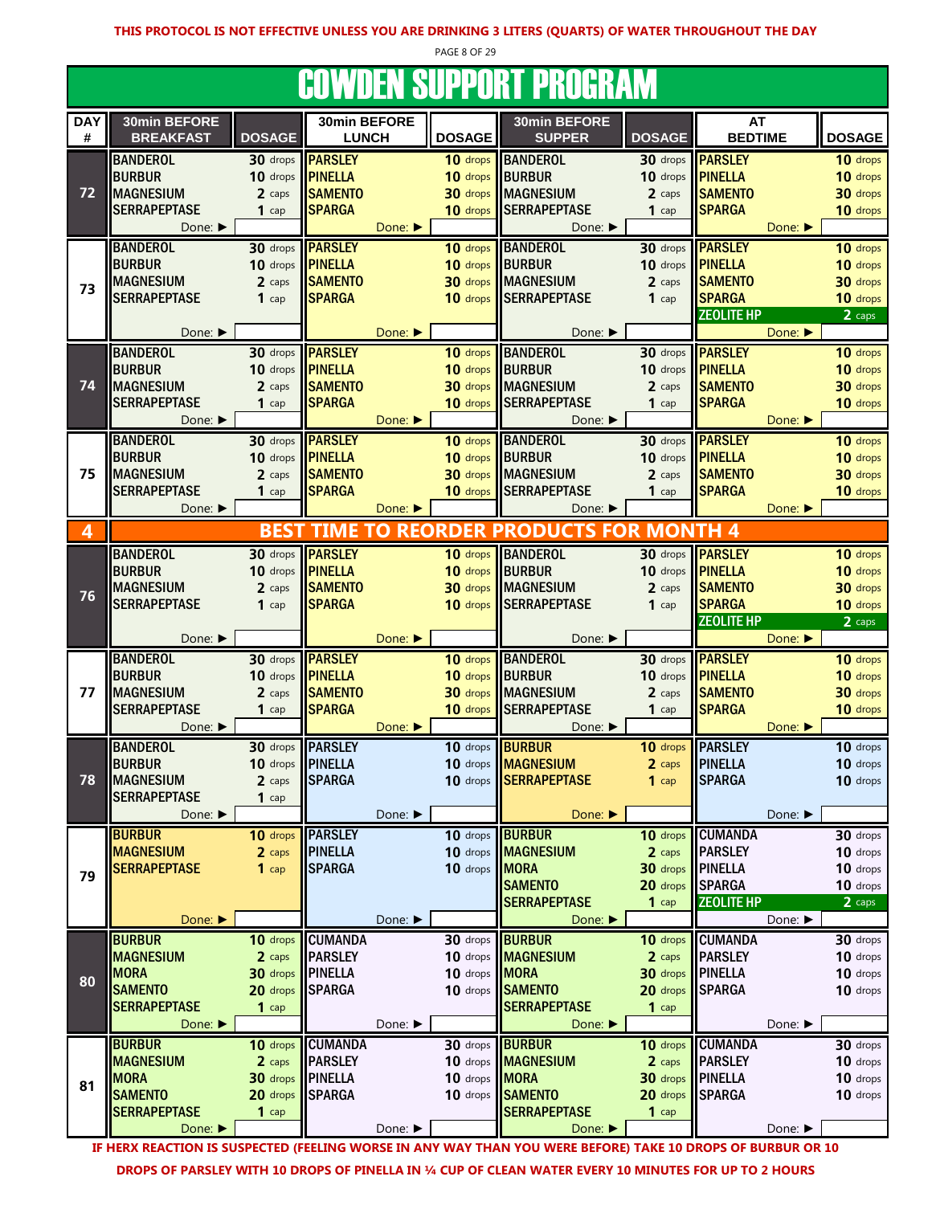**THIS PROTOCOL IS NOT EFFECTIVE UNLESS YOU ARE DRINKING 3 LITERS (QUARTS) OF WATER THROUGHOUT THE DAY**

# COWDEN SUPPORT PROGRAM

| DAY # | 30min BEFORE BREAKFAST | DOSAGE | 30min BEFORE LUNCH | DOSAGE | 30min BEFORE SUPPER | DOSAGE | AT BEDTIME | DOSAGE |
|---|---|---|---|---|---|---|---|---|
| 72 | BANDEROL<br>BURBUR<br>MAGNESIUM<br>SERRAPEPTASE<br>Done: ► | 30 drops<br>10 drops<br>2 caps<br>1 cap | PARSLEY<br>PINELLA<br>SAMENTO<br>SPARGA<br>Done: ► | 10 drops<br>10 drops<br>30 drops<br>10 drops | BANDEROL<br>BURBUR<br>MAGNESIUM<br>SERRAPEPTASE<br>Done: ► | 30 drops<br>10 drops<br>2 caps<br>1 cap | PARSLEY<br>PINELLA<br>SAMENTO<br>SPARGA<br>Done: ► | 10 drops<br>10 drops<br>30 drops<br>10 drops |
| 73 | BANDEROL<br>BURBUR<br>MAGNESIUM<br>SERRAPEPTASE<br>Done: ► | 30 drops<br>10 drops<br>2 caps<br>1 cap | PARSLEY<br>PINELLA<br>SAMENTO<br>SPARGA<br>Done: ► | 10 drops<br>10 drops<br>30 drops<br>10 drops | BANDEROL<br>BURBUR<br>MAGNESIUM<br>SERRAPEPTASE<br>Done: ► | 30 drops<br>10 drops<br>2 caps<br>1 cap | PARSLEY<br>PINELLA<br>SAMENTO<br>SPARGA<br>ZEOLITE HP<br>Done: ► | 10 drops<br>10 drops<br>30 drops<br>10 drops<br>2 caps |
| 74 | BANDEROL<br>BURBUR<br>MAGNESIUM<br>SERRAPEPTASE<br>Done: ► | 30 drops<br>10 drops<br>2 caps<br>1 cap | PARSLEY<br>PINELLA<br>SAMENTO<br>SPARGA<br>Done: ► | 10 drops<br>10 drops<br>30 drops<br>10 drops | BANDEROL<br>BURBUR<br>MAGNESIUM<br>SERRAPEPTASE<br>Done: ► | 30 drops<br>10 drops<br>2 caps<br>1 cap | PARSLEY<br>PINELLA<br>SAMENTO<br>SPARGA<br>Done: ► | 10 drops<br>10 drops<br>30 drops<br>10 drops |
| 75 | BANDEROL<br>BURBUR<br>MAGNESIUM<br>SERRAPEPTASE<br>Done: ► | 30 drops<br>10 drops<br>2 caps<br>1 cap | PARSLEY<br>PINELLA<br>SAMENTO<br>SPARGA<br>Done: ► | 10 drops<br>10 drops<br>30 drops<br>10 drops | BANDEROL<br>BURBUR<br>MAGNESIUM<br>SERRAPEPTASE<br>Done: ► | 30 drops<br>10 drops<br>2 caps<br>1 cap | PARSLEY<br>PINELLA<br>SAMENTO<br>SPARGA<br>Done: ► | 10 drops<br>10 drops<br>30 drops<br>10 drops |
| **4** | **BEST TIME TO REORDER PRODUCTS FOR MONTH 4** | | | | | | | |
| 76 | BANDEROL<br>BURBUR<br>MAGNESIUM<br>SERRAPEPTASE<br>Done: ► | 30 drops<br>10 drops<br>2 caps<br>1 cap | PARSLEY<br>PINELLA<br>SAMENTO<br>SPARGA<br>Done: ► | 10 drops<br>10 drops<br>30 drops<br>10 drops | BANDEROL<br>BURBUR<br>MAGNESIUM<br>SERRAPEPTASE<br>Done: ► | 30 drops<br>10 drops<br>2 caps<br>1 cap | PARSLEY<br>PINELLA<br>SAMENTO<br>SPARGA<br>ZEOLITE HP<br>Done: ► | 10 drops<br>10 drops<br>30 drops<br>10 drops<br>2 caps |
| 77 | BANDEROL<br>BURBUR<br>MAGNESIUM<br>SERRAPEPTASE<br>Done: ► | 30 drops<br>10 drops<br>2 caps<br>1 cap | PARSLEY<br>PINELLA<br>SAMENTO<br>SPARGA<br>Done: ► | 10 drops<br>10 drops<br>30 drops<br>10 drops | BANDEROL<br>BURBUR<br>MAGNESIUM<br>SERRAPEPTASE<br>Done: ► | 30 drops<br>10 drops<br>2 caps<br>1 cap | PARSLEY<br>PINELLA<br>SAMENTO<br>SPARGA<br>Done: ► | 10 drops<br>10 drops<br>30 drops<br>10 drops |
| 78 | BANDEROL<br>BURBUR<br>MAGNESIUM<br>SERRAPEPTASE<br>Done: ► | 30 drops<br>10 drops<br>2 caps<br>1 cap | PARSLEY<br>PINELLA<br>SPARGA<br>Done: ► | 10 drops<br>10 drops<br>10 drops | BURBUR<br>MAGNESIUM<br>SERRAPEPTASE<br>Done: ► | 10 drops<br>2 caps<br>1 cap | PARSLEY<br>PINELLA<br>SPARGA<br>Done: ► | 10 drops<br>10 drops<br>10 drops |
| 79 | BURBUR<br>MAGNESIUM<br>SERRAPEPTASE<br>Done: ► | 10 drops<br>2 caps<br>1 cap | PARSLEY<br>PINELLA<br>SPARGA<br>Done: ► | 10 drops<br>10 drops<br>10 drops | BURBUR<br>MAGNESIUM<br>MORA<br>SAMENTO<br>SERRAPEPTASE<br>Done: ► | 10 drops<br>2 caps<br>30 drops<br>20 drops<br>1 cap | CUMANDA<br>PARSLEY<br>PINELLA<br>SPARGA<br>ZEOLITE HP<br>Done: ► | 30 drops<br>10 drops<br>10 drops<br>10 drops<br>2 caps |
| 80 | BURBUR<br>MAGNESIUM<br>MORA<br>SAMENTO<br>SERRAPEPTASE<br>Done: ► | 10 drops<br>2 caps<br>30 drops<br>20 drops<br>1 cap | CUMANDA<br>PARSLEY<br>PINELLA<br>SPARGA<br>Done: ► | 30 drops<br>10 drops<br>10 drops<br>10 drops | BURBUR<br>MAGNESIUM<br>MORA<br>SAMENTO<br>SERRAPEPTASE<br>Done: ► | 10 drops<br>2 caps<br>30 drops<br>20 drops<br>1 cap | CUMANDA<br>PARSLEY<br>PINELLA<br>SPARGA<br>Done: ► | 30 drops<br>10 drops<br>10 drops<br>10 drops |
| 81 | BURBUR<br>MAGNESIUM<br>MORA<br>SAMENTO<br>SERRAPEPTASE<br>Done: ► | 10 drops<br>2 caps<br>30 drops<br>20 drops<br>1 cap | CUMANDA<br>PARSLEY<br>PINELLA<br>SPARGA<br>Done: ► | 30 drops<br>10 drops<br>10 drops<br>10 drops | BURBUR<br>MAGNESIUM<br>MORA<br>SAMENTO<br>SERRAPEPTASE<br>Done: ► | 10 drops<br>2 caps<br>30 drops<br>20 drops<br>1 cap | CUMANDA<br>PARSLEY<br>PINELLA<br>SPARGA<br>Done: ► | 30 drops<br>10 drops<br>10 drops<br>10 drops |

**IF HERX REACTION IS SUSPECTED (FEELING WORSE IN ANY WAY THAN YOU WERE BEFORE) TAKE 10 DROPS OF BURBUR OR 10 DROPS OF PARSLEY WITH 10 DROPS OF PINELLA IN ¼ CUP OF CLEAN WATER EVERY 10 MINUTES FOR UP TO 2 HOURS**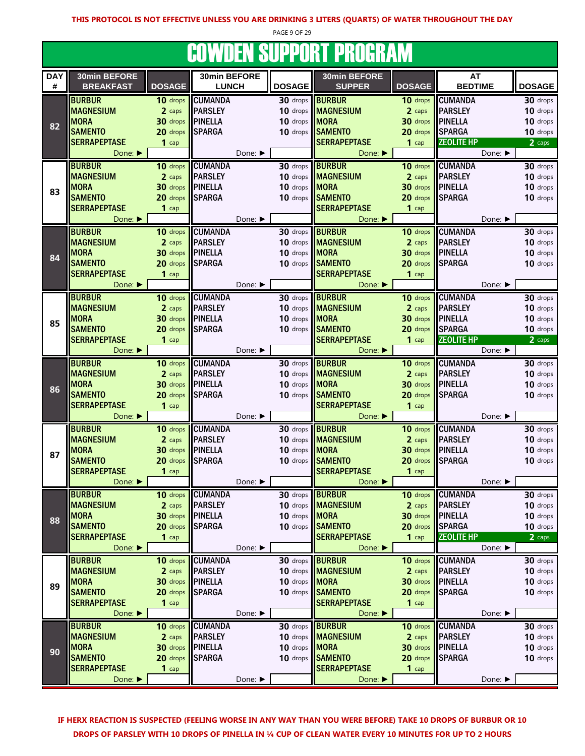**THIS PROTOCOL IS NOT EFFECTIVE UNLESS YOU ARE DRINKING 3 LITERS (QUARTS) OF WATER THROUGHOUT THE DAY**

# COWDEN SUPPORT PROGRAM

| DAY # | 30min BEFORE BREAKFAST | DOSAGE | 30min BEFORE LUNCH | DOSAGE | 30min BEFORE SUPPER | DOSAGE | AT BEDTIME | DOSAGE |
|---|---|---|---|---|---|---|---|---|
| 82 | BURBUR | 10 drops | CUMANDA | 30 drops | BURBUR | 10 drops | CUMANDA | 30 drops |
| | MAGNESIUM | 2 caps | PARSLEY | 10 drops | MAGNESIUM | 2 caps | PARSLEY | 10 drops |
| | MORA | 30 drops | PINELLA | 10 drops | MORA | 30 drops | PINELLA | 10 drops |
| | SAMENTO | 20 drops | SPARGA | 10 drops | SAMENTO | 20 drops | SPARGA | 10 drops |
| | SERRAPEPTASE | 1 cap | | | SERRAPEPTASE | 1 cap | ZEOLITE HP | 2 caps |
| | Done: ► | | Done: ► | | Done: ► | | Done: ► | |
| 83 | BURBUR | 10 drops | CUMANDA | 30 drops | BURBUR | 10 drops | CUMANDA | 30 drops |
| | MAGNESIUM | 2 caps | PARSLEY | 10 drops | MAGNESIUM | 2 caps | PARSLEY | 10 drops |
| | MORA | 30 drops | PINELLA | 10 drops | MORA | 30 drops | PINELLA | 10 drops |
| | SAMENTO | 20 drops | SPARGA | 10 drops | SAMENTO | 20 drops | SPARGA | 10 drops |
| | SERRAPEPTASE | 1 cap | | | SERRAPEPTASE | 1 cap | | |
| | Done: ► | | Done: ► | | Done: ► | | Done: ► | |
| 84 | BURBUR | 10 drops | CUMANDA | 30 drops | BURBUR | 10 drops | CUMANDA | 30 drops |
| | MAGNESIUM | 2 caps | PARSLEY | 10 drops | MAGNESIUM | 2 caps | PARSLEY | 10 drops |
| | MORA | 30 drops | PINELLA | 10 drops | MORA | 30 drops | PINELLA | 10 drops |
| | SAMENTO | 20 drops | SPARGA | 10 drops | SAMENTO | 20 drops | SPARGA | 10 drops |
| | SERRAPEPTASE | 1 cap | | | SERRAPEPTASE | 1 cap | | |
| | Done: ► | | Done: ► | | Done: ► | | Done: ► | |
| 85 | BURBUR | 10 drops | CUMANDA | 30 drops | BURBUR | 10 drops | CUMANDA | 30 drops |
| | MAGNESIUM | 2 caps | PARSLEY | 10 drops | MAGNESIUM | 2 caps | PARSLEY | 10 drops |
| | MORA | 30 drops | PINELLA | 10 drops | MORA | 30 drops | PINELLA | 10 drops |
| | SAMENTO | 20 drops | SPARGA | 10 drops | SAMENTO | 20 drops | SPARGA | 10 drops |
| | SERRAPEPTASE | 1 cap | | | SERRAPEPTASE | 1 cap | ZEOLITE HP | 2 caps |
| | Done: ► | | Done: ► | | Done: ► | | Done: ► | |
| 86 | BURBUR | 10 drops | CUMANDA | 30 drops | BURBUR | 10 drops | CUMANDA | 30 drops |
| | MAGNESIUM | 2 caps | PARSLEY | 10 drops | MAGNESIUM | 2 caps | PARSLEY | 10 drops |
| | MORA | 30 drops | PINELLA | 10 drops | MORA | 30 drops | PINELLA | 10 drops |
| | SAMENTO | 20 drops | SPARGA | 10 drops | SAMENTO | 20 drops | SPARGA | 10 drops |
| | SERRAPEPTASE | 1 cap | | | SERRAPEPTASE | 1 cap | | |
| | Done: ► | | Done: ► | | Done: ► | | Done: ► | |
| 87 | BURBUR | 10 drops | CUMANDA | 30 drops | BURBUR | 10 drops | CUMANDA | 30 drops |
| | MAGNESIUM | 2 caps | PARSLEY | 10 drops | MAGNESIUM | 2 caps | PARSLEY | 10 drops |
| | MORA | 30 drops | PINELLA | 10 drops | MORA | 30 drops | PINELLA | 10 drops |
| | SAMENTO | 20 drops | SPARGA | 10 drops | SAMENTO | 20 drops | SPARGA | 10 drops |
| | SERRAPEPTASE | 1 cap | | | SERRAPEPTASE | 1 cap | | |
| | Done: ► | | Done: ► | | Done: ► | | Done: ► | |
| 88 | BURBUR | 10 drops | CUMANDA | 30 drops | BURBUR | 10 drops | CUMANDA | 30 drops |
| | MAGNESIUM | 2 caps | PARSLEY | 10 drops | MAGNESIUM | 2 caps | PARSLEY | 10 drops |
| | MORA | 30 drops | PINELLA | 10 drops | MORA | 30 drops | PINELLA | 10 drops |
| | SAMENTO | 20 drops | SPARGA | 10 drops | SAMENTO | 20 drops | SPARGA | 10 drops |
| | SERRAPEPTASE | 1 cap | | | SERRAPEPTASE | 1 cap | ZEOLITE HP | 2 caps |
| | Done: ► | | Done: ► | | Done: ► | | Done: ► | |
| 89 | BURBUR | 10 drops | CUMANDA | 30 drops | BURBUR | 10 drops | CUMANDA | 30 drops |
| | MAGNESIUM | 2 caps | PARSLEY | 10 drops | MAGNESIUM | 2 caps | PARSLEY | 10 drops |
| | MORA | 30 drops | PINELLA | 10 drops | MORA | 30 drops | PINELLA | 10 drops |
| | SAMENTO | 20 drops | SPARGA | 10 drops | SAMENTO | 20 drops | SPARGA | 10 drops |
| | SERRAPEPTASE | 1 cap | | | SERRAPEPTASE | 1 cap | | |
| | Done: ► | | Done: ► | | Done: ► | | Done: ► | |
| 90 | BURBUR | 10 drops | CUMANDA | 30 drops | BURBUR | 10 drops | CUMANDA | 30 drops |
| | MAGNESIUM | 2 caps | PARSLEY | 10 drops | MAGNESIUM | 2 caps | PARSLEY | 10 drops |
| | MORA | 30 drops | PINELLA | 10 drops | MORA | 30 drops | PINELLA | 10 drops |
| | SAMENTO | 20 drops | SPARGA | 10 drops | SAMENTO | 20 drops | SPARGA | 10 drops |
| | SERRAPEPTASE | 1 cap | | | SERRAPEPTASE | 1 cap | | |
| | Done: ► | | Done: ► | | Done: ► | | Done: ► | |

**IF HERX REACTION IS SUSPECTED (FEELING WORSE IN ANY WAY THAN YOU WERE BEFORE) TAKE 10 DROPS OF BURBUR OR 10 DROPS OF PARSLEY WITH 10 DROPS OF PINELLA IN ¼ CUP OF CLEAN WATER EVERY 10 MINUTES FOR UP TO 2 HOURS**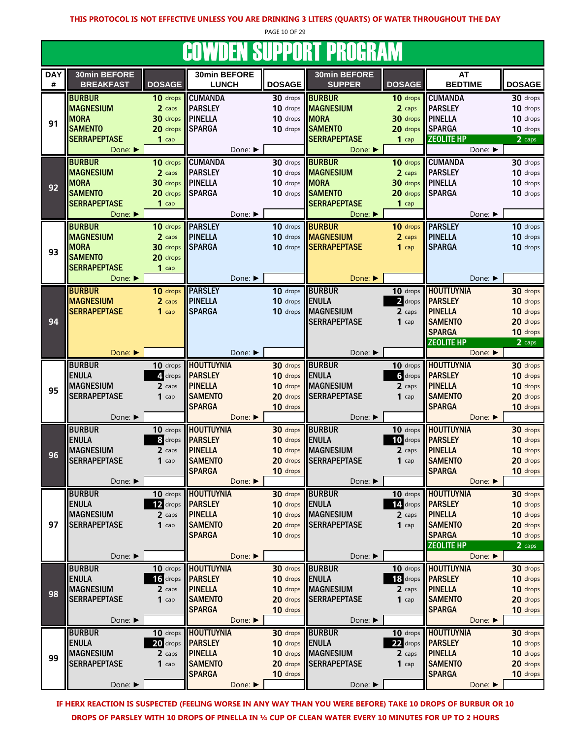**THIS PROTOCOL IS NOT EFFECTIVE UNLESS YOU ARE DRINKING 3 LITERS (QUARTS) OF WATER THROUGHOUT THE DAY**

# COWDEN SUPPORT PROGRAM

| DAY # | 30min BEFORE BREAKFAST | DOSAGE | 30min BEFORE LUNCH | DOSAGE | 30min BEFORE SUPPER | DOSAGE | AT BEDTIME | DOSAGE |
|---|---|---|---|---|---|---|---|---|
| 91 | BURBUR<br>MAGNESIUM<br>MORA<br>SAMENTO<br>SERRAPEPTASE<br>Done: ▶ | 10 drops<br>2 caps<br>30 drops<br>20 drops<br>1 cap | CUMANDA<br>PARSLEY<br>PINELLA<br>SPARGA<br>Done: ▶ | 30 drops<br>10 drops<br>10 drops<br>10 drops | BURBUR<br>MAGNESIUM<br>MORA<br>SAMENTO<br>SERRAPEPTASE<br>Done: ▶ | 10 drops<br>2 caps<br>30 drops<br>20 drops<br>1 cap | CUMANDA<br>PARSLEY<br>PINELLA<br>SPARGA<br>ZEOLITE HP<br>Done: ▶ | 30 drops<br>10 drops<br>10 drops<br>10 drops<br>2 caps |
| 92 | BURBUR<br>MAGNESIUM<br>MORA<br>SAMENTO<br>SERRAPEPTASE<br>Done: ▶ | 10 drops<br>2 caps<br>30 drops<br>20 drops<br>1 cap | CUMANDA<br>PARSLEY<br>PINELLA<br>SPARGA<br>Done: ▶ | 30 drops<br>10 drops<br>10 drops<br>10 drops | BURBUR<br>MAGNESIUM<br>MORA<br>SAMENTO<br>SERRAPEPTASE<br>Done: ▶ | 10 drops<br>2 caps<br>30 drops<br>20 drops<br>1 cap | CUMANDA<br>PARSLEY<br>PINELLA<br>SPARGA<br>Done: ▶ | 30 drops<br>10 drops<br>10 drops<br>10 drops |
| 93 | BURBUR<br>MAGNESIUM<br>MORA<br>SAMENTO<br>SERRAPEPTASE<br>Done: ▶ | 10 drops<br>2 caps<br>30 drops<br>20 drops<br>1 cap | PARSLEY<br>PINELLA<br>SPARGA<br>Done: ▶ | 10 drops<br>10 drops<br>10 drops | BURBUR<br>MAGNESIUM<br>SERRAPEPTASE<br>Done: ▶ | 10 drops<br>2 caps<br>1 cap | PARSLEY<br>PINELLA<br>SPARGA<br>Done: ▶ | 10 drops<br>10 drops<br>10 drops |
| 94 | BURBUR<br>MAGNESIUM<br>SERRAPEPTASE<br>Done: ▶ | 10 drops<br>2 caps<br>1 cap | PARSLEY<br>PINELLA<br>SPARGA<br>Done: ▶ | 10 drops<br>10 drops<br>10 drops | BURBUR<br>ENULA<br>MAGNESIUM<br>SERRAPEPTASE<br>Done: ▶ | 10 drops<br>2 drops<br>2 caps<br>1 cap | HOUTTUYNIA<br>PARSLEY<br>PINELLA<br>SAMENTO<br>SPARGA<br>ZEOLITE HP<br>Done: ▶ | 30 drops<br>10 drops<br>10 drops<br>20 drops<br>10 drops<br>2 caps |
| 95 | BURBUR<br>ENULA<br>MAGNESIUM<br>SERRAPEPTASE<br>Done: ▶ | 10 drops<br>4 drops<br>2 caps<br>1 cap | HOUTTUYNIA<br>PARSLEY<br>PINELLA<br>SAMENTO<br>SPARGA<br>Done: ▶ | 30 drops<br>10 drops<br>10 drops<br>20 drops<br>10 drops | BURBUR<br>ENULA<br>MAGNESIUM<br>SERRAPEPTASE<br>Done: ▶ | 10 drops<br>6 drops<br>2 caps<br>1 cap | HOUTTUYNIA<br>PARSLEY<br>PINELLA<br>SAMENTO<br>SPARGA<br>Done: ▶ | 30 drops<br>10 drops<br>10 drops<br>20 drops<br>10 drops |
| 96 | BURBUR<br>ENULA<br>MAGNESIUM<br>SERRAPEPTASE<br>Done: ▶ | 10 drops<br>8 drops<br>2 caps<br>1 cap | HOUTTUYNIA<br>PARSLEY<br>PINELLA<br>SAMENTO<br>SPARGA<br>Done: ▶ | 30 drops<br>10 drops<br>10 drops<br>20 drops<br>10 drops | BURBUR<br>ENULA<br>MAGNESIUM<br>SERRAPEPTASE<br>Done: ▶ | 10 drops<br>10 drops<br>2 caps<br>1 cap | HOUTTUYNIA<br>PARSLEY<br>PINELLA<br>SAMENTO<br>SPARGA<br>Done: ▶ | 30 drops<br>10 drops<br>10 drops<br>20 drops<br>10 drops |
| 97 | BURBUR<br>ENULA<br>MAGNESIUM<br>SERRAPEPTASE<br>Done: ▶ | 10 drops<br>12 drops<br>2 caps<br>1 cap | HOUTTUYNIA<br>PARSLEY<br>PINELLA<br>SAMENTO<br>SPARGA<br>Done: ▶ | 30 drops<br>10 drops<br>10 drops<br>20 drops<br>10 drops | BURBUR<br>ENULA<br>MAGNESIUM<br>SERRAPEPTASE<br>Done: ▶ | 10 drops<br>14 drops<br>2 caps<br>1 cap | HOUTTUYNIA<br>PARSLEY<br>PINELLA<br>SAMENTO<br>SPARGA<br>ZEOLITE HP<br>Done: ▶ | 30 drops<br>10 drops<br>10 drops<br>20 drops<br>10 drops<br>2 caps |
| 98 | BURBUR<br>ENULA<br>MAGNESIUM<br>SERRAPEPTASE<br>Done: ▶ | 10 drops<br>16 drops<br>2 caps<br>1 cap | HOUTTUYNIA<br>PARSLEY<br>PINELLA<br>SAMENTO<br>SPARGA<br>Done: ▶ | 30 drops<br>10 drops<br>10 drops<br>20 drops<br>10 drops | BURBUR<br>ENULA<br>MAGNESIUM<br>SERRAPEPTASE<br>Done: ▶ | 10 drops<br>18 drops<br>2 caps<br>1 cap | HOUTTUYNIA<br>PARSLEY<br>PINELLA<br>SAMENTO<br>SPARGA<br>Done: ▶ | 30 drops<br>10 drops<br>10 drops<br>20 drops<br>10 drops |
| 99 | BURBUR<br>ENULA<br>MAGNESIUM<br>SERRAPEPTASE<br>Done: ▶ | 10 drops<br>20 drops<br>2 caps<br>1 cap | HOUTTUYNIA<br>PARSLEY<br>PINELLA<br>SAMENTO<br>SPARGA<br>Done: ▶ | 30 drops<br>10 drops<br>10 drops<br>20 drops<br>10 drops | BURBUR<br>ENULA<br>MAGNESIUM<br>SERRAPEPTASE<br>Done: ▶ | 10 drops<br>22 drops<br>2 caps<br>1 cap | HOUTTUYNIA<br>PARSLEY<br>PINELLA<br>SAMENTO<br>SPARGA<br>Done: ▶ | 30 drops<br>10 drops<br>10 drops<br>20 drops<br>10 drops |

**IF HERX REACTION IS SUSPECTED (FEELING WORSE IN ANY WAY THAN YOU WERE BEFORE) TAKE 10 DROPS OF BURBUR OR 10 DROPS OF PARSLEY WITH 10 DROPS OF PINELLA IN ¼ CUP OF CLEAN WATER EVERY 10 MINUTES FOR UP TO 2 HOURS**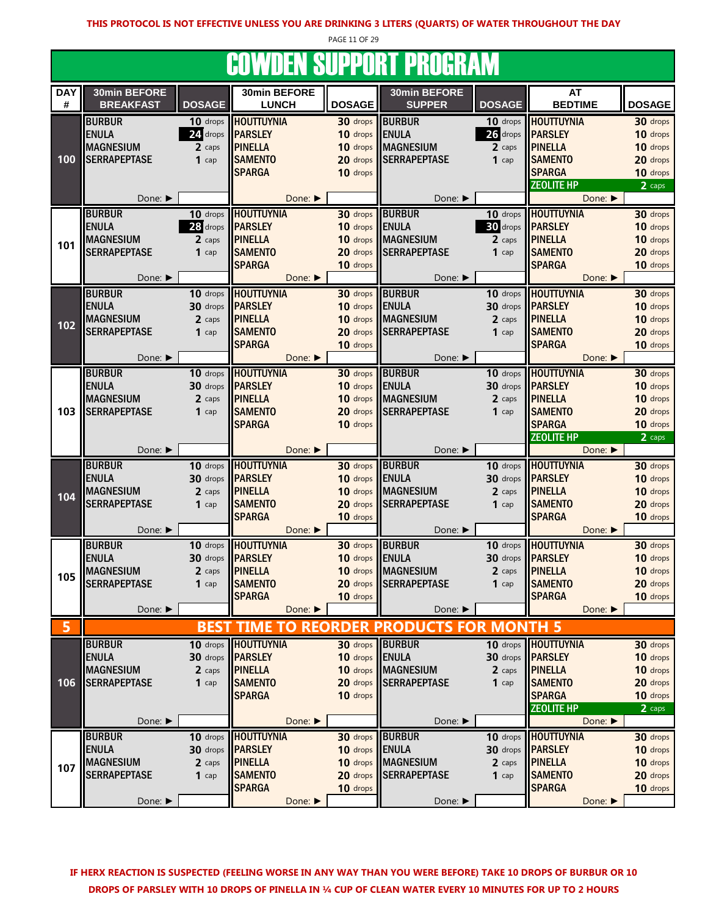**THIS PROTOCOL IS NOT EFFECTIVE UNLESS YOU ARE DRINKING 3 LITERS (QUARTS) OF WATER THROUGHOUT THE DAY**

# COWDEN SUPPORT PROGRAM

| DAY # | 30min BEFORE BREAKFAST | DOSAGE | 30min BEFORE LUNCH | DOSAGE | 30min BEFORE SUPPER | DOSAGE | AT BEDTIME | DOSAGE |
|---|---|---|---|---|---|---|---|---|
| 100 | BURBUR<br>ENULA<br>MAGNESIUM<br>SERRAPEPTASE | 10 drops<br>24 drops<br>2 caps<br>1 cap | HOUTTUYNIA<br>PARSLEY<br>PINELLA<br>SAMENTO<br>SPARGA | 30 drops<br>10 drops<br>10 drops<br>20 drops<br>10 drops | BURBUR<br>ENULA<br>MAGNESIUM<br>SERRAPEPTASE | 10 drops<br>26 drops<br>2 caps<br>1 cap | HOUTTUYNIA<br>PARSLEY<br>PINELLA<br>SAMENTO<br>SPARGA<br>ZEOLITE HP | 30 drops<br>10 drops<br>10 drops<br>20 drops<br>10 drops<br>2 caps |
| | Done: ▶ | | Done: ▶ | | Done: ▶ | | Done: ▶ | |
| 101 | BURBUR<br>ENULA<br>MAGNESIUM<br>SERRAPEPTASE | 10 drops<br>28 drops<br>2 caps<br>1 cap | HOUTTUYNIA<br>PARSLEY<br>PINELLA<br>SAMENTO<br>SPARGA | 30 drops<br>10 drops<br>10 drops<br>20 drops<br>10 drops | BURBUR<br>ENULA<br>MAGNESIUM<br>SERRAPEPTASE | 10 drops<br>30 drops<br>2 caps<br>1 cap | HOUTTUYNIA<br>PARSLEY<br>PINELLA<br>SAMENTO<br>SPARGA | 30 drops<br>10 drops<br>10 drops<br>20 drops<br>10 drops |
| | Done: ▶ | | Done: ▶ | | Done: ▶ | | Done: ▶ | |
| 102 | BURBUR<br>ENULA<br>MAGNESIUM<br>SERRAPEPTASE | 10 drops<br>30 drops<br>2 caps<br>1 cap | HOUTTUYNIA<br>PARSLEY<br>PINELLA<br>SAMENTO<br>SPARGA | 30 drops<br>10 drops<br>10 drops<br>20 drops<br>10 drops | BURBUR<br>ENULA<br>MAGNESIUM<br>SERRAPEPTASE | 10 drops<br>30 drops<br>2 caps<br>1 cap | HOUTTUYNIA<br>PARSLEY<br>PINELLA<br>SAMENTO<br>SPARGA | 30 drops<br>10 drops<br>10 drops<br>20 drops<br>10 drops |
| | Done: ▶ | | Done: ▶ | | Done: ▶ | | Done: ▶ | |
| 103 | BURBUR<br>ENULA<br>MAGNESIUM<br>SERRAPEPTASE | 10 drops<br>30 drops<br>2 caps<br>1 cap | HOUTTUYNIA<br>PARSLEY<br>PINELLA<br>SAMENTO<br>SPARGA | 30 drops<br>10 drops<br>10 drops<br>20 drops<br>10 drops | BURBUR<br>ENULA<br>MAGNESIUM<br>SERRAPEPTASE | 10 drops<br>30 drops<br>2 caps<br>1 cap | HOUTTUYNIA<br>PARSLEY<br>PINELLA<br>SAMENTO<br>SPARGA<br>ZEOLITE HP | 30 drops<br>10 drops<br>10 drops<br>20 drops<br>10 drops<br>2 caps |
| | Done: ▶ | | Done: ▶ | | Done: ▶ | | Done: ▶ | |
| 104 | BURBUR<br>ENULA<br>MAGNESIUM<br>SERRAPEPTASE | 10 drops<br>30 drops<br>2 caps<br>1 cap | HOUTTUYNIA<br>PARSLEY<br>PINELLA<br>SAMENTO<br>SPARGA | 30 drops<br>10 drops<br>10 drops<br>20 drops<br>10 drops | BURBUR<br>ENULA<br>MAGNESIUM<br>SERRAPEPTASE | 10 drops<br>30 drops<br>2 caps<br>1 cap | HOUTTUYNIA<br>PARSLEY<br>PINELLA<br>SAMENTO<br>SPARGA | 30 drops<br>10 drops<br>10 drops<br>20 drops<br>10 drops |
| | Done: ▶ | | Done: ▶ | | Done: ▶ | | Done: ▶ | |
| 105 | BURBUR<br>ENULA<br>MAGNESIUM<br>SERRAPEPTASE | 10 drops<br>30 drops<br>2 caps<br>1 cap | HOUTTUYNIA<br>PARSLEY<br>PINELLA<br>SAMENTO<br>SPARGA | 30 drops<br>10 drops<br>10 drops<br>20 drops<br>10 drops | BURBUR<br>ENULA<br>MAGNESIUM<br>SERRAPEPTASE | 10 drops<br>30 drops<br>2 caps<br>1 cap | HOUTTUYNIA<br>PARSLEY<br>PINELLA<br>SAMENTO<br>SPARGA | 30 drops<br>10 drops<br>10 drops<br>20 drops<br>10 drops |
| | Done: ▶ | | Done: ▶ | | Done: ▶ | | Done: ▶ | |
| 5 | **BEST TIME TO REORDER PRODUCTS FOR MONTH 5** | | | | | | | |
| 106 | BURBUR<br>ENULA<br>MAGNESIUM<br>SERRAPEPTASE | 10 drops<br>30 drops<br>2 caps<br>1 cap | HOUTTUYNIA<br>PARSLEY<br>PINELLA<br>SAMENTO<br>SPARGA | 30 drops<br>10 drops<br>10 drops<br>20 drops<br>10 drops | BURBUR<br>ENULA<br>MAGNESIUM<br>SERRAPEPTASE | 10 drops<br>30 drops<br>2 caps<br>1 cap | HOUTTUYNIA<br>PARSLEY<br>PINELLA<br>SAMENTO<br>SPARGA<br>ZEOLITE HP | 30 drops<br>10 drops<br>10 drops<br>20 drops<br>10 drops<br>2 caps |
| | Done: ▶ | | Done: ▶ | | Done: ▶ | | Done: ▶ | |
| 107 | BURBUR<br>ENULA<br>MAGNESIUM<br>SERRAPEPTASE | 10 drops<br>30 drops<br>2 caps<br>1 cap | HOUTTUYNIA<br>PARSLEY<br>PINELLA<br>SAMENTO<br>SPARGA | 30 drops<br>10 drops<br>10 drops<br>20 drops<br>10 drops | BURBUR<br>ENULA<br>MAGNESIUM<br>SERRAPEPTASE | 10 drops<br>30 drops<br>2 caps<br>1 cap | HOUTTUYNIA<br>PARSLEY<br>PINELLA<br>SAMENTO<br>SPARGA | 30 drops<br>10 drops<br>10 drops<br>20 drops<br>10 drops |
| | Done: ▶ | | Done: ▶ | | Done: ▶ | | Done: ▶ | |

**IF HERX REACTION IS SUSPECTED (FEELING WORSE IN ANY WAY THAN YOU WERE BEFORE) TAKE 10 DROPS OF BURBUR OR 10 DROPS OF PARSLEY WITH 10 DROPS OF PINELLA IN ¼ CUP OF CLEAN WATER EVERY 10 MINUTES FOR UP TO 2 HOURS**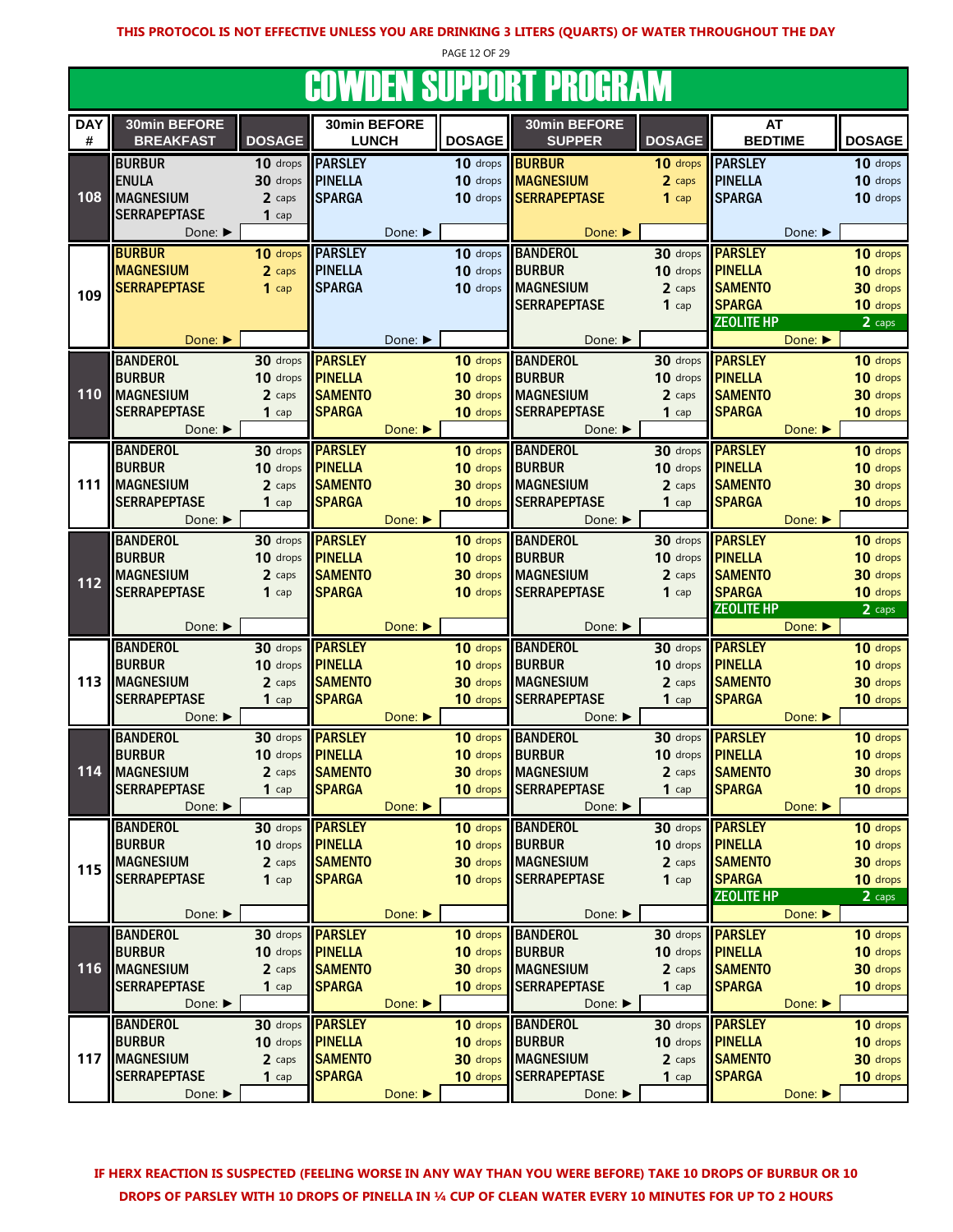**THIS PROTOCOL IS NOT EFFECTIVE UNLESS YOU ARE DRINKING 3 LITERS (QUARTS) OF WATER THROUGHOUT THE DAY**

# COWDEN SUPPORT PROGRAM

| DAY # | 30min BEFORE BREAKFAST | DOSAGE | 30min BEFORE LUNCH | DOSAGE | 30min BEFORE SUPPER | DOSAGE | AT BEDTIME | DOSAGE |
|---|---|---|---|---|---|---|---|---|
| 108 | BURBUR<br>ENULA<br>MAGNESIUM<br>SERRAPEPTASE<br>Done: ▶ | 10 drops<br>30 drops<br>2 caps<br>1 cap | PARSLEY<br>PINELLA<br>SPARGA<br>Done: ▶ | 10 drops<br>10 drops<br>10 drops | BURBUR<br>MAGNESIUM<br>SERRAPEPTASE<br>Done: ▶ | 10 drops<br>2 caps<br>1 cap | PARSLEY<br>PINELLA<br>SPARGA<br>Done: ▶ | 10 drops<br>10 drops<br>10 drops |
| 109 | BURBUR<br>MAGNESIUM<br>SERRAPEPTASE<br>Done: ▶ | 10 drops<br>2 caps<br>1 cap | PARSLEY<br>PINELLA<br>SPARGA<br>Done: ▶ | 10 drops<br>10 drops<br>10 drops | BANDEROL<br>BURBUR<br>MAGNESIUM<br>SERRAPEPTASE<br>Done: ▶ | 30 drops<br>10 drops<br>2 caps<br>1 cap | PARSLEY<br>PINELLA<br>SAMENTO<br>SPARGA<br>ZEOLITE HP<br>Done: ▶ | 10 drops<br>10 drops<br>30 drops<br>10 drops<br>2 caps |
| 110 | BANDEROL<br>BURBUR<br>MAGNESIUM<br>SERRAPEPTASE<br>Done: ▶ | 30 drops<br>10 drops<br>2 caps<br>1 cap | PARSLEY<br>PINELLA<br>SAMENTO<br>SPARGA<br>Done: ▶ | 10 drops<br>10 drops<br>30 drops<br>10 drops | BANDEROL<br>BURBUR<br>MAGNESIUM<br>SERRAPEPTASE<br>Done: ▶ | 30 drops<br>10 drops<br>2 caps<br>1 cap | PARSLEY<br>PINELLA<br>SAMENTO<br>SPARGA<br>Done: ▶ | 10 drops<br>10 drops<br>30 drops<br>10 drops |
| 111 | BANDEROL<br>BURBUR<br>MAGNESIUM<br>SERRAPEPTASE<br>Done: ▶ | 30 drops<br>10 drops<br>2 caps<br>1 cap | PARSLEY<br>PINELLA<br>SAMENTO<br>SPARGA<br>Done: ▶ | 10 drops<br>10 drops<br>30 drops<br>10 drops | BANDEROL<br>BURBUR<br>MAGNESIUM<br>SERRAPEPTASE<br>Done: ▶ | 30 drops<br>10 drops<br>2 caps<br>1 cap | PARSLEY<br>PINELLA<br>SAMENTO<br>SPARGA<br>Done: ▶ | 10 drops<br>10 drops<br>30 drops<br>10 drops |
| 112 | BANDEROL<br>BURBUR<br>MAGNESIUM<br>SERRAPEPTASE<br>Done: ▶ | 30 drops<br>10 drops<br>2 caps<br>1 cap | PARSLEY<br>PINELLA<br>SAMENTO<br>SPARGA<br>Done: ▶ | 10 drops<br>10 drops<br>30 drops<br>10 drops | BANDEROL<br>BURBUR<br>MAGNESIUM<br>SERRAPEPTASE<br>Done: ▶ | 30 drops<br>10 drops<br>2 caps<br>1 cap | PARSLEY<br>PINELLA<br>SAMENTO<br>SPARGA<br>ZEOLITE HP<br>Done: ▶ | 10 drops<br>10 drops<br>30 drops<br>10 drops<br>2 caps |
| 113 | BANDEROL<br>BURBUR<br>MAGNESIUM<br>SERRAPEPTASE<br>Done: ▶ | 30 drops<br>10 drops<br>2 caps<br>1 cap | PARSLEY<br>PINELLA<br>SAMENTO<br>SPARGA<br>Done: ▶ | 10 drops<br>10 drops<br>30 drops<br>10 drops | BANDEROL<br>BURBUR<br>MAGNESIUM<br>SERRAPEPTASE<br>Done: ▶ | 30 drops<br>10 drops<br>2 caps<br>1 cap | PARSLEY<br>PINELLA<br>SAMENTO<br>SPARGA<br>Done: ▶ | 10 drops<br>10 drops<br>30 drops<br>10 drops |
| 114 | BANDEROL<br>BURBUR<br>MAGNESIUM<br>SERRAPEPTASE<br>Done: ▶ | 30 drops<br>10 drops<br>2 caps<br>1 cap | PARSLEY<br>PINELLA<br>SAMENTO<br>SPARGA<br>Done: ▶ | 10 drops<br>10 drops<br>30 drops<br>10 drops | BANDEROL<br>BURBUR<br>MAGNESIUM<br>SERRAPEPTASE<br>Done: ▶ | 30 drops<br>10 drops<br>2 caps<br>1 cap | PARSLEY<br>PINELLA<br>SAMENTO<br>SPARGA<br>Done: ▶ | 10 drops<br>10 drops<br>30 drops<br>10 drops |
| 115 | BANDEROL<br>BURBUR<br>MAGNESIUM<br>SERRAPEPTASE<br>Done: ▶ | 30 drops<br>10 drops<br>2 caps<br>1 cap | PARSLEY<br>PINELLA<br>SAMENTO<br>SPARGA<br>Done: ▶ | 10 drops<br>10 drops<br>30 drops<br>10 drops | BANDEROL<br>BURBUR<br>MAGNESIUM<br>SERRAPEPTASE<br>Done: ▶ | 30 drops<br>10 drops<br>2 caps<br>1 cap | PARSLEY<br>PINELLA<br>SAMENTO<br>SPARGA<br>ZEOLITE HP<br>Done: ▶ | 10 drops<br>10 drops<br>30 drops<br>10 drops<br>2 caps |
| 116 | BANDEROL<br>BURBUR<br>MAGNESIUM<br>SERRAPEPTASE<br>Done: ▶ | 30 drops<br>10 drops<br>2 caps<br>1 cap | PARSLEY<br>PINELLA<br>SAMENTO<br>SPARGA<br>Done: ▶ | 10 drops<br>10 drops<br>30 drops<br>10 drops | BANDEROL<br>BURBUR<br>MAGNESIUM<br>SERRAPEPTASE<br>Done: ▶ | 30 drops<br>10 drops<br>2 caps<br>1 cap | PARSLEY<br>PINELLA<br>SAMENTO<br>SPARGA<br>Done: ▶ | 10 drops<br>10 drops<br>30 drops<br>10 drops |
| 117 | BANDEROL<br>BURBUR<br>MAGNESIUM<br>SERRAPEPTASE<br>Done: ▶ | 30 drops<br>10 drops<br>2 caps<br>1 cap | PARSLEY<br>PINELLA<br>SAMENTO<br>SPARGA<br>Done: ▶ | 10 drops<br>10 drops<br>30 drops<br>10 drops | BANDEROL<br>BURBUR<br>MAGNESIUM<br>SERRAPEPTASE<br>Done: ▶ | 30 drops<br>10 drops<br>2 caps<br>1 cap | PARSLEY<br>PINELLA<br>SAMENTO<br>SPARGA<br>Done: ▶ | 10 drops<br>10 drops<br>30 drops<br>10 drops |

**IF HERX REACTION IS SUSPECTED (FEELING WORSE IN ANY WAY THAN YOU WERE BEFORE) TAKE 10 DROPS OF BURBUR OR 10 DROPS OF PARSLEY WITH 10 DROPS OF PINELLA IN ¼ CUP OF CLEAN WATER EVERY 10 MINUTES FOR UP TO 2 HOURS**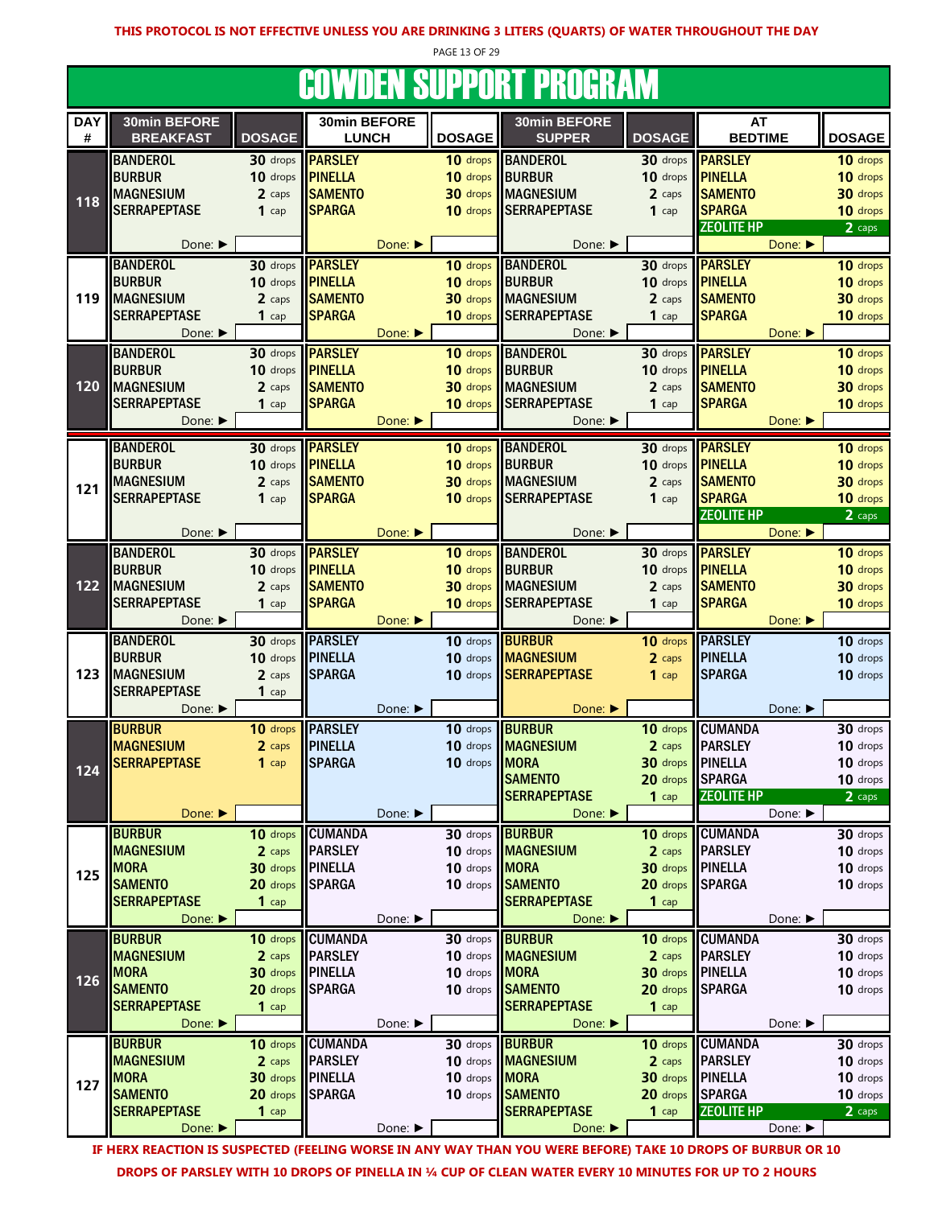**THIS PROTOCOL IS NOT EFFECTIVE UNLESS YOU ARE DRINKING 3 LITERS (QUARTS) OF WATER THROUGHOUT THE DAY**

# COWDEN SUPPORT PROGRAM

| DAY # | 30min BEFORE BREAKFAST | DOSAGE | 30min BEFORE LUNCH | DOSAGE | 30min BEFORE SUPPER | DOSAGE | AT BEDTIME | DOSAGE |
|---|---|---|---|---|---|---|---|---|
| 118 | BANDEROL<br>BURBUR<br>MAGNESIUM<br>SERRAPEPTASE<br>Done: ▶ | 30 drops<br>10 drops<br>2 caps<br>1 cap | PARSLEY<br>PINELLA<br>SAMENTO<br>SPARGA<br>Done: ▶ | 10 drops<br>10 drops<br>30 drops<br>10 drops | BANDEROL<br>BURBUR<br>MAGNESIUM<br>SERRAPEPTASE<br>Done: ▶ | 30 drops<br>10 drops<br>2 caps<br>1 cap | PARSLEY<br>PINELLA<br>SAMENTO<br>SPARGA<br>ZEOLITE HP<br>Done: ▶ | 10 drops<br>10 drops<br>30 drops<br>10 drops<br>2 caps |
| 119 | BANDEROL<br>BURBUR<br>MAGNESIUM<br>SERRAPEPTASE<br>Done: ▶ | 30 drops<br>10 drops<br>2 caps<br>1 cap | PARSLEY<br>PINELLA<br>SAMENTO<br>SPARGA<br>Done: ▶ | 10 drops<br>10 drops<br>30 drops<br>10 drops | BANDEROL<br>BURBUR<br>MAGNESIUM<br>SERRAPEPTASE<br>Done: ▶ | 30 drops<br>10 drops<br>2 caps<br>1 cap | PARSLEY<br>PINELLA<br>SAMENTO<br>SPARGA<br>Done: ▶ | 10 drops<br>10 drops<br>30 drops<br>10 drops |
| 120 | BANDEROL<br>BURBUR<br>MAGNESIUM<br>SERRAPEPTASE<br>Done: ▶ | 30 drops<br>10 drops<br>2 caps<br>1 cap | PARSLEY<br>PINELLA<br>SAMENTO<br>SPARGA<br>Done: ▶ | 10 drops<br>10 drops<br>30 drops<br>10 drops | BANDEROL<br>BURBUR<br>MAGNESIUM<br>SERRAPEPTASE<br>Done: ▶ | 30 drops<br>10 drops<br>2 caps<br>1 cap | PARSLEY<br>PINELLA<br>SAMENTO<br>SPARGA<br>Done: ▶ | 10 drops<br>10 drops<br>30 drops<br>10 drops |
| 121 | BANDEROL<br>BURBUR<br>MAGNESIUM<br>SERRAPEPTASE<br>Done: ▶ | 30 drops<br>10 drops<br>2 caps<br>1 cap | PARSLEY<br>PINELLA<br>SAMENTO<br>SPARGA<br>Done: ▶ | 10 drops<br>10 drops<br>30 drops<br>10 drops | BANDEROL<br>BURBUR<br>MAGNESIUM<br>SERRAPEPTASE<br>Done: ▶ | 30 drops<br>10 drops<br>2 caps<br>1 cap | PARSLEY<br>PINELLA<br>SAMENTO<br>SPARGA<br>ZEOLITE HP<br>Done: ▶ | 10 drops<br>10 drops<br>30 drops<br>10 drops<br>2 caps |
| 122 | BANDEROL<br>BURBUR<br>MAGNESIUM<br>SERRAPEPTASE<br>Done: ▶ | 30 drops<br>10 drops<br>2 caps<br>1 cap | PARSLEY<br>PINELLA<br>SAMENTO<br>SPARGA<br>Done: ▶ | 10 drops<br>10 drops<br>30 drops<br>10 drops | BANDEROL<br>BURBUR<br>MAGNESIUM<br>SERRAPEPTASE<br>Done: ▶ | 30 drops<br>10 drops<br>2 caps<br>1 cap | PARSLEY<br>PINELLA<br>SAMENTO<br>SPARGA<br>Done: ▶ | 10 drops<br>10 drops<br>30 drops<br>10 drops |
| 123 | BANDEROL<br>BURBUR<br>MAGNESIUM<br>SERRAPEPTASE<br>Done: ▶ | 30 drops<br>10 drops<br>2 caps<br>1 cap | PARSLEY<br>PINELLA<br>SPARGA<br>Done: ▶ | 10 drops<br>10 drops<br>10 drops | BURBUR<br>MAGNESIUM<br>SERRAPEPTASE<br>Done: ▶ | 10 drops<br>2 caps<br>1 cap | PARSLEY<br>PINELLA<br>SPARGA<br>Done: ▶ | 10 drops<br>10 drops<br>10 drops |
| 124 | BURBUR<br>MAGNESIUM<br>SERRAPEPTASE<br>Done: ▶ | 10 drops<br>2 caps<br>1 cap | PARSLEY<br>PINELLA<br>SPARGA<br>Done: ▶ | 10 drops<br>10 drops<br>10 drops | BURBUR<br>MAGNESIUM<br>MORA<br>SAMENTO<br>SERRAPEPTASE<br>Done: ▶ | 10 drops<br>2 caps<br>30 drops<br>20 drops<br>1 cap | CUMANDA<br>PARSLEY<br>PINELLA<br>SPARGA<br>ZEOLITE HP<br>Done: ▶ | 30 drops<br>10 drops<br>10 drops<br>10 drops<br>2 caps |
| 125 | BURBUR<br>MAGNESIUM<br>MORA<br>SAMENTO<br>SERRAPEPTASE<br>Done: ▶ | 10 drops<br>2 caps<br>30 drops<br>20 drops<br>1 cap | CUMANDA<br>PARSLEY<br>PINELLA<br>SPARGA<br>Done: ▶ | 30 drops<br>10 drops<br>10 drops<br>10 drops | BURBUR<br>MAGNESIUM<br>MORA<br>SAMENTO<br>SERRAPEPTASE<br>Done: ▶ | 10 drops<br>2 caps<br>30 drops<br>20 drops<br>1 cap | CUMANDA<br>PARSLEY<br>PINELLA<br>SPARGA<br>Done: ▶ | 30 drops<br>10 drops<br>10 drops<br>10 drops |
| 126 | BURBUR<br>MAGNESIUM<br>MORA<br>SAMENTO<br>SERRAPEPTASE<br>Done: ▶ | 10 drops<br>2 caps<br>30 drops<br>20 drops<br>1 cap | CUMANDA<br>PARSLEY<br>PINELLA<br>SPARGA<br>Done: ▶ | 30 drops<br>10 drops<br>10 drops<br>10 drops | BURBUR<br>MAGNESIUM<br>MORA<br>SAMENTO<br>SERRAPEPTASE<br>Done: ▶ | 10 drops<br>2 caps<br>30 drops<br>20 drops<br>1 cap | CUMANDA<br>PARSLEY<br>PINELLA<br>SPARGA<br>Done: ▶ | 30 drops<br>10 drops<br>10 drops<br>10 drops |
| 127 | BURBUR<br>MAGNESIUM<br>MORA<br>SAMENTO<br>SERRAPEPTASE<br>Done: ▶ | 10 drops<br>2 caps<br>30 drops<br>20 drops<br>1 cap | CUMANDA<br>PARSLEY<br>PINELLA<br>SPARGA<br>Done: ▶ | 30 drops<br>10 drops<br>10 drops<br>10 drops | BURBUR<br>MAGNESIUM<br>MORA<br>SAMENTO<br>SERRAPEPTASE<br>Done: ▶ | 10 drops<br>2 caps<br>30 drops<br>20 drops<br>1 cap | CUMANDA<br>PARSLEY<br>PINELLA<br>SPARGA<br>ZEOLITE HP<br>Done: ▶ | 30 drops<br>10 drops<br>10 drops<br>10 drops<br>2 caps |

**IF HERX REACTION IS SUSPECTED (FEELING WORSE IN ANY WAY THAN YOU WERE BEFORE) TAKE 10 DROPS OF BURBUR OR 10 DROPS OF PARSLEY WITH 10 DROPS OF PINELLA IN ¼ CUP OF CLEAN WATER EVERY 10 MINUTES FOR UP TO 2 HOURS**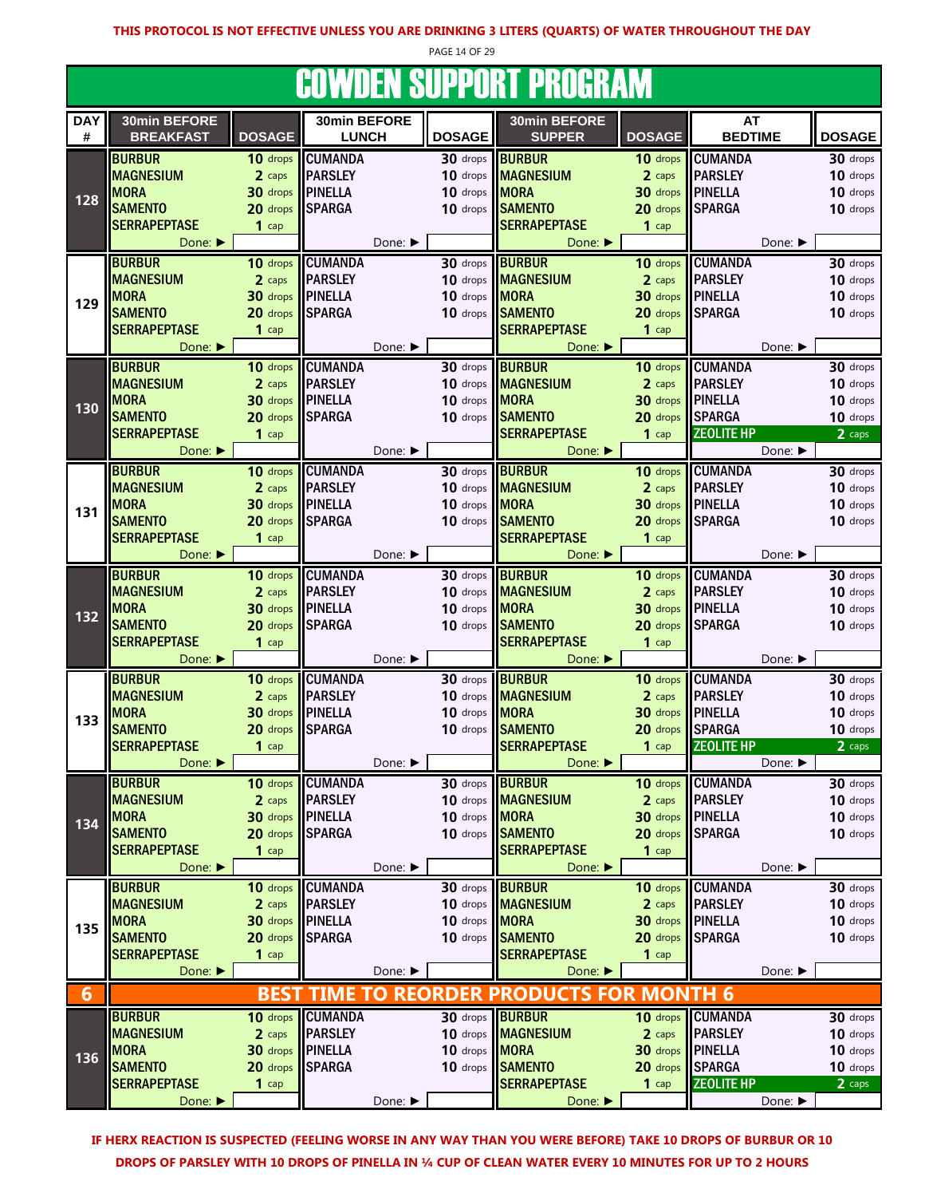**THIS PROTOCOL IS NOT EFFECTIVE UNLESS YOU ARE DRINKING 3 LITERS (QUARTS) OF WATER THROUGHOUT THE DAY**

# COWDEN SUPPORT PROGRAM

| DAY # | 30min BEFORE BREAKFAST | DOSAGE | 30min BEFORE LUNCH | DOSAGE | 30min BEFORE SUPPER | DOSAGE | AT BEDTIME | DOSAGE |
|---|---|---|---|---|---|---|---|---|
| 128 | BURBUR | 10 drops | CUMANDA | 30 drops | BURBUR | 10 drops | CUMANDA | 30 drops |
| | MAGNESIUM | 2 caps | PARSLEY | 10 drops | MAGNESIUM | 2 caps | PARSLEY | 10 drops |
| | MORA | 30 drops | PINELLA | 10 drops | MORA | 30 drops | PINELLA | 10 drops |
| | SAMENTO | 20 drops | SPARGA | 10 drops | SAMENTO | 20 drops | SPARGA | 10 drops |
| | SERRAPEPTASE | 1 cap | | | SERRAPEPTASE | 1 cap | | |
| | Done: ► | | Done: ► | | Done: ► | | Done: ► | |
| 129 | BURBUR | 10 drops | CUMANDA | 30 drops | BURBUR | 10 drops | CUMANDA | 30 drops |
| | MAGNESIUM | 2 caps | PARSLEY | 10 drops | MAGNESIUM | 2 caps | PARSLEY | 10 drops |
| | MORA | 30 drops | PINELLA | 10 drops | MORA | 30 drops | PINELLA | 10 drops |
| | SAMENTO | 20 drops | SPARGA | 10 drops | SAMENTO | 20 drops | SPARGA | 10 drops |
| | SERRAPEPTASE | 1 cap | | | SERRAPEPTASE | 1 cap | | |
| | Done: ► | | Done: ► | | Done: ► | | Done: ► | |
| 130 | BURBUR | 10 drops | CUMANDA | 30 drops | BURBUR | 10 drops | CUMANDA | 30 drops |
| | MAGNESIUM | 2 caps | PARSLEY | 10 drops | MAGNESIUM | 2 caps | PARSLEY | 10 drops |
| | MORA | 30 drops | PINELLA | 10 drops | MORA | 30 drops | PINELLA | 10 drops |
| | SAMENTO | 20 drops | SPARGA | 10 drops | SAMENTO | 20 drops | SPARGA | 10 drops |
| | SERRAPEPTASE | 1 cap | | | SERRAPEPTASE | 1 cap | ZEOLITE HP | 2 caps |
| | Done: ► | | Done: ► | | Done: ► | | Done: ► | |
| 131 | BURBUR | 10 drops | CUMANDA | 30 drops | BURBUR | 10 drops | CUMANDA | 30 drops |
| | MAGNESIUM | 2 caps | PARSLEY | 10 drops | MAGNESIUM | 2 caps | PARSLEY | 10 drops |
| | MORA | 30 drops | PINELLA | 10 drops | MORA | 30 drops | PINELLA | 10 drops |
| | SAMENTO | 20 drops | SPARGA | 10 drops | SAMENTO | 20 drops | SPARGA | 10 drops |
| | SERRAPEPTASE | 1 cap | | | SERRAPEPTASE | 1 cap | | |
| | Done: ► | | Done: ► | | Done: ► | | Done: ► | |
| 132 | BURBUR | 10 drops | CUMANDA | 30 drops | BURBUR | 10 drops | CUMANDA | 30 drops |
| | MAGNESIUM | 2 caps | PARSLEY | 10 drops | MAGNESIUM | 2 caps | PARSLEY | 10 drops |
| | MORA | 30 drops | PINELLA | 10 drops | MORA | 30 drops | PINELLA | 10 drops |
| | SAMENTO | 20 drops | SPARGA | 10 drops | SAMENTO | 20 drops | SPARGA | 10 drops |
| | SERRAPEPTASE | 1 cap | | | SERRAPEPTASE | 1 cap | | |
| | Done: ► | | Done: ► | | Done: ► | | Done: ► | |
| 133 | BURBUR | 10 drops | CUMANDA | 30 drops | BURBUR | 10 drops | CUMANDA | 30 drops |
| | MAGNESIUM | 2 caps | PARSLEY | 10 drops | MAGNESIUM | 2 caps | PARSLEY | 10 drops |
| | MORA | 30 drops | PINELLA | 10 drops | MORA | 30 drops | PINELLA | 10 drops |
| | SAMENTO | 20 drops | SPARGA | 10 drops | SAMENTO | 20 drops | SPARGA | 10 drops |
| | SERRAPEPTASE | 1 cap | | | SERRAPEPTASE | 1 cap | ZEOLITE HP | 2 caps |
| | Done: ► | | Done: ► | | Done: ► | | Done: ► | |
| 134 | BURBUR | 10 drops | CUMANDA | 30 drops | BURBUR | 10 drops | CUMANDA | 30 drops |
| | MAGNESIUM | 2 caps | PARSLEY | 10 drops | MAGNESIUM | 2 caps | PARSLEY | 10 drops |
| | MORA | 30 drops | PINELLA | 10 drops | MORA | 30 drops | PINELLA | 10 drops |
| | SAMENTO | 20 drops | SPARGA | 10 drops | SAMENTO | 20 drops | SPARGA | 10 drops |
| | SERRAPEPTASE | 1 cap | | | SERRAPEPTASE | 1 cap | | |
| | Done: ► | | Done: ► | | Done: ► | | Done: ► | |
| 135 | BURBUR | 10 drops | CUMANDA | 30 drops | BURBUR | 10 drops | CUMANDA | 30 drops |
| | MAGNESIUM | 2 caps | PARSLEY | 10 drops | MAGNESIUM | 2 caps | PARSLEY | 10 drops |
| | MORA | 30 drops | PINELLA | 10 drops | MORA | 30 drops | PINELLA | 10 drops |
| | SAMENTO | 20 drops | SPARGA | 10 drops | SAMENTO | 20 drops | SPARGA | 10 drops |
| | SERRAPEPTASE | 1 cap | | | SERRAPEPTASE | 1 cap | | |
| | Done: ► | | Done: ► | | Done: ► | | Done: ► | |
| 6 | BEST TIME TO REORDER PRODUCTS FOR MONTH 6 | | | | | | | |
| 136 | BURBUR | 10 drops | CUMANDA | 30 drops | BURBUR | 10 drops | CUMANDA | 30 drops |
| | MAGNESIUM | 2 caps | PARSLEY | 10 drops | MAGNESIUM | 2 caps | PARSLEY | 10 drops |
| | MORA | 30 drops | PINELLA | 10 drops | MORA | 30 drops | PINELLA | 10 drops |
| | SAMENTO | 20 drops | SPARGA | 10 drops | SAMENTO | 20 drops | SPARGA | 10 drops |
| | SERRAPEPTASE | 1 cap | | | SERRAPEPTASE | 1 cap | ZEOLITE HP | 2 caps |
| | Done: ► | | Done: ► | | Done: ► | | Done: ► | |

**IF HERX REACTION IS SUSPECTED (FEELING WORSE IN ANY WAY THAN YOU WERE BEFORE) TAKE 10 DROPS OF BURBUR OR 10 DROPS OF PARSLEY WITH 10 DROPS OF PINELLA IN ¼ CUP OF CLEAN WATER EVERY 10 MINUTES FOR UP TO 2 HOURS**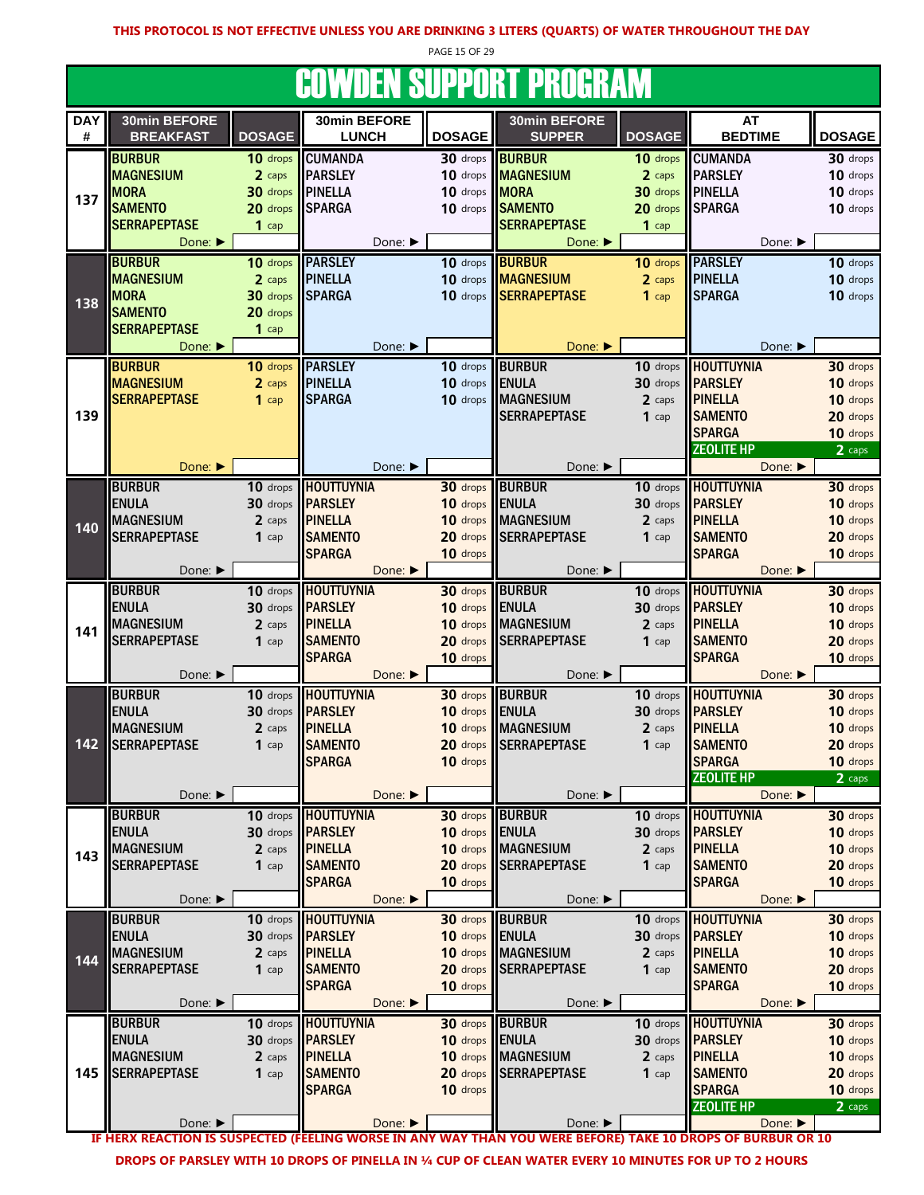**THIS PROTOCOL IS NOT EFFECTIVE UNLESS YOU ARE DRINKING 3 LITERS (QUARTS) OF WATER THROUGHOUT THE DAY**

# COWDEN SUPPORT PROGRAM

| DAY # | 30min BEFORE BREAKFAST | DOSAGE | 30min BEFORE LUNCH | DOSAGE | 30min BEFORE SUPPER | DOSAGE | AT BEDTIME | DOSAGE |
|---|---|---|---|---|---|---|---|---|
| 137 | BURBUR<br>MAGNESIUM<br>MORA<br>SAMENTO<br>SERRAPEPTASE<br>Done: ► | 10 drops<br>2 caps<br>30 drops<br>20 drops<br>1 cap | CUMANDA<br>PARSLEY<br>PINELLA<br>SPARGA<br>Done: ► | 30 drops<br>10 drops<br>10 drops<br>10 drops | BURBUR<br>MAGNESIUM<br>MORA<br>SAMENTO<br>SERRAPEPTASE<br>Done: ► | 10 drops<br>2 caps<br>30 drops<br>20 drops<br>1 cap | CUMANDA<br>PARSLEY<br>PINELLA<br>SPARGA<br>Done: ► | 30 drops<br>10 drops<br>10 drops<br>10 drops |
| 138 | BURBUR<br>MAGNESIUM<br>MORA<br>SAMENTO<br>SERRAPEPTASE<br>Done: ► | 10 drops<br>2 caps<br>30 drops<br>20 drops<br>1 cap | PARSLEY<br>PINELLA<br>SPARGA<br>Done: ► | 10 drops<br>10 drops<br>10 drops | BURBUR<br>MAGNESIUM<br>SERRAPEPTASE<br>Done: ► | 10 drops<br>2 caps<br>1 cap | PARSLEY<br>PINELLA<br>SPARGA<br>Done: ► | 10 drops<br>10 drops<br>10 drops |
| 139 | BURBUR<br>MAGNESIUM<br>SERRAPEPTASE<br>Done: ► | 10 drops<br>2 caps<br>1 cap | PARSLEY<br>PINELLA<br>SPARGA<br>Done: ► | 10 drops<br>10 drops<br>10 drops | BURBUR<br>ENULA<br>MAGNESIUM<br>SERRAPEPTASE<br>Done: ► | 10 drops<br>30 drops<br>2 caps<br>1 cap | HOUTTUYNIA<br>PARSLEY<br>PINELLA<br>SAMENTO<br>SPARGA<br>ZEOLITE HP<br>Done: ► | 30 drops<br>10 drops<br>10 drops<br>20 drops<br>10 drops<br>2 caps |
| 140 | BURBUR<br>ENULA<br>MAGNESIUM<br>SERRAPEPTASE<br>Done: ► | 10 drops<br>30 drops<br>2 caps<br>1 cap | HOUTTUYNIA<br>PARSLEY<br>PINELLA<br>SAMENTO<br>SPARGA<br>Done: ► | 30 drops<br>10 drops<br>10 drops<br>20 drops<br>10 drops | BURBUR<br>ENULA<br>MAGNESIUM<br>SERRAPEPTASE<br>Done: ► | 10 drops<br>30 drops<br>2 caps<br>1 cap | HOUTTUYNIA<br>PARSLEY<br>PINELLA<br>SAMENTO<br>SPARGA<br>Done: ► | 30 drops<br>10 drops<br>10 drops<br>20 drops<br>10 drops |
| 141 | BURBUR<br>ENULA<br>MAGNESIUM<br>SERRAPEPTASE<br>Done: ► | 10 drops<br>30 drops<br>2 caps<br>1 cap | HOUTTUYNIA<br>PARSLEY<br>PINELLA<br>SAMENTO<br>SPARGA<br>Done: ► | 30 drops<br>10 drops<br>10 drops<br>20 drops<br>10 drops | BURBUR<br>ENULA<br>MAGNESIUM<br>SERRAPEPTASE<br>Done: ► | 10 drops<br>30 drops<br>2 caps<br>1 cap | HOUTTUYNIA<br>PARSLEY<br>PINELLA<br>SAMENTO<br>SPARGA<br>Done: ► | 30 drops<br>10 drops<br>10 drops<br>20 drops<br>10 drops |
| 142 | BURBUR<br>ENULA<br>MAGNESIUM<br>SERRAPEPTASE<br>Done: ► | 10 drops<br>30 drops<br>2 caps<br>1 cap | HOUTTUYNIA<br>PARSLEY<br>PINELLA<br>SAMENTO<br>SPARGA<br>Done: ► | 30 drops<br>10 drops<br>10 drops<br>20 drops<br>10 drops | BURBUR<br>ENULA<br>MAGNESIUM<br>SERRAPEPTASE<br>Done: ► | 10 drops<br>30 drops<br>2 caps<br>1 cap | HOUTTUYNIA<br>PARSLEY<br>PINELLA<br>SAMENTO<br>SPARGA<br>ZEOLITE HP<br>Done: ► | 30 drops<br>10 drops<br>10 drops<br>20 drops<br>10 drops<br>2 caps |
| 143 | BURBUR<br>ENULA<br>MAGNESIUM<br>SERRAPEPTASE<br>Done: ► | 10 drops<br>30 drops<br>2 caps<br>1 cap | HOUTTUYNIA<br>PARSLEY<br>PINELLA<br>SAMENTO<br>SPARGA<br>Done: ► | 30 drops<br>10 drops<br>10 drops<br>20 drops<br>10 drops | BURBUR<br>ENULA<br>MAGNESIUM<br>SERRAPEPTASE<br>Done: ► | 10 drops<br>30 drops<br>2 caps<br>1 cap | HOUTTUYNIA<br>PARSLEY<br>PINELLA<br>SAMENTO<br>SPARGA<br>Done: ► | 30 drops<br>10 drops<br>10 drops<br>20 drops<br>10 drops |
| 144 | BURBUR<br>ENULA<br>MAGNESIUM<br>SERRAPEPTASE<br>Done: ► | 10 drops<br>30 drops<br>2 caps<br>1 cap | HOUTTUYNIA<br>PARSLEY<br>PINELLA<br>SAMENTO<br>SPARGA<br>Done: ► | 30 drops<br>10 drops<br>10 drops<br>20 drops<br>10 drops | BURBUR<br>ENULA<br>MAGNESIUM<br>SERRAPEPTASE<br>Done: ► | 10 drops<br>30 drops<br>2 caps<br>1 cap | HOUTTUYNIA<br>PARSLEY<br>PINELLA<br>SAMENTO<br>SPARGA<br>Done: ► | 30 drops<br>10 drops<br>10 drops<br>20 drops<br>10 drops |
| 145 | BURBUR<br>ENULA<br>MAGNESIUM<br>SERRAPEPTASE<br>Done: ► | 10 drops<br>30 drops<br>2 caps<br>1 cap | HOUTTUYNIA<br>PARSLEY<br>PINELLA<br>SAMENTO<br>SPARGA<br>Done: ► | 30 drops<br>10 drops<br>10 drops<br>20 drops<br>10 drops | BURBUR<br>ENULA<br>MAGNESIUM<br>SERRAPEPTASE<br>Done: ► | 10 drops<br>30 drops<br>2 caps<br>1 cap | HOUTTUYNIA<br>PARSLEY<br>PINELLA<br>SAMENTO<br>SPARGA<br>ZEOLITE HP<br>Done: ► | 30 drops<br>10 drops<br>10 drops<br>20 drops<br>10 drops<br>2 caps |

**IF HERX REACTION IS SUSPECTED (FEELING WORSE IN ANY WAY THAN YOU WERE BEFORE) TAKE 10 DROPS OF BURBUR OR 10 DROPS OF PARSLEY WITH 10 DROPS OF PINELLA IN ¼ CUP OF CLEAN WATER EVERY 10 MINUTES FOR UP TO 2 HOURS**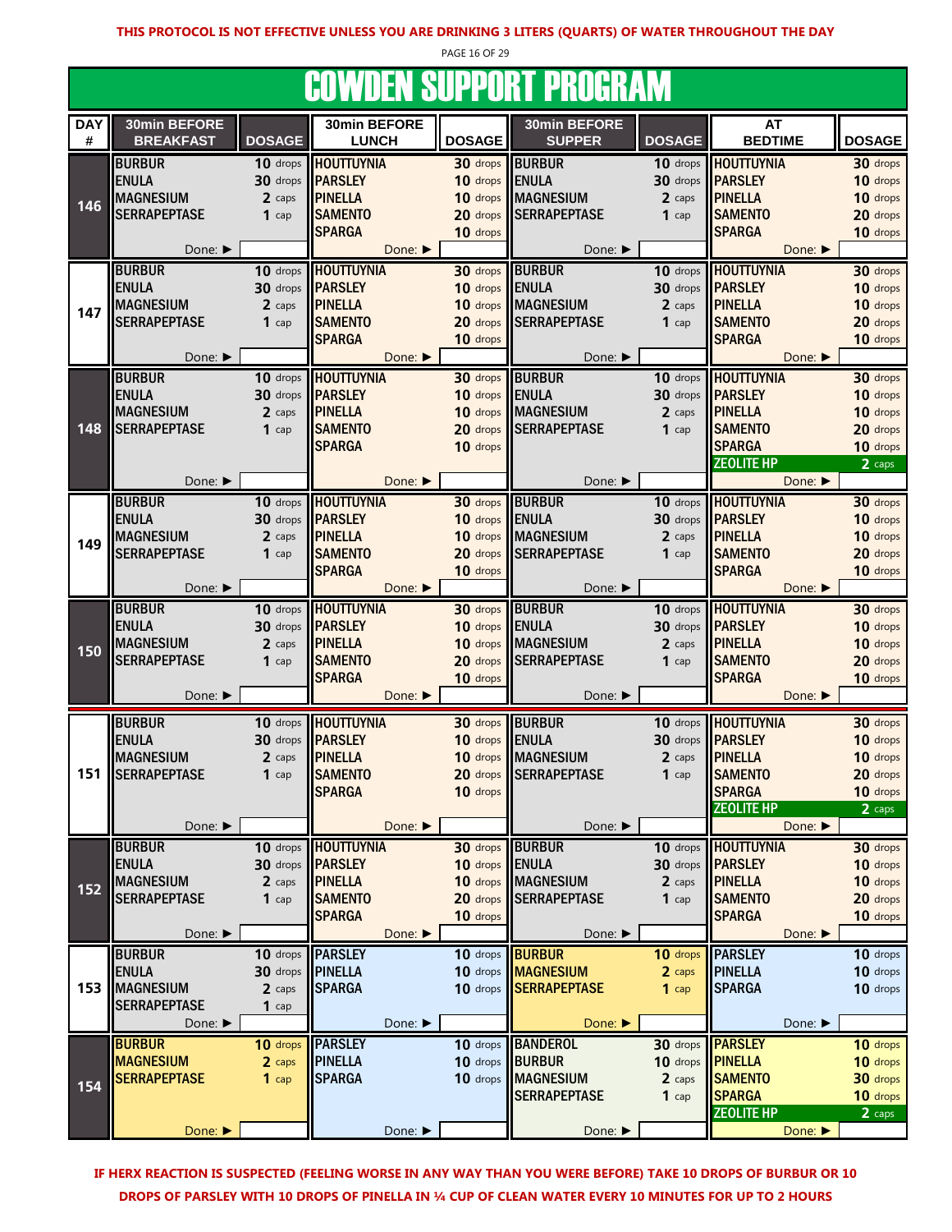**THIS PROTOCOL IS NOT EFFECTIVE UNLESS YOU ARE DRINKING 3 LITERS (QUARTS) OF WATER THROUGHOUT THE DAY**

# COWDEN SUPPORT PROGRAM

| DAY # | 30min BEFORE BREAKFAST | DOSAGE | 30min BEFORE LUNCH | DOSAGE | 30min BEFORE SUPPER | DOSAGE | AT BEDTIME | DOSAGE |
|---|---|---|---|---|---|---|---|---|
| 146 | BURBUR<br>ENULA<br>MAGNESIUM<br>SERRAPEPTASE<br>Done: ► | 10 drops<br>30 drops<br>2 caps<br>1 cap | HOUTTUYNIA<br>PARSLEY<br>PINELLA<br>SAMENTO<br>SPARGA<br>Done: ► | 30 drops<br>10 drops<br>10 drops<br>20 drops<br>10 drops | BURBUR<br>ENULA<br>MAGNESIUM<br>SERRAPEPTASE<br>Done: ► | 10 drops<br>30 drops<br>2 caps<br>1 cap | HOUTTUYNIA<br>PARSLEY<br>PINELLA<br>SAMENTO<br>SPARGA<br>Done: ► | 30 drops<br>10 drops<br>10 drops<br>20 drops<br>10 drops |
| 147 | BURBUR<br>ENULA<br>MAGNESIUM<br>SERRAPEPTASE<br>Done: ► | 10 drops<br>30 drops<br>2 caps<br>1 cap | HOUTTUYNIA<br>PARSLEY<br>PINELLA<br>SAMENTO<br>SPARGA<br>Done: ► | 30 drops<br>10 drops<br>10 drops<br>20 drops<br>10 drops | BURBUR<br>ENULA<br>MAGNESIUM<br>SERRAPEPTASE<br>Done: ► | 10 drops<br>30 drops<br>2 caps<br>1 cap | HOUTTUYNIA<br>PARSLEY<br>PINELLA<br>SAMENTO<br>SPARGA<br>Done: ► | 30 drops<br>10 drops<br>10 drops<br>20 drops<br>10 drops |
| 148 | BURBUR<br>ENULA<br>MAGNESIUM<br>SERRAPEPTASE<br>Done: ► | 10 drops<br>30 drops<br>2 caps<br>1 cap | HOUTTUYNIA<br>PARSLEY<br>PINELLA<br>SAMENTO<br>SPARGA<br>Done: ► | 30 drops<br>10 drops<br>10 drops<br>20 drops<br>10 drops | BURBUR<br>ENULA<br>MAGNESIUM<br>SERRAPEPTASE<br>Done: ► | 10 drops<br>30 drops<br>2 caps<br>1 cap | HOUTTUYNIA<br>PARSLEY<br>PINELLA<br>SAMENTO<br>SPARGA<br>ZEOLITE HP<br>Done: ► | 30 drops<br>10 drops<br>10 drops<br>20 drops<br>10 drops<br>2 caps |
| 149 | BURBUR<br>ENULA<br>MAGNESIUM<br>SERRAPEPTASE<br>Done: ► | 10 drops<br>30 drops<br>2 caps<br>1 cap | HOUTTUYNIA<br>PARSLEY<br>PINELLA<br>SAMENTO<br>SPARGA<br>Done: ► | 30 drops<br>10 drops<br>10 drops<br>20 drops<br>10 drops | BURBUR<br>ENULA<br>MAGNESIUM<br>SERRAPEPTASE<br>Done: ► | 10 drops<br>30 drops<br>2 caps<br>1 cap | HOUTTUYNIA<br>PARSLEY<br>PINELLA<br>SAMENTO<br>SPARGA<br>Done: ► | 30 drops<br>10 drops<br>10 drops<br>20 drops<br>10 drops |
| 150 | BURBUR<br>ENULA<br>MAGNESIUM<br>SERRAPEPTASE<br>Done: ► | 10 drops<br>30 drops<br>2 caps<br>1 cap | HOUTTUYNIA<br>PARSLEY<br>PINELLA<br>SAMENTO<br>SPARGA<br>Done: ► | 30 drops<br>10 drops<br>10 drops<br>20 drops<br>10 drops | BURBUR<br>ENULA<br>MAGNESIUM<br>SERRAPEPTASE<br>Done: ► | 10 drops<br>30 drops<br>2 caps<br>1 cap | HOUTTUYNIA<br>PARSLEY<br>PINELLA<br>SAMENTO<br>SPARGA<br>Done: ► | 30 drops<br>10 drops<br>10 drops<br>20 drops<br>10 drops |
| 151 | BURBUR<br>ENULA<br>MAGNESIUM<br>SERRAPEPTASE<br>Done: ► | 10 drops<br>30 drops<br>2 caps<br>1 cap | HOUTTUYNIA<br>PARSLEY<br>PINELLA<br>SAMENTO<br>SPARGA<br>Done: ► | 30 drops<br>10 drops<br>10 drops<br>20 drops<br>10 drops | BURBUR<br>ENULA<br>MAGNESIUM<br>SERRAPEPTASE<br>Done: ► | 10 drops<br>30 drops<br>2 caps<br>1 cap | HOUTTUYNIA<br>PARSLEY<br>PINELLA<br>SAMENTO<br>SPARGA<br>ZEOLITE HP<br>Done: ► | 30 drops<br>10 drops<br>10 drops<br>20 drops<br>10 drops<br>2 caps |
| 152 | BURBUR<br>ENULA<br>MAGNESIUM<br>SERRAPEPTASE<br>Done: ► | 10 drops<br>30 drops<br>2 caps<br>1 cap | HOUTTUYNIA<br>PARSLEY<br>PINELLA<br>SAMENTO<br>SPARGA<br>Done: ► | 30 drops<br>10 drops<br>10 drops<br>20 drops<br>10 drops | BURBUR<br>ENULA<br>MAGNESIUM<br>SERRAPEPTASE<br>Done: ► | 10 drops<br>30 drops<br>2 caps<br>1 cap | HOUTTUYNIA<br>PARSLEY<br>PINELLA<br>SAMENTO<br>SPARGA<br>Done: ► | 30 drops<br>10 drops<br>10 drops<br>20 drops<br>10 drops |
| 153 | BURBUR<br>ENULA<br>MAGNESIUM<br>SERRAPEPTASE<br>Done: ► | 10 drops<br>30 drops<br>2 caps<br>1 cap | PARSLEY<br>PINELLA<br>SPARGA<br>Done: ► | 10 drops<br>10 drops<br>10 drops | BURBUR<br>MAGNESIUM<br>SERRAPEPTASE<br>Done: ► | 10 drops<br>2 caps<br>1 cap | PARSLEY<br>PINELLA<br>SPARGA<br>Done: ► | 10 drops<br>10 drops<br>10 drops |
| 154 | BURBUR<br>MAGNESIUM<br>SERRAPEPTASE<br>Done: ► | 10 drops<br>2 caps<br>1 cap | PARSLEY<br>PINELLA<br>SPARGA<br>Done: ► | 10 drops<br>10 drops<br>10 drops | BANDEROL<br>BURBUR<br>MAGNESIUM<br>SERRAPEPTASE<br>Done: ► | 30 drops<br>10 drops<br>2 caps<br>1 cap | PARSLEY<br>PINELLA<br>SAMENTO<br>SPARGA<br>ZEOLITE HP<br>Done: ► | 10 drops<br>10 drops<br>30 drops<br>10 drops<br>2 caps |

**IF HERX REACTION IS SUSPECTED (FEELING WORSE IN ANY WAY THAN YOU WERE BEFORE) TAKE 10 DROPS OF BURBUR OR 10 DROPS OF PARSLEY WITH 10 DROPS OF PINELLA IN ¼ CUP OF CLEAN WATER EVERY 10 MINUTES FOR UP TO 2 HOURS**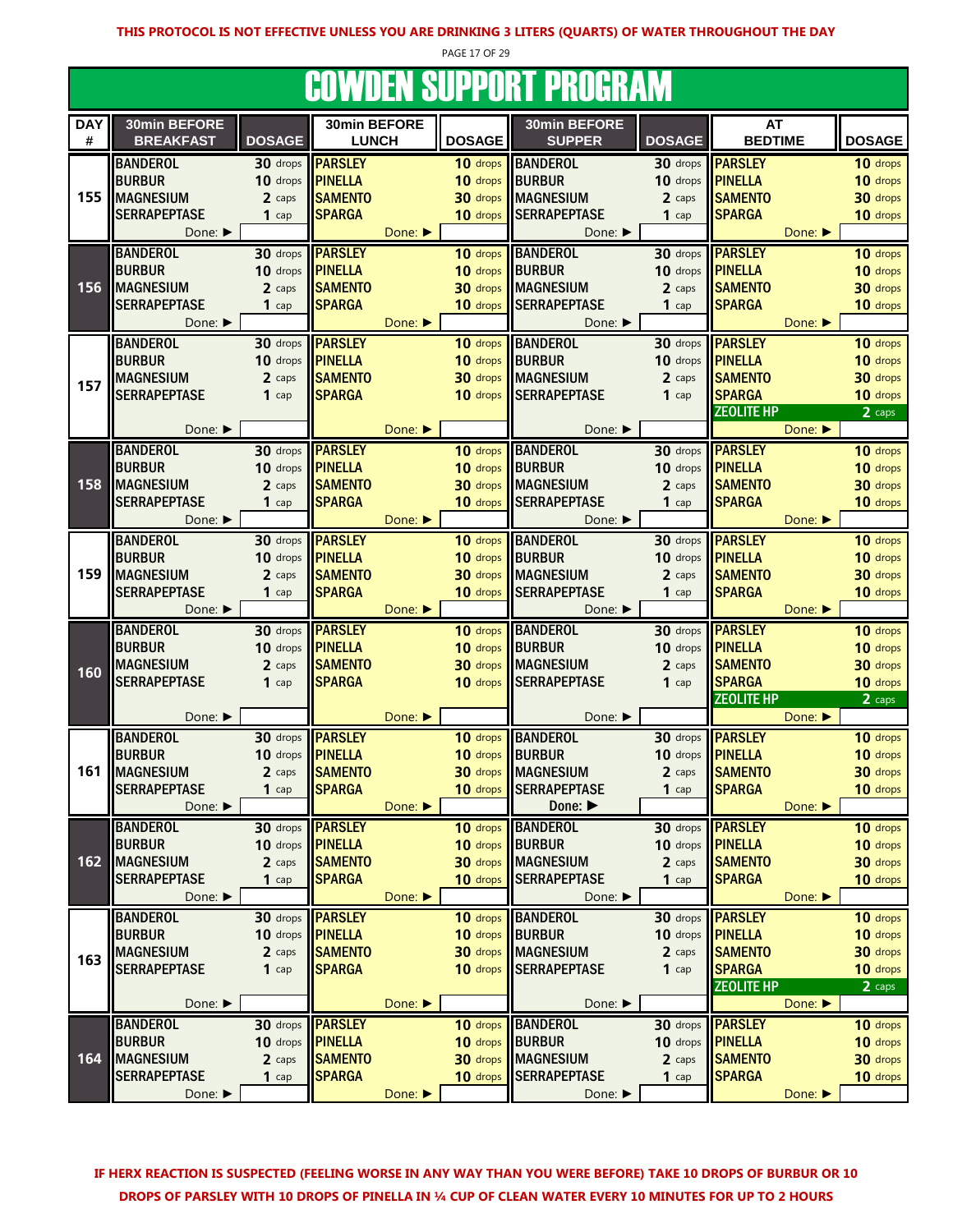**THIS PROTOCOL IS NOT EFFECTIVE UNLESS YOU ARE DRINKING 3 LITERS (QUARTS) OF WATER THROUGHOUT THE DAY**

# COWDEN SUPPORT PROGRAM

| DAY # | 30min BEFORE BREAKFAST | DOSAGE | 30min BEFORE LUNCH | DOSAGE | 30min BEFORE SUPPER | DOSAGE | AT BEDTIME | DOSAGE |
|---|---|---|---|---|---|---|---|---|
| 155 | BANDEROL | 30 drops | PARSLEY | 10 drops | BANDEROL | 30 drops | PARSLEY | 10 drops |
| | BURBUR | 10 drops | PINELLA | 10 drops | BURBUR | 10 drops | PINELLA | 10 drops |
| | MAGNESIUM | 2 caps | SAMENTO | 30 drops | MAGNESIUM | 2 caps | SAMENTO | 30 drops |
| | SERRAPEPTASE | 1 cap | SPARGA | 10 drops | SERRAPEPTASE | 1 cap | SPARGA | 10 drops |
| | Done: ► | | Done: ► | | Done: ► | | Done: ► | |
| 156 | BANDEROL | 30 drops | PARSLEY | 10 drops | BANDEROL | 30 drops | PARSLEY | 10 drops |
| | BURBUR | 10 drops | PINELLA | 10 drops | BURBUR | 10 drops | PINELLA | 10 drops |
| | MAGNESIUM | 2 caps | SAMENTO | 30 drops | MAGNESIUM | 2 caps | SAMENTO | 30 drops |
| | SERRAPEPTASE | 1 cap | SPARGA | 10 drops | SERRAPEPTASE | 1 cap | SPARGA | 10 drops |
| | Done: ► | | Done: ► | | Done: ► | | Done: ► | |
| 157 | BANDEROL | 30 drops | PARSLEY | 10 drops | BANDEROL | 30 drops | PARSLEY | 10 drops |
| | BURBUR | 10 drops | PINELLA | 10 drops | BURBUR | 10 drops | PINELLA | 10 drops |
| | MAGNESIUM | 2 caps | SAMENTO | 30 drops | MAGNESIUM | 2 caps | SAMENTO | 30 drops |
| | SERRAPEPTASE | 1 cap | SPARGA | 10 drops | SERRAPEPTASE | 1 cap | SPARGA | 10 drops |
| | | | | | | | ZEOLITE HP | 2 caps |
| | Done: ► | | Done: ► | | Done: ► | | Done: ► | |
| 158 | BANDEROL | 30 drops | PARSLEY | 10 drops | BANDEROL | 30 drops | PARSLEY | 10 drops |
| | BURBUR | 10 drops | PINELLA | 10 drops | BURBUR | 10 drops | PINELLA | 10 drops |
| | MAGNESIUM | 2 caps | SAMENTO | 30 drops | MAGNESIUM | 2 caps | SAMENTO | 30 drops |
| | SERRAPEPTASE | 1 cap | SPARGA | 10 drops | SERRAPEPTASE | 1 cap | SPARGA | 10 drops |
| | Done: ► | | Done: ► | | Done: ► | | Done: ► | |
| 159 | BANDEROL | 30 drops | PARSLEY | 10 drops | BANDEROL | 30 drops | PARSLEY | 10 drops |
| | BURBUR | 10 drops | PINELLA | 10 drops | BURBUR | 10 drops | PINELLA | 10 drops |
| | MAGNESIUM | 2 caps | SAMENTO | 30 drops | MAGNESIUM | 2 caps | SAMENTO | 30 drops |
| | SERRAPEPTASE | 1 cap | SPARGA | 10 drops | SERRAPEPTASE | 1 cap | SPARGA | 10 drops |
| | Done: ► | | Done: ► | | Done: ► | | Done: ► | |
| 160 | BANDEROL | 30 drops | PARSLEY | 10 drops | BANDEROL | 30 drops | PARSLEY | 10 drops |
| | BURBUR | 10 drops | PINELLA | 10 drops | BURBUR | 10 drops | PINELLA | 10 drops |
| | MAGNESIUM | 2 caps | SAMENTO | 30 drops | MAGNESIUM | 2 caps | SAMENTO | 30 drops |
| | SERRAPEPTASE | 1 cap | SPARGA | 10 drops | SERRAPEPTASE | 1 cap | SPARGA | 10 drops |
| | | | | | | | ZEOLITE HP | 2 caps |
| | Done: ► | | Done: ► | | Done: ► | | Done: ► | |
| 161 | BANDEROL | 30 drops | PARSLEY | 10 drops | BANDEROL | 30 drops | PARSLEY | 10 drops |
| | BURBUR | 10 drops | PINELLA | 10 drops | BURBUR | 10 drops | PINELLA | 10 drops |
| | MAGNESIUM | 2 caps | SAMENTO | 30 drops | MAGNESIUM | 2 caps | SAMENTO | 30 drops |
| | SERRAPEPTASE | 1 cap | SPARGA | 10 drops | SERRAPEPTASE | 1 cap | SPARGA | 10 drops |
| | Done: ► | | Done: ► | | Done: ► | | Done: ► | |
| 162 | BANDEROL | 30 drops | PARSLEY | 10 drops | BANDEROL | 30 drops | PARSLEY | 10 drops |
| | BURBUR | 10 drops | PINELLA | 10 drops | BURBUR | 10 drops | PINELLA | 10 drops |
| | MAGNESIUM | 2 caps | SAMENTO | 30 drops | MAGNESIUM | 2 caps | SAMENTO | 30 drops |
| | SERRAPEPTASE | 1 cap | SPARGA | 10 drops | SERRAPEPTASE | 1 cap | SPARGA | 10 drops |
| | Done: ► | | Done: ► | | Done: ► | | Done: ► | |
| 163 | BANDEROL | 30 drops | PARSLEY | 10 drops | BANDEROL | 30 drops | PARSLEY | 10 drops |
| | BURBUR | 10 drops | PINELLA | 10 drops | BURBUR | 10 drops | PINELLA | 10 drops |
| | MAGNESIUM | 2 caps | SAMENTO | 30 drops | MAGNESIUM | 2 caps | SAMENTO | 30 drops |
| | SERRAPEPTASE | 1 cap | SPARGA | 10 drops | SERRAPEPTASE | 1 cap | SPARGA | 10 drops |
| | | | | | | | ZEOLITE HP | 2 caps |
| | Done: ► | | Done: ► | | Done: ► | | Done: ► | |
| 164 | BANDEROL | 30 drops | PARSLEY | 10 drops | BANDEROL | 30 drops | PARSLEY | 10 drops |
| | BURBUR | 10 drops | PINELLA | 10 drops | BURBUR | 10 drops | PINELLA | 10 drops |
| | MAGNESIUM | 2 caps | SAMENTO | 30 drops | MAGNESIUM | 2 caps | SAMENTO | 30 drops |
| | SERRAPEPTASE | 1 cap | SPARGA | 10 drops | SERRAPEPTASE | 1 cap | SPARGA | 10 drops |
| | Done: ► | | Done: ► | | Done: ► | | Done: ► | |

**IF HERX REACTION IS SUSPECTED (FEELING WORSE IN ANY WAY THAN YOU WERE BEFORE) TAKE 10 DROPS OF BURBUR OR 10 DROPS OF PARSLEY WITH 10 DROPS OF PINELLA IN ¼ CUP OF CLEAN WATER EVERY 10 MINUTES FOR UP TO 2 HOURS**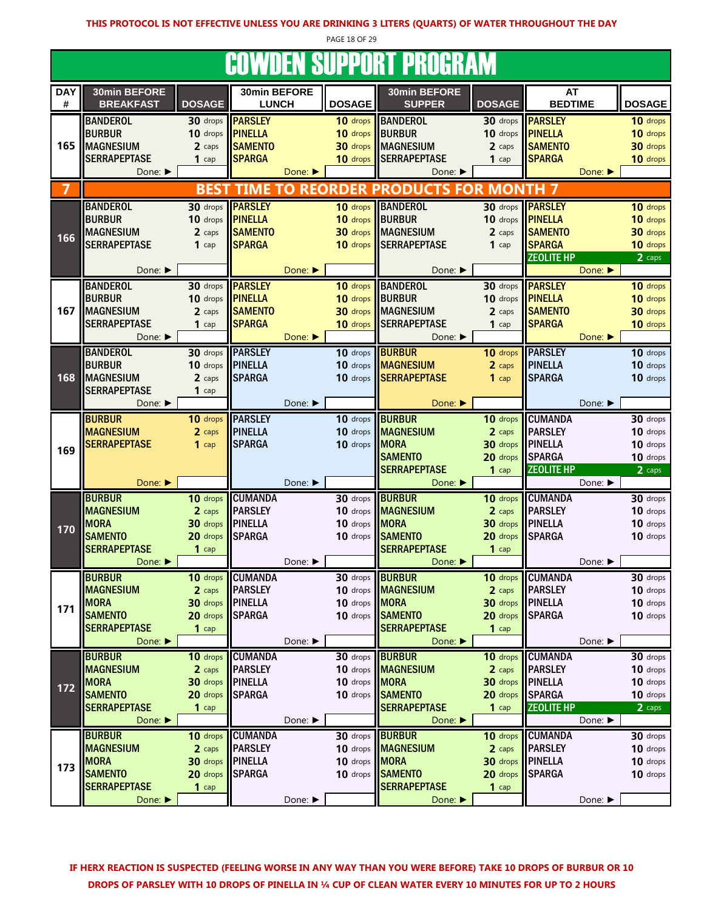**THIS PROTOCOL IS NOT EFFECTIVE UNLESS YOU ARE DRINKING 3 LITERS (QUARTS) OF WATER THROUGHOUT THE DAY**

# COWDEN SUPPORT PROGRAM

| DAY # | 30min BEFORE BREAKFAST | DOSAGE | 30min BEFORE LUNCH | DOSAGE | 30min BEFORE SUPPER | DOSAGE | AT BEDTIME | DOSAGE |
|---|---|---|---|---|---|---|---|---|
| 165 | BANDEROL<br>BURBUR<br>MAGNESIUM<br>SERRAPEPTASE | 30 drops<br>10 drops<br>2 caps<br>1 cap | PARSLEY<br>PINELLA<br>SAMENTO<br>SPARGA | 10 drops<br>10 drops<br>30 drops<br>10 drops | BANDEROL<br>BURBUR<br>MAGNESIUM<br>SERRAPEPTASE | 30 drops<br>10 drops<br>2 caps<br>1 cap | PARSLEY<br>PINELLA<br>SAMENTO<br>SPARGA | 10 drops<br>10 drops<br>30 drops<br>10 drops |
| | Done: ▶ | | Done: ▶ | | Done: ▶ | | Done: ▶ | |
| **7** | **BEST TIME TO REORDER PRODUCTS FOR MONTH 7** | | | | | | | |
| 166 | BANDEROL<br>BURBUR<br>MAGNESIUM<br>SERRAPEPTASE | 30 drops<br>10 drops<br>2 caps<br>1 cap | PARSLEY<br>PINELLA<br>SAMENTO<br>SPARGA | 10 drops<br>10 drops<br>30 drops<br>10 drops | BANDEROL<br>BURBUR<br>MAGNESIUM<br>SERRAPEPTASE | 30 drops<br>10 drops<br>2 caps<br>1 cap | PARSLEY<br>PINELLA<br>SAMENTO<br>SPARGA<br>ZEOLITE HP | 10 drops<br>10 drops<br>30 drops<br>10 drops<br>2 caps |
| | Done: ▶ | | Done: ▶ | | Done: ▶ | | Done: ▶ | |
| 167 | BANDEROL<br>BURBUR<br>MAGNESIUM<br>SERRAPEPTASE | 30 drops<br>10 drops<br>2 caps<br>1 cap | PARSLEY<br>PINELLA<br>SAMENTO<br>SPARGA | 10 drops<br>10 drops<br>30 drops<br>10 drops | BANDEROL<br>BURBUR<br>MAGNESIUM<br>SERRAPEPTASE | 30 drops<br>10 drops<br>2 caps<br>1 cap | PARSLEY<br>PINELLA<br>SAMENTO<br>SPARGA | 10 drops<br>10 drops<br>30 drops<br>10 drops |
| | Done: ▶ | | Done: ▶ | | Done: ▶ | | Done: ▶ | |
| 168 | BANDEROL<br>BURBUR<br>MAGNESIUM<br>SERRAPEPTASE | 30 drops<br>10 drops<br>2 caps<br>1 cap | PARSLEY<br>PINELLA<br>SPARGA | 10 drops<br>10 drops<br>10 drops | BURBUR<br>MAGNESIUM<br>SERRAPEPTASE | 10 drops<br>2 caps<br>1 cap | PARSLEY<br>PINELLA<br>SPARGA | 10 drops<br>10 drops<br>10 drops |
| | Done: ▶ | | Done: ▶ | | Done: ▶ | | Done: ▶ | |
| 169 | BURBUR<br>MAGNESIUM<br>SERRAPEPTASE | 10 drops<br>2 caps<br>1 cap | PARSLEY<br>PINELLA<br>SPARGA | 10 drops<br>10 drops<br>10 drops | BURBUR<br>MAGNESIUM<br>MORA<br>SAMENTO<br>SERRAPEPTASE | 10 drops<br>2 caps<br>30 drops<br>20 drops<br>1 cap | CUMANDA<br>PARSLEY<br>PINELLA<br>SPARGA<br>ZEOLITE HP | 30 drops<br>10 drops<br>10 drops<br>10 drops<br>2 caps |
| | Done: ▶ | | Done: ▶ | | Done: ▶ | | Done: ▶ | |
| 170 | BURBUR<br>MAGNESIUM<br>MORA<br>SAMENTO<br>SERRAPEPTASE | 10 drops<br>2 caps<br>30 drops<br>20 drops<br>1 cap | CUMANDA<br>PARSLEY<br>PINELLA<br>SPARGA | 30 drops<br>10 drops<br>10 drops<br>10 drops | BURBUR<br>MAGNESIUM<br>MORA<br>SAMENTO<br>SERRAPEPTASE | 10 drops<br>2 caps<br>30 drops<br>20 drops<br>1 cap | CUMANDA<br>PARSLEY<br>PINELLA<br>SPARGA | 30 drops<br>10 drops<br>10 drops<br>10 drops |
| | Done: ▶ | | Done: ▶ | | Done: ▶ | | Done: ▶ | |
| 171 | BURBUR<br>MAGNESIUM<br>MORA<br>SAMENTO<br>SERRAPEPTASE | 10 drops<br>2 caps<br>30 drops<br>20 drops<br>1 cap | CUMANDA<br>PARSLEY<br>PINELLA<br>SPARGA | 30 drops<br>10 drops<br>10 drops<br>10 drops | BURBUR<br>MAGNESIUM<br>MORA<br>SAMENTO<br>SERRAPEPTASE | 10 drops<br>2 caps<br>30 drops<br>20 drops<br>1 cap | CUMANDA<br>PARSLEY<br>PINELLA<br>SPARGA | 30 drops<br>10 drops<br>10 drops<br>10 drops |
| | Done: ▶ | | Done: ▶ | | Done: ▶ | | Done: ▶ | |
| 172 | BURBUR<br>MAGNESIUM<br>MORA<br>SAMENTO<br>SERRAPEPTASE | 10 drops<br>2 caps<br>30 drops<br>20 drops<br>1 cap | CUMANDA<br>PARSLEY<br>PINELLA<br>SPARGA | 30 drops<br>10 drops<br>10 drops<br>10 drops | BURBUR<br>MAGNESIUM<br>MORA<br>SAMENTO<br>SERRAPEPTASE | 10 drops<br>2 caps<br>30 drops<br>20 drops<br>1 cap | CUMANDA<br>PARSLEY<br>PINELLA<br>SPARGA<br>ZEOLITE HP | 30 drops<br>10 drops<br>10 drops<br>10 drops<br>2 caps |
| | Done: ▶ | | Done: ▶ | | Done: ▶ | | Done: ▶ | |
| 173 | BURBUR<br>MAGNESIUM<br>MORA<br>SAMENTO<br>SERRAPEPTASE | 10 drops<br>2 caps<br>30 drops<br>20 drops<br>1 cap | CUMANDA<br>PARSLEY<br>PINELLA<br>SPARGA | 30 drops<br>10 drops<br>10 drops<br>10 drops | BURBUR<br>MAGNESIUM<br>MORA<br>SAMENTO<br>SERRAPEPTASE | 10 drops<br>2 caps<br>30 drops<br>20 drops<br>1 cap | CUMANDA<br>PARSLEY<br>PINELLA<br>SPARGA | 30 drops<br>10 drops<br>10 drops<br>10 drops |
| | Done: ▶ | | Done: ▶ | | Done: ▶ | | Done: ▶ | |

**IF HERX REACTION IS SUSPECTED (FEELING WORSE IN ANY WAY THAN YOU WERE BEFORE) TAKE 10 DROPS OF BURBUR OR 10 DROPS OF PARSLEY WITH 10 DROPS OF PINELLA IN ¼ CUP OF CLEAN WATER EVERY 10 MINUTES FOR UP TO 2 HOURS**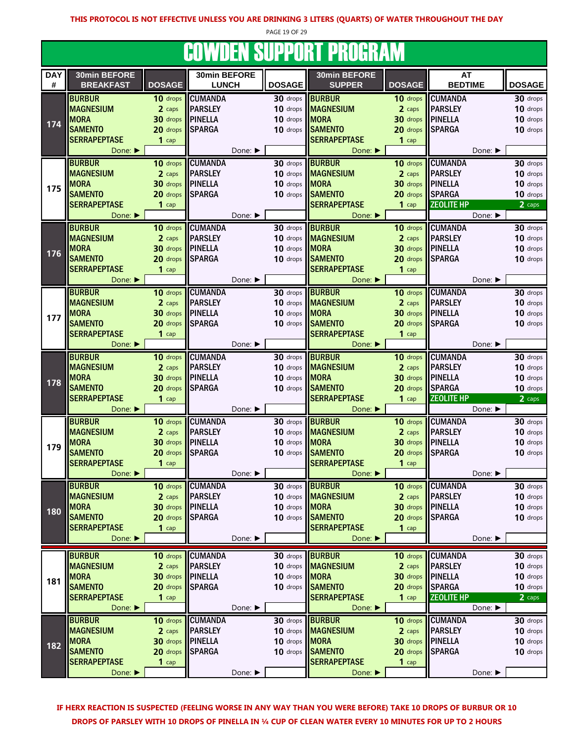**THIS PROTOCOL IS NOT EFFECTIVE UNLESS YOU ARE DRINKING 3 LITERS (QUARTS) OF WATER THROUGHOUT THE DAY**

# COWDEN SUPPORT PROGRAM

| DAY # | 30min BEFORE BREAKFAST | DOSAGE | 30min BEFORE LUNCH | DOSAGE | 30min BEFORE SUPPER | DOSAGE | AT BEDTIME | DOSAGE |
|---|---|---|---|---|---|---|---|---|
| 174 | BURBUR | 10 drops | CUMANDA | 30 drops | BURBUR | 10 drops | CUMANDA | 30 drops |
| | MAGNESIUM | 2 caps | PARSLEY | 10 drops | MAGNESIUM | 2 caps | PARSLEY | 10 drops |
| | MORA | 30 drops | PINELLA | 10 drops | MORA | 30 drops | PINELLA | 10 drops |
| | SAMENTO | 20 drops | SPARGA | 10 drops | SAMENTO | 20 drops | SPARGA | 10 drops |
| | SERRAPEPTASE | 1 cap | | | SERRAPEPTASE | 1 cap | | |
| | Done: ▶ | | Done: ▶ | | Done: ▶ | | Done: ▶ | |
| 175 | BURBUR | 10 drops | CUMANDA | 30 drops | BURBUR | 10 drops | CUMANDA | 30 drops |
| | MAGNESIUM | 2 caps | PARSLEY | 10 drops | MAGNESIUM | 2 caps | PARSLEY | 10 drops |
| | MORA | 30 drops | PINELLA | 10 drops | MORA | 30 drops | PINELLA | 10 drops |
| | SAMENTO | 20 drops | SPARGA | 10 drops | SAMENTO | 20 drops | SPARGA | 10 drops |
| | SERRAPEPTASE | 1 cap | | | SERRAPEPTASE | 1 cap | ZEOLITE HP | 2 caps |
| | Done: ▶ | | Done: ▶ | | Done: ▶ | | Done: ▶ | |
| 176 | BURBUR | 10 drops | CUMANDA | 30 drops | BURBUR | 10 drops | CUMANDA | 30 drops |
| | MAGNESIUM | 2 caps | PARSLEY | 10 drops | MAGNESIUM | 2 caps | PARSLEY | 10 drops |
| | MORA | 30 drops | PINELLA | 10 drops | MORA | 30 drops | PINELLA | 10 drops |
| | SAMENTO | 20 drops | SPARGA | 10 drops | SAMENTO | 20 drops | SPARGA | 10 drops |
| | SERRAPEPTASE | 1 cap | | | SERRAPEPTASE | 1 cap | | |
| | Done: ▶ | | Done: ▶ | | Done: ▶ | | Done: ▶ | |
| 177 | BURBUR | 10 drops | CUMANDA | 30 drops | BURBUR | 10 drops | CUMANDA | 30 drops |
| | MAGNESIUM | 2 caps | PARSLEY | 10 drops | MAGNESIUM | 2 caps | PARSLEY | 10 drops |
| | MORA | 30 drops | PINELLA | 10 drops | MORA | 30 drops | PINELLA | 10 drops |
| | SAMENTO | 20 drops | SPARGA | 10 drops | SAMENTO | 20 drops | SPARGA | 10 drops |
| | SERRAPEPTASE | 1 cap | | | SERRAPEPTASE | 1 cap | | |
| | Done: ▶ | | Done: ▶ | | Done: ▶ | | Done: ▶ | |
| 178 | BURBUR | 10 drops | CUMANDA | 30 drops | BURBUR | 10 drops | CUMANDA | 30 drops |
| | MAGNESIUM | 2 caps | PARSLEY | 10 drops | MAGNESIUM | 2 caps | PARSLEY | 10 drops |
| | MORA | 30 drops | PINELLA | 10 drops | MORA | 30 drops | PINELLA | 10 drops |
| | SAMENTO | 20 drops | SPARGA | 10 drops | SAMENTO | 20 drops | SPARGA | 10 drops |
| | SERRAPEPTASE | 1 cap | | | SERRAPEPTASE | 1 cap | ZEOLITE HP | 2 caps |
| | Done: ▶ | | Done: ▶ | | Done: ▶ | | Done: ▶ | |
| 179 | BURBUR | 10 drops | CUMANDA | 30 drops | BURBUR | 10 drops | CUMANDA | 30 drops |
| | MAGNESIUM | 2 caps | PARSLEY | 10 drops | MAGNESIUM | 2 caps | PARSLEY | 10 drops |
| | MORA | 30 drops | PINELLA | 10 drops | MORA | 30 drops | PINELLA | 10 drops |
| | SAMENTO | 20 drops | SPARGA | 10 drops | SAMENTO | 20 drops | SPARGA | 10 drops |
| | SERRAPEPTASE | 1 cap | | | SERRAPEPTASE | 1 cap | | |
| | Done: ▶ | | Done: ▶ | | Done: ▶ | | Done: ▶ | |
| 180 | BURBUR | 10 drops | CUMANDA | 30 drops | BURBUR | 10 drops | CUMANDA | 30 drops |
| | MAGNESIUM | 2 caps | PARSLEY | 10 drops | MAGNESIUM | 2 caps | PARSLEY | 10 drops |
| | MORA | 30 drops | PINELLA | 10 drops | MORA | 30 drops | PINELLA | 10 drops |
| | SAMENTO | 20 drops | SPARGA | 10 drops | SAMENTO | 20 drops | SPARGA | 10 drops |
| | SERRAPEPTASE | 1 cap | | | SERRAPEPTASE | 1 cap | | |
| | Done: ▶ | | Done: ▶ | | Done: ▶ | | Done: ▶ | |
| 181 | BURBUR | 10 drops | CUMANDA | 30 drops | BURBUR | 10 drops | CUMANDA | 30 drops |
| | MAGNESIUM | 2 caps | PARSLEY | 10 drops | MAGNESIUM | 2 caps | PARSLEY | 10 drops |
| | MORA | 30 drops | PINELLA | 10 drops | MORA | 30 drops | PINELLA | 10 drops |
| | SAMENTO | 20 drops | SPARGA | 10 drops | SAMENTO | 20 drops | SPARGA | 10 drops |
| | SERRAPEPTASE | 1 cap | | | SERRAPEPTASE | 1 cap | ZEOLITE HP | 2 caps |
| | Done: ▶ | | Done: ▶ | | Done: ▶ | | Done: ▶ | |
| 182 | BURBUR | 10 drops | CUMANDA | 30 drops | BURBUR | 10 drops | CUMANDA | 30 drops |
| | MAGNESIUM | 2 caps | PARSLEY | 10 drops | MAGNESIUM | 2 caps | PARSLEY | 10 drops |
| | MORA | 30 drops | PINELLA | 10 drops | MORA | 30 drops | PINELLA | 10 drops |
| | SAMENTO | 20 drops | SPARGA | 10 drops | SAMENTO | 20 drops | SPARGA | 10 drops |
| | SERRAPEPTASE | 1 cap | | | SERRAPEPTASE | 1 cap | | |
| | Done: ▶ | | Done: ▶ | | Done: ▶ | | Done: ▶ | |

**IF HERX REACTION IS SUSPECTED (FEELING WORSE IN ANY WAY THAN YOU WERE BEFORE) TAKE 10 DROPS OF BURBUR OR 10 DROPS OF PARSLEY WITH 10 DROPS OF PINELLA IN ¼ CUP OF CLEAN WATER EVERY 10 MINUTES FOR UP TO 2 HOURS**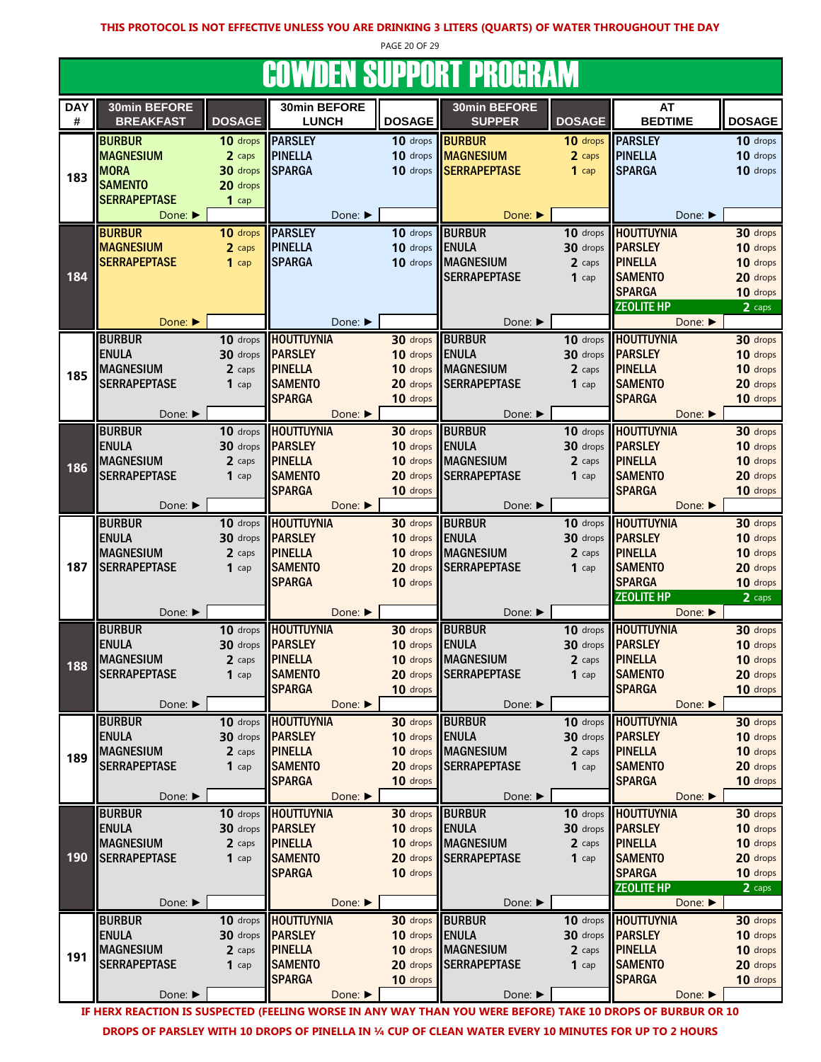**THIS PROTOCOL IS NOT EFFECTIVE UNLESS YOU ARE DRINKING 3 LITERS (QUARTS) OF WATER THROUGHOUT THE DAY**

# COWDEN SUPPORT PROGRAM

| DAY # | 30min BEFORE BREAKFAST | DOSAGE | 30min BEFORE LUNCH | DOSAGE | 30min BEFORE SUPPER | DOSAGE | AT BEDTIME | DOSAGE |
|---|---|---|---|---|---|---|---|---|
| 183 | BURBUR<br>MAGNESIUM<br>MORA<br>SAMENTO<br>SERRAPEPTASE<br>Done: ▶ | 10 drops<br>2 caps<br>30 drops<br>20 drops<br>1 cap | PARSLEY<br>PINELLA<br>SPARGA<br>Done: ▶ | 10 drops<br>10 drops<br>10 drops | BURBUR<br>MAGNESIUM<br>SERRAPEPTASE<br>Done: ▶ | 10 drops<br>2 caps<br>1 cap | PARSLEY<br>PINELLA<br>SPARGA<br>Done: ▶ | 10 drops<br>10 drops<br>10 drops |
| 184 | BURBUR<br>MAGNESIUM<br>SERRAPEPTASE<br>Done: ▶ | 10 drops<br>2 caps<br>1 cap | PARSLEY<br>PINELLA<br>SPARGA<br>Done: ▶ | 10 drops<br>10 drops<br>10 drops | BURBUR<br>ENULA<br>MAGNESIUM<br>SERRAPEPTASE<br>Done: ▶ | 10 drops<br>30 drops<br>2 caps<br>1 cap | HOUTTUYNIA<br>PARSLEY<br>PINELLA<br>SAMENTO<br>SPARGA<br>ZEOLITE HP<br>Done: ▶ | 30 drops<br>10 drops<br>10 drops<br>20 drops<br>10 drops<br>2 caps |
| 185 | BURBUR<br>ENULA<br>MAGNESIUM<br>SERRAPEPTASE<br>Done: ▶ | 10 drops<br>30 drops<br>2 caps<br>1 cap | HOUTTUYNIA<br>PARSLEY<br>PINELLA<br>SAMENTO<br>SPARGA<br>Done: ▶ | 30 drops<br>10 drops<br>10 drops<br>20 drops<br>10 drops | BURBUR<br>ENULA<br>MAGNESIUM<br>SERRAPEPTASE<br>Done: ▶ | 10 drops<br>30 drops<br>2 caps<br>1 cap | HOUTTUYNIA<br>PARSLEY<br>PINELLA<br>SAMENTO<br>SPARGA<br>Done: ▶ | 30 drops<br>10 drops<br>10 drops<br>20 drops<br>10 drops |
| 186 | BURBUR<br>ENULA<br>MAGNESIUM<br>SERRAPEPTASE<br>Done: ▶ | 10 drops<br>30 drops<br>2 caps<br>1 cap | HOUTTUYNIA<br>PARSLEY<br>PINELLA<br>SAMENTO<br>SPARGA<br>Done: ▶ | 30 drops<br>10 drops<br>10 drops<br>20 drops<br>10 drops | BURBUR<br>ENULA<br>MAGNESIUM<br>SERRAPEPTASE<br>Done: ▶ | 10 drops<br>30 drops<br>2 caps<br>1 cap | HOUTTUYNIA<br>PARSLEY<br>PINELLA<br>SAMENTO<br>SPARGA<br>Done: ▶ | 30 drops<br>10 drops<br>10 drops<br>20 drops<br>10 drops |
| 187 | BURBUR<br>ENULA<br>MAGNESIUM<br>SERRAPEPTASE<br>Done: ▶ | 10 drops<br>30 drops<br>2 caps<br>1 cap | HOUTTUYNIA<br>PARSLEY<br>PINELLA<br>SAMENTO<br>SPARGA<br>Done: ▶ | 30 drops<br>10 drops<br>10 drops<br>20 drops<br>10 drops | BURBUR<br>ENULA<br>MAGNESIUM<br>SERRAPEPTASE<br>Done: ▶ | 10 drops<br>30 drops<br>2 caps<br>1 cap | HOUTTUYNIA<br>PARSLEY<br>PINELLA<br>SAMENTO<br>SPARGA<br>ZEOLITE HP<br>Done: ▶ | 30 drops<br>10 drops<br>10 drops<br>20 drops<br>10 drops<br>2 caps |
| 188 | BURBUR<br>ENULA<br>MAGNESIUM<br>SERRAPEPTASE<br>Done: ▶ | 10 drops<br>30 drops<br>2 caps<br>1 cap | HOUTTUYNIA<br>PARSLEY<br>PINELLA<br>SAMENTO<br>SPARGA<br>Done: ▶ | 30 drops<br>10 drops<br>10 drops<br>20 drops<br>10 drops | BURBUR<br>ENULA<br>MAGNESIUM<br>SERRAPEPTASE<br>Done: ▶ | 10 drops<br>30 drops<br>2 caps<br>1 cap | HOUTTUYNIA<br>PARSLEY<br>PINELLA<br>SAMENTO<br>SPARGA<br>Done: ▶ | 30 drops<br>10 drops<br>10 drops<br>20 drops<br>10 drops |
| 189 | BURBUR<br>ENULA<br>MAGNESIUM<br>SERRAPEPTASE<br>Done: ▶ | 10 drops<br>30 drops<br>2 caps<br>1 cap | HOUTTUYNIA<br>PARSLEY<br>PINELLA<br>SAMENTO<br>SPARGA<br>Done: ▶ | 30 drops<br>10 drops<br>10 drops<br>20 drops<br>10 drops | BURBUR<br>ENULA<br>MAGNESIUM<br>SERRAPEPTASE<br>Done: ▶ | 10 drops<br>30 drops<br>2 caps<br>1 cap | HOUTTUYNIA<br>PARSLEY<br>PINELLA<br>SAMENTO<br>SPARGA<br>Done: ▶ | 30 drops<br>10 drops<br>10 drops<br>20 drops<br>10 drops |
| 190 | BURBUR<br>ENULA<br>MAGNESIUM<br>SERRAPEPTASE<br>Done: ▶ | 10 drops<br>30 drops<br>2 caps<br>1 cap | HOUTTUYNIA<br>PARSLEY<br>PINELLA<br>SAMENTO<br>SPARGA<br>Done: ▶ | 30 drops<br>10 drops<br>10 drops<br>20 drops<br>10 drops | BURBUR<br>ENULA<br>MAGNESIUM<br>SERRAPEPTASE<br>Done: ▶ | 10 drops<br>30 drops<br>2 caps<br>1 cap | HOUTTUYNIA<br>PARSLEY<br>PINELLA<br>SAMENTO<br>SPARGA<br>ZEOLITE HP<br>Done: ▶ | 30 drops<br>10 drops<br>10 drops<br>20 drops<br>10 drops<br>2 caps |
| 191 | BURBUR<br>ENULA<br>MAGNESIUM<br>SERRAPEPTASE<br>Done: ▶ | 10 drops<br>30 drops<br>2 caps<br>1 cap | HOUTTUYNIA<br>PARSLEY<br>PINELLA<br>SAMENTO<br>SPARGA<br>Done: ▶ | 30 drops<br>10 drops<br>10 drops<br>20 drops<br>10 drops | BURBUR<br>ENULA<br>MAGNESIUM<br>SERRAPEPTASE<br>Done: ▶ | 10 drops<br>30 drops<br>2 caps<br>1 cap | HOUTTUYNIA<br>PARSLEY<br>PINELLA<br>SAMENTO<br>SPARGA<br>Done: ▶ | 30 drops<br>10 drops<br>10 drops<br>20 drops<br>10 drops |

**IF HERX REACTION IS SUSPECTED (FEELING WORSE IN ANY WAY THAN YOU WERE BEFORE) TAKE 10 DROPS OF BURBUR OR 10 DROPS OF PARSLEY WITH 10 DROPS OF PINELLA IN ¼ CUP OF CLEAN WATER EVERY 10 MINUTES FOR UP TO 2 HOURS**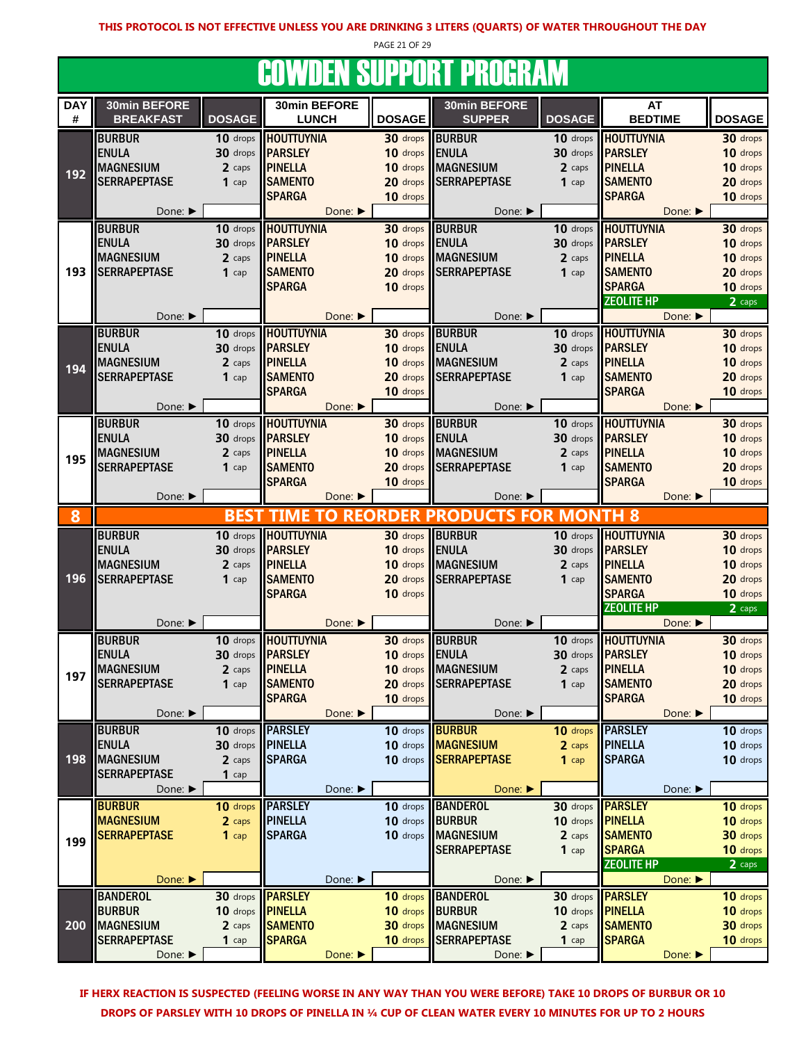**THIS PROTOCOL IS NOT EFFECTIVE UNLESS YOU ARE DRINKING 3 LITERS (QUARTS) OF WATER THROUGHOUT THE DAY**

# COWDEN SUPPORT PROGRAM

| DAY # | 30min BEFORE BREAKFAST | DOSAGE | 30min BEFORE LUNCH | DOSAGE | 30min BEFORE SUPPER | DOSAGE | AT BEDTIME | DOSAGE |
|---|---|---|---|---|---|---|---|---|
| 192 | BURBUR<br>ENULA<br>MAGNESIUM<br>SERRAPEPTASE<br>Done: ► | 10 drops<br>30 drops<br>2 caps<br>1 cap | HOUTTUYNIA<br>PARSLEY<br>PINELLA<br>SAMENTO<br>SPARGA<br>Done: ► | 30 drops<br>10 drops<br>10 drops<br>20 drops<br>10 drops | BURBUR<br>ENULA<br>MAGNESIUM<br>SERRAPEPTASE<br>Done: ► | 10 drops<br>30 drops<br>2 caps<br>1 cap | HOUTTUYNIA<br>PARSLEY<br>PINELLA<br>SAMENTO<br>SPARGA<br>Done: ► | 30 drops<br>10 drops<br>10 drops<br>20 drops<br>10 drops |
| 193 | BURBUR<br>ENULA<br>MAGNESIUM<br>SERRAPEPTASE<br>Done: ► | 10 drops<br>30 drops<br>2 caps<br>1 cap | HOUTTUYNIA<br>PARSLEY<br>PINELLA<br>SAMENTO<br>SPARGA<br>Done: ► | 30 drops<br>10 drops<br>10 drops<br>20 drops<br>10 drops | BURBUR<br>ENULA<br>MAGNESIUM<br>SERRAPEPTASE<br>Done: ► | 10 drops<br>30 drops<br>2 caps<br>1 cap | HOUTTUYNIA<br>PARSLEY<br>PINELLA<br>SAMENTO<br>SPARGA<br>ZEOLITE HP<br>Done: ► | 30 drops<br>10 drops<br>10 drops<br>20 drops<br>10 drops<br>2 caps |
| 194 | BURBUR<br>ENULA<br>MAGNESIUM<br>SERRAPEPTASE<br>Done: ► | 10 drops<br>30 drops<br>2 caps<br>1 cap | HOUTTUYNIA<br>PARSLEY<br>PINELLA<br>SAMENTO<br>SPARGA<br>Done: ► | 30 drops<br>10 drops<br>10 drops<br>20 drops<br>10 drops | BURBUR<br>ENULA<br>MAGNESIUM<br>SERRAPEPTASE<br>Done: ► | 10 drops<br>30 drops<br>2 caps<br>1 cap | HOUTTUYNIA<br>PARSLEY<br>PINELLA<br>SAMENTO<br>SPARGA<br>Done: ► | 30 drops<br>10 drops<br>10 drops<br>20 drops<br>10 drops |
| 195 | BURBUR<br>ENULA<br>MAGNESIUM<br>SERRAPEPTASE<br>Done: ► | 10 drops<br>30 drops<br>2 caps<br>1 cap | HOUTTUYNIA<br>PARSLEY<br>PINELLA<br>SAMENTO<br>SPARGA<br>Done: ► | 30 drops<br>10 drops<br>10 drops<br>20 drops<br>10 drops | BURBUR<br>ENULA<br>MAGNESIUM<br>SERRAPEPTASE<br>Done: ► | 10 drops<br>30 drops<br>2 caps<br>1 cap | HOUTTUYNIA<br>PARSLEY<br>PINELLA<br>SAMENTO<br>SPARGA<br>Done: ► | 30 drops<br>10 drops<br>10 drops<br>20 drops<br>10 drops |
| **8** | **BEST TIME TO REORDER PRODUCTS FOR MONTH 8** | | | | | | | |
| 196 | BURBUR<br>ENULA<br>MAGNESIUM<br>SERRAPEPTASE<br>Done: ► | 10 drops<br>30 drops<br>2 caps<br>1 cap | HOUTTUYNIA<br>PARSLEY<br>PINELLA<br>SAMENTO<br>SPARGA<br>Done: ► | 30 drops<br>10 drops<br>10 drops<br>20 drops<br>10 drops | BURBUR<br>ENULA<br>MAGNESIUM<br>SERRAPEPTASE<br>Done: ► | 10 drops<br>30 drops<br>2 caps<br>1 cap | HOUTTUYNIA<br>PARSLEY<br>PINELLA<br>SAMENTO<br>SPARGA<br>ZEOLITE HP<br>Done: ► | 30 drops<br>10 drops<br>10 drops<br>20 drops<br>10 drops<br>2 caps |
| 197 | BURBUR<br>ENULA<br>MAGNESIUM<br>SERRAPEPTASE<br>Done: ► | 10 drops<br>30 drops<br>2 caps<br>1 cap | HOUTTUYNIA<br>PARSLEY<br>PINELLA<br>SAMENTO<br>SPARGA<br>Done: ► | 30 drops<br>10 drops<br>10 drops<br>20 drops<br>10 drops | BURBUR<br>ENULA<br>MAGNESIUM<br>SERRAPEPTASE<br>Done: ► | 10 drops<br>30 drops<br>2 caps<br>1 cap | HOUTTUYNIA<br>PARSLEY<br>PINELLA<br>SAMENTO<br>SPARGA<br>Done: ► | 30 drops<br>10 drops<br>10 drops<br>20 drops<br>10 drops |
| 198 | BURBUR<br>ENULA<br>MAGNESIUM<br>SERRAPEPTASE<br>Done: ► | 10 drops<br>30 drops<br>2 caps<br>1 cap | PARSLEY<br>PINELLA<br>SPARGA<br>Done: ► | 10 drops<br>10 drops<br>10 drops | BURBUR<br>MAGNESIUM<br>SERRAPEPTASE<br>Done: ► | 10 drops<br>2 caps<br>1 cap | PARSLEY<br>PINELLA<br>SPARGA<br>Done: ► | 10 drops<br>10 drops<br>10 drops |
| 199 | BURBUR<br>MAGNESIUM<br>SERRAPEPTASE<br>Done: ► | 10 drops<br>2 caps<br>1 cap | PARSLEY<br>PINELLA<br>SPARGA<br>Done: ► | 10 drops<br>10 drops<br>10 drops | BANDEROL<br>BURBUR<br>MAGNESIUM<br>SERRAPEPTASE<br>Done: ► | 30 drops<br>10 drops<br>2 caps<br>1 cap | PARSLEY<br>PINELLA<br>SAMENTO<br>SPARGA<br>ZEOLITE HP<br>Done: ► | 10 drops<br>10 drops<br>30 drops<br>10 drops<br>2 caps |
| 200 | BANDEROL<br>BURBUR<br>MAGNESIUM<br>SERRAPEPTASE<br>Done: ► | 30 drops<br>10 drops<br>2 caps<br>1 cap | PARSLEY<br>PINELLA<br>SAMENTO<br>SPARGA<br>Done: ► | 10 drops<br>10 drops<br>30 drops<br>10 drops | BANDEROL<br>BURBUR<br>MAGNESIUM<br>SERRAPEPTASE<br>Done: ► | 30 drops<br>10 drops<br>2 caps<br>1 cap | PARSLEY<br>PINELLA<br>SAMENTO<br>SPARGA<br>Done: ► | 10 drops<br>10 drops<br>30 drops<br>10 drops |

**IF HERX REACTION IS SUSPECTED (FEELING WORSE IN ANY WAY THAN YOU WERE BEFORE) TAKE 10 DROPS OF BURBUR OR 10 DROPS OF PARSLEY WITH 10 DROPS OF PINELLA IN ¼ CUP OF CLEAN WATER EVERY 10 MINUTES FOR UP TO 2 HOURS**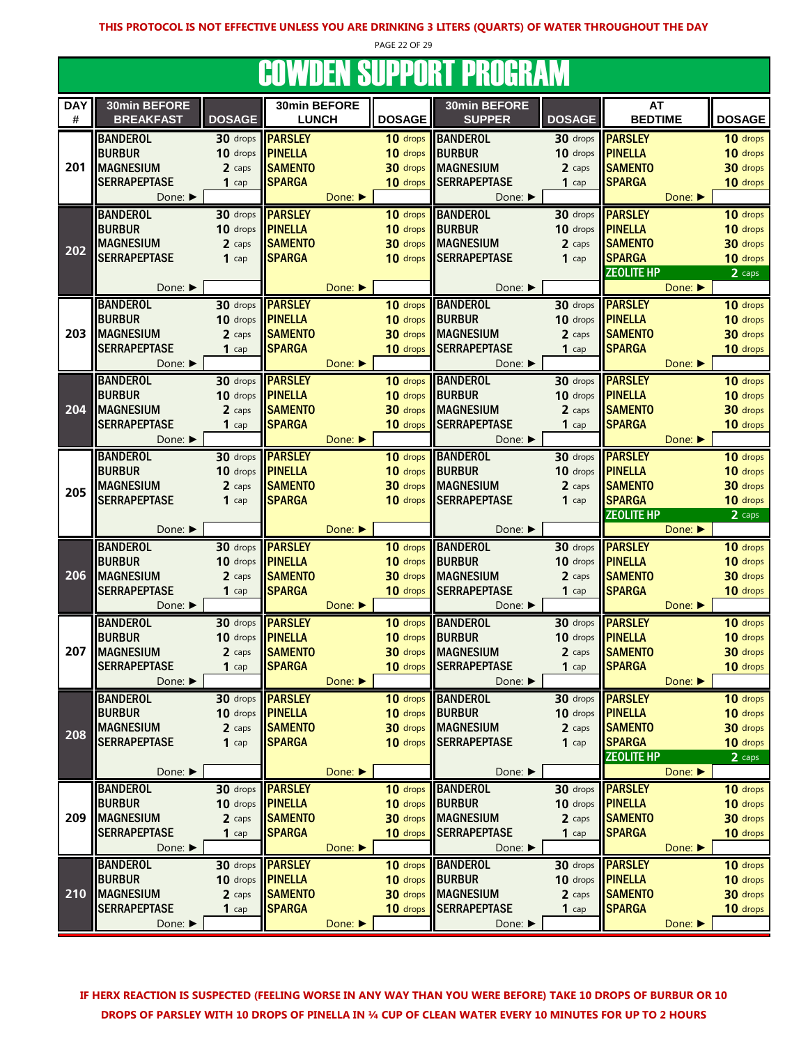**THIS PROTOCOL IS NOT EFFECTIVE UNLESS YOU ARE DRINKING 3 LITERS (QUARTS) OF WATER THROUGHOUT THE DAY**

# COWDEN SUPPORT PROGRAM

| DAY # | 30min BEFORE BREAKFAST | DOSAGE | 30min BEFORE LUNCH | DOSAGE | 30min BEFORE SUPPER | DOSAGE | AT BEDTIME | DOSAGE |
|---|---|---|---|---|---|---|---|---|
| 201 | BANDEROL | 30 drops | PARSLEY | 10 drops | BANDEROL | 30 drops | PARSLEY | 10 drops |
| | BURBUR | 10 drops | PINELLA | 10 drops | BURBUR | 10 drops | PINELLA | 10 drops |
| | MAGNESIUM | 2 caps | SAMENTO | 30 drops | MAGNESIUM | 2 caps | SAMENTO | 30 drops |
| | SERRAPEPTASE | 1 cap | SPARGA | 10 drops | SERRAPEPTASE | 1 cap | SPARGA | 10 drops |
| | Done: ▶ | | Done: ▶ | | Done: ▶ | | Done: ▶ | |
| 202 | BANDEROL | 30 drops | PARSLEY | 10 drops | BANDEROL | 30 drops | PARSLEY | 10 drops |
| | BURBUR | 10 drops | PINELLA | 10 drops | BURBUR | 10 drops | PINELLA | 10 drops |
| | MAGNESIUM | 2 caps | SAMENTO | 30 drops | MAGNESIUM | 2 caps | SAMENTO | 30 drops |
| | SERRAPEPTASE | 1 cap | SPARGA | 10 drops | SERRAPEPTASE | 1 cap | SPARGA | 10 drops |
| | | | | | | | ZEOLITE HP | 2 caps |
| | Done: ▶ | | Done: ▶ | | Done: ▶ | | Done: ▶ | |
| 203 | BANDEROL | 30 drops | PARSLEY | 10 drops | BANDEROL | 30 drops | PARSLEY | 10 drops |
| | BURBUR | 10 drops | PINELLA | 10 drops | BURBUR | 10 drops | PINELLA | 10 drops |
| | MAGNESIUM | 2 caps | SAMENTO | 30 drops | MAGNESIUM | 2 caps | SAMENTO | 30 drops |
| | SERRAPEPTASE | 1 cap | SPARGA | 10 drops | SERRAPEPTASE | 1 cap | SPARGA | 10 drops |
| | Done: ▶ | | Done: ▶ | | Done: ▶ | | Done: ▶ | |
| 204 | BANDEROL | 30 drops | PARSLEY | 10 drops | BANDEROL | 30 drops | PARSLEY | 10 drops |
| | BURBUR | 10 drops | PINELLA | 10 drops | BURBUR | 10 drops | PINELLA | 10 drops |
| | MAGNESIUM | 2 caps | SAMENTO | 30 drops | MAGNESIUM | 2 caps | SAMENTO | 30 drops |
| | SERRAPEPTASE | 1 cap | SPARGA | 10 drops | SERRAPEPTASE | 1 cap | SPARGA | 10 drops |
| | Done: ▶ | | Done: ▶ | | Done: ▶ | | Done: ▶ | |
| 205 | BANDEROL | 30 drops | PARSLEY | 10 drops | BANDEROL | 30 drops | PARSLEY | 10 drops |
| | BURBUR | 10 drops | PINELLA | 10 drops | BURBUR | 10 drops | PINELLA | 10 drops |
| | MAGNESIUM | 2 caps | SAMENTO | 30 drops | MAGNESIUM | 2 caps | SAMENTO | 30 drops |
| | SERRAPEPTASE | 1 cap | SPARGA | 10 drops | SERRAPEPTASE | 1 cap | SPARGA | 10 drops |
| | | | | | | | ZEOLITE HP | 2 caps |
| | Done: ▶ | | Done: ▶ | | Done: ▶ | | Done: ▶ | |
| 206 | BANDEROL | 30 drops | PARSLEY | 10 drops | BANDEROL | 30 drops | PARSLEY | 10 drops |
| | BURBUR | 10 drops | PINELLA | 10 drops | BURBUR | 10 drops | PINELLA | 10 drops |
| | MAGNESIUM | 2 caps | SAMENTO | 30 drops | MAGNESIUM | 2 caps | SAMENTO | 30 drops |
| | SERRAPEPTASE | 1 cap | SPARGA | 10 drops | SERRAPEPTASE | 1 cap | SPARGA | 10 drops |
| | Done: ▶ | | Done: ▶ | | Done: ▶ | | Done: ▶ | |
| 207 | BANDEROL | 30 drops | PARSLEY | 10 drops | BANDEROL | 30 drops | PARSLEY | 10 drops |
| | BURBUR | 10 drops | PINELLA | 10 drops | BURBUR | 10 drops | PINELLA | 10 drops |
| | MAGNESIUM | 2 caps | SAMENTO | 30 drops | MAGNESIUM | 2 caps | SAMENTO | 30 drops |
| | SERRAPEPTASE | 1 cap | SPARGA | 10 drops | SERRAPEPTASE | 1 cap | SPARGA | 10 drops |
| | Done: ▶ | | Done: ▶ | | Done: ▶ | | Done: ▶ | |
| 208 | BANDEROL | 30 drops | PARSLEY | 10 drops | BANDEROL | 30 drops | PARSLEY | 10 drops |
| | BURBUR | 10 drops | PINELLA | 10 drops | BURBUR | 10 drops | PINELLA | 10 drops |
| | MAGNESIUM | 2 caps | SAMENTO | 30 drops | MAGNESIUM | 2 caps | SAMENTO | 30 drops |
| | SERRAPEPTASE | 1 cap | SPARGA | 10 drops | SERRAPEPTASE | 1 cap | SPARGA | 10 drops |
| | | | | | | | ZEOLITE HP | 2 caps |
| | Done: ▶ | | Done: ▶ | | Done: ▶ | | Done: ▶ | |
| 209 | BANDEROL | 30 drops | PARSLEY | 10 drops | BANDEROL | 30 drops | PARSLEY | 10 drops |
| | BURBUR | 10 drops | PINELLA | 10 drops | BURBUR | 10 drops | PINELLA | 10 drops |
| | MAGNESIUM | 2 caps | SAMENTO | 30 drops | MAGNESIUM | 2 caps | SAMENTO | 30 drops |
| | SERRAPEPTASE | 1 cap | SPARGA | 10 drops | SERRAPEPTASE | 1 cap | SPARGA | 10 drops |
| | Done: ▶ | | Done: ▶ | | Done: ▶ | | Done: ▶ | |
| 210 | BANDEROL | 30 drops | PARSLEY | 10 drops | BANDEROL | 30 drops | PARSLEY | 10 drops |
| | BURBUR | 10 drops | PINELLA | 10 drops | BURBUR | 10 drops | PINELLA | 10 drops |
| | MAGNESIUM | 2 caps | SAMENTO | 30 drops | MAGNESIUM | 2 caps | SAMENTO | 30 drops |
| | SERRAPEPTASE | 1 cap | SPARGA | 10 drops | SERRAPEPTASE | 1 cap | SPARGA | 10 drops |
| | Done: ▶ | | Done: ▶ | | Done: ▶ | | Done: ▶ | |

**IF HERX REACTION IS SUSPECTED (FEELING WORSE IN ANY WAY THAN YOU WERE BEFORE) TAKE 10 DROPS OF BURBUR OR 10 DROPS OF PARSLEY WITH 10 DROPS OF PINELLA IN ¼ CUP OF CLEAN WATER EVERY 10 MINUTES FOR UP TO 2 HOURS**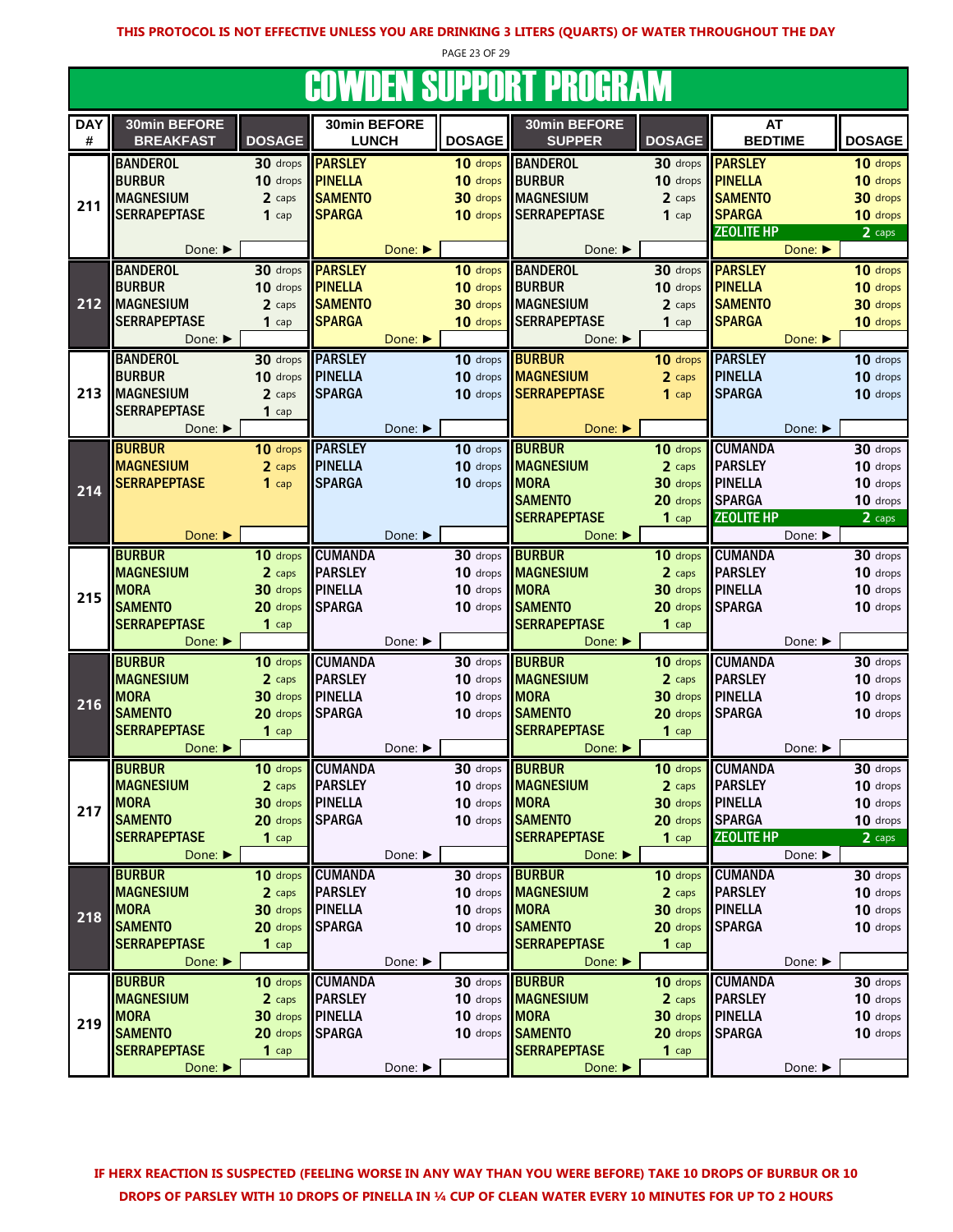**THIS PROTOCOL IS NOT EFFECTIVE UNLESS YOU ARE DRINKING 3 LITERS (QUARTS) OF WATER THROUGHOUT THE DAY**

# COWDEN SUPPORT PROGRAM

| DAY # | 30min BEFORE BREAKFAST | DOSAGE | 30min BEFORE LUNCH | DOSAGE | 30min BEFORE SUPPER | DOSAGE | AT BEDTIME | DOSAGE |
|---|---|---|---|---|---|---|---|---|
| 211 | BANDEROL<br>BURBUR<br>MAGNESIUM<br>SERRAPEPTASE<br>Done: ▶ | 30 drops<br>10 drops<br>2 caps<br>1 cap | PARSLEY<br>PINELLA<br>SAMENTO<br>SPARGA<br>Done: ▶ | 10 drops<br>10 drops<br>30 drops<br>10 drops | BANDEROL<br>BURBUR<br>MAGNESIUM<br>SERRAPEPTASE<br>Done: ▶ | 30 drops<br>10 drops<br>2 caps<br>1 cap | PARSLEY<br>PINELLA<br>SAMENTO<br>SPARGA<br>ZEOLITE HP<br>Done: ▶ | 10 drops<br>10 drops<br>30 drops<br>10 drops<br>2 caps |
| 212 | BANDEROL<br>BURBUR<br>MAGNESIUM<br>SERRAPEPTASE<br>Done: ▶ | 30 drops<br>10 drops<br>2 caps<br>1 cap | PARSLEY<br>PINELLA<br>SAMENTO<br>SPARGA<br>Done: ▶ | 10 drops<br>10 drops<br>30 drops<br>10 drops | BANDEROL<br>BURBUR<br>MAGNESIUM<br>SERRAPEPTASE<br>Done: ▶ | 30 drops<br>10 drops<br>2 caps<br>1 cap | PARSLEY<br>PINELLA<br>SAMENTO<br>SPARGA<br>Done: ▶ | 10 drops<br>10 drops<br>30 drops<br>10 drops |
| 213 | BANDEROL<br>BURBUR<br>MAGNESIUM<br>SERRAPEPTASE<br>Done: ▶ | 30 drops<br>10 drops<br>2 caps<br>1 cap | PARSLEY<br>PINELLA<br>SPARGA<br>Done: ▶ | 10 drops<br>10 drops<br>10 drops | BURBUR<br>MAGNESIUM<br>SERRAPEPTASE<br>Done: ▶ | 10 drops<br>2 caps<br>1 cap | PARSLEY<br>PINELLA<br>SPARGA<br>Done: ▶ | 10 drops<br>10 drops<br>10 drops |
| 214 | BURBUR<br>MAGNESIUM<br>SERRAPEPTASE<br>Done: ▶ | 10 drops<br>2 caps<br>1 cap | PARSLEY<br>PINELLA<br>SPARGA<br>Done: ▶ | 10 drops<br>10 drops<br>10 drops | BURBUR<br>MAGNESIUM<br>MORA<br>SAMENTO<br>SERRAPEPTASE<br>Done: ▶ | 10 drops<br>2 caps<br>30 drops<br>20 drops<br>1 cap | CUMANDA<br>PARSLEY<br>PINELLA<br>SPARGA<br>ZEOLITE HP<br>Done: ▶ | 30 drops<br>10 drops<br>10 drops<br>10 drops<br>2 caps |
| 215 | BURBUR<br>MAGNESIUM<br>MORA<br>SAMENTO<br>SERRAPEPTASE<br>Done: ▶ | 10 drops<br>2 caps<br>30 drops<br>20 drops<br>1 cap | CUMANDA<br>PARSLEY<br>PINELLA<br>SPARGA<br>Done: ▶ | 30 drops<br>10 drops<br>10 drops<br>10 drops | BURBUR<br>MAGNESIUM<br>MORA<br>SAMENTO<br>SERRAPEPTASE<br>Done: ▶ | 10 drops<br>2 caps<br>30 drops<br>20 drops<br>1 cap | CUMANDA<br>PARSLEY<br>PINELLA<br>SPARGA<br>Done: ▶ | 30 drops<br>10 drops<br>10 drops<br>10 drops |
| 216 | BURBUR<br>MAGNESIUM<br>MORA<br>SAMENTO<br>SERRAPEPTASE<br>Done: ▶ | 10 drops<br>2 caps<br>30 drops<br>20 drops<br>1 cap | CUMANDA<br>PARSLEY<br>PINELLA<br>SPARGA<br>Done: ▶ | 30 drops<br>10 drops<br>10 drops<br>10 drops | BURBUR<br>MAGNESIUM<br>MORA<br>SAMENTO<br>SERRAPEPTASE<br>Done: ▶ | 10 drops<br>2 caps<br>30 drops<br>20 drops<br>1 cap | CUMANDA<br>PARSLEY<br>PINELLA<br>SPARGA<br>Done: ▶ | 30 drops<br>10 drops<br>10 drops<br>10 drops |
| 217 | BURBUR<br>MAGNESIUM<br>MORA<br>SAMENTO<br>SERRAPEPTASE<br>Done: ▶ | 10 drops<br>2 caps<br>30 drops<br>20 drops<br>1 cap | CUMANDA<br>PARSLEY<br>PINELLA<br>SPARGA<br>Done: ▶ | 30 drops<br>10 drops<br>10 drops<br>10 drops | BURBUR<br>MAGNESIUM<br>MORA<br>SAMENTO<br>SERRAPEPTASE<br>Done: ▶ | 10 drops<br>2 caps<br>30 drops<br>20 drops<br>1 cap | CUMANDA<br>PARSLEY<br>PINELLA<br>SPARGA<br>ZEOLITE HP<br>Done: ▶ | 30 drops<br>10 drops<br>10 drops<br>10 drops<br>2 caps |
| 218 | BURBUR<br>MAGNESIUM<br>MORA<br>SAMENTO<br>SERRAPEPTASE<br>Done: ▶ | 10 drops<br>2 caps<br>30 drops<br>20 drops<br>1 cap | CUMANDA<br>PARSLEY<br>PINELLA<br>SPARGA<br>Done: ▶ | 30 drops<br>10 drops<br>10 drops<br>10 drops | BURBUR<br>MAGNESIUM<br>MORA<br>SAMENTO<br>SERRAPEPTASE<br>Done: ▶ | 10 drops<br>2 caps<br>30 drops<br>20 drops<br>1 cap | CUMANDA<br>PARSLEY<br>PINELLA<br>SPARGA<br>Done: ▶ | 30 drops<br>10 drops<br>10 drops<br>10 drops |
| 219 | BURBUR<br>MAGNESIUM<br>MORA<br>SAMENTO<br>SERRAPEPTASE<br>Done: ▶ | 10 drops<br>2 caps<br>30 drops<br>20 drops<br>1 cap | CUMANDA<br>PARSLEY<br>PINELLA<br>SPARGA<br>Done: ▶ | 30 drops<br>10 drops<br>10 drops<br>10 drops | BURBUR<br>MAGNESIUM<br>MORA<br>SAMENTO<br>SERRAPEPTASE<br>Done: ▶ | 10 drops<br>2 caps<br>30 drops<br>20 drops<br>1 cap | CUMANDA<br>PARSLEY<br>PINELLA<br>SPARGA<br>Done: ▶ | 30 drops<br>10 drops<br>10 drops<br>10 drops |

**IF HERX REACTION IS SUSPECTED (FEELING WORSE IN ANY WAY THAN YOU WERE BEFORE) TAKE 10 DROPS OF BURBUR OR 10 DROPS OF PARSLEY WITH 10 DROPS OF PINELLA IN ¼ CUP OF CLEAN WATER EVERY 10 MINUTES FOR UP TO 2 HOURS**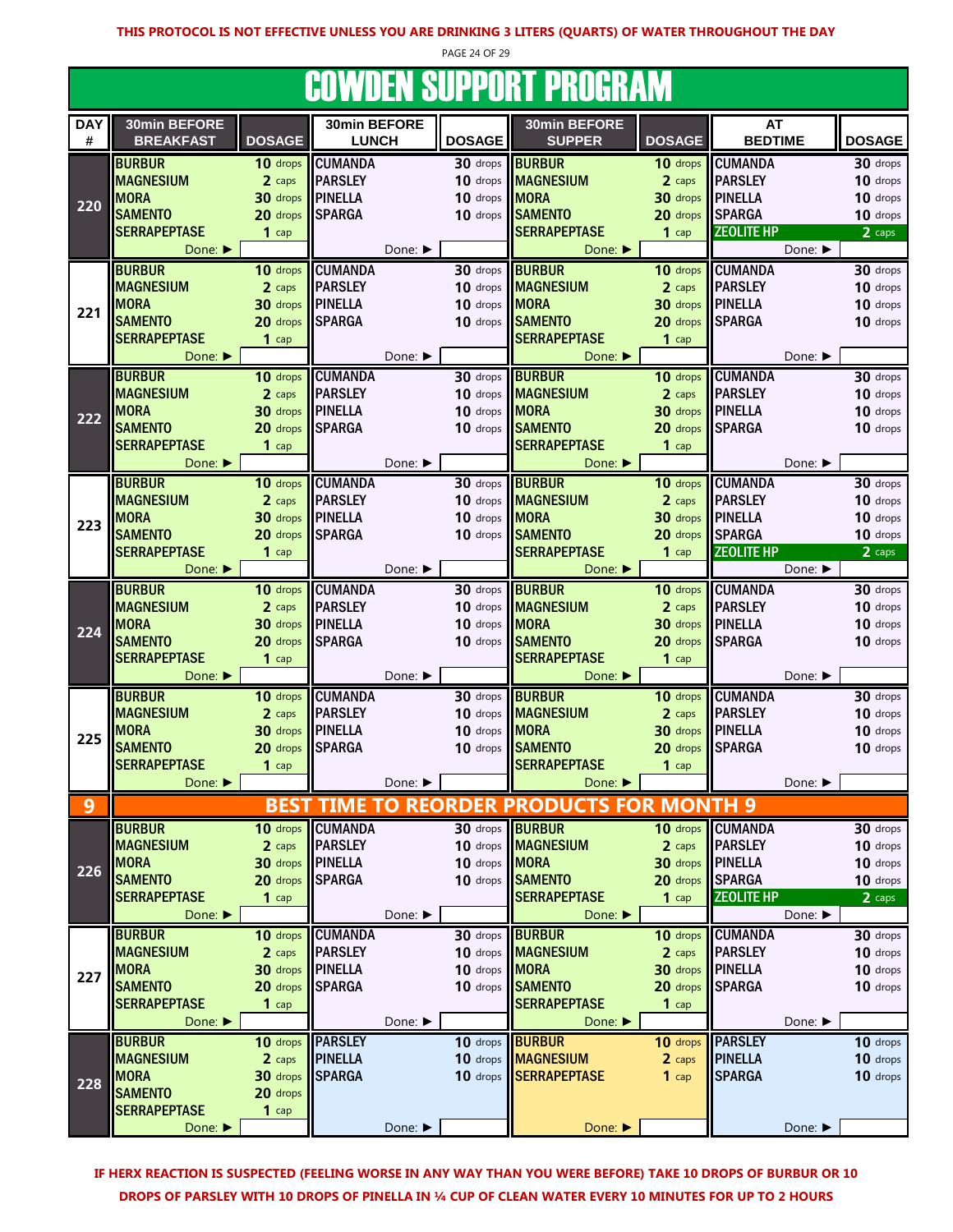**THIS PROTOCOL IS NOT EFFECTIVE UNLESS YOU ARE DRINKING 3 LITERS (QUARTS) OF WATER THROUGHOUT THE DAY**

# COWDEN SUPPORT PROGRAM

| DAY # | 30min BEFORE BREAKFAST | DOSAGE | 30min BEFORE LUNCH | DOSAGE | 30min BEFORE SUPPER | DOSAGE | AT BEDTIME | DOSAGE |
|---|---|---|---|---|---|---|---|---|
| 220 | BURBUR | 10 drops | CUMANDA | 30 drops | BURBUR | 10 drops | CUMANDA | 30 drops |
| | MAGNESIUM | 2 caps | PARSLEY | 10 drops | MAGNESIUM | 2 caps | PARSLEY | 10 drops |
| | MORA | 30 drops | PINELLA | 10 drops | MORA | 30 drops | PINELLA | 10 drops |
| | SAMENTO | 20 drops | SPARGA | 10 drops | SAMENTO | 20 drops | SPARGA | 10 drops |
| | SERRAPEPTASE | 1 cap | | | SERRAPEPTASE | 1 cap | ZEOLITE HP | 2 caps |
| | Done: ▶ | | Done: ▶ | | Done: ▶ | | Done: ▶ | |
| 221 | BURBUR | 10 drops | CUMANDA | 30 drops | BURBUR | 10 drops | CUMANDA | 30 drops |
| | MAGNESIUM | 2 caps | PARSLEY | 10 drops | MAGNESIUM | 2 caps | PARSLEY | 10 drops |
| | MORA | 30 drops | PINELLA | 10 drops | MORA | 30 drops | PINELLA | 10 drops |
| | SAMENTO | 20 drops | SPARGA | 10 drops | SAMENTO | 20 drops | SPARGA | 10 drops |
| | SERRAPEPTASE | 1 cap | | | SERRAPEPTASE | 1 cap | | |
| | Done: ▶ | | Done: ▶ | | Done: ▶ | | Done: ▶ | |
| 222 | BURBUR | 10 drops | CUMANDA | 30 drops | BURBUR | 10 drops | CUMANDA | 30 drops |
| | MAGNESIUM | 2 caps | PARSLEY | 10 drops | MAGNESIUM | 2 caps | PARSLEY | 10 drops |
| | MORA | 30 drops | PINELLA | 10 drops | MORA | 30 drops | PINELLA | 10 drops |
| | SAMENTO | 20 drops | SPARGA | 10 drops | SAMENTO | 20 drops | SPARGA | 10 drops |
| | SERRAPEPTASE | 1 cap | | | SERRAPEPTASE | 1 cap | | |
| | Done: ▶ | | Done: ▶ | | Done: ▶ | | Done: ▶ | |
| 223 | BURBUR | 10 drops | CUMANDA | 30 drops | BURBUR | 10 drops | CUMANDA | 30 drops |
| | MAGNESIUM | 2 caps | PARSLEY | 10 drops | MAGNESIUM | 2 caps | PARSLEY | 10 drops |
| | MORA | 30 drops | PINELLA | 10 drops | MORA | 30 drops | PINELLA | 10 drops |
| | SAMENTO | 20 drops | SPARGA | 10 drops | SAMENTO | 20 drops | SPARGA | 10 drops |
| | SERRAPEPTASE | 1 cap | | | SERRAPEPTASE | 1 cap | ZEOLITE HP | 2 caps |
| | Done: ▶ | | Done: ▶ | | Done: ▶ | | Done: ▶ | |
| 224 | BURBUR | 10 drops | CUMANDA | 30 drops | BURBUR | 10 drops | CUMANDA | 30 drops |
| | MAGNESIUM | 2 caps | PARSLEY | 10 drops | MAGNESIUM | 2 caps | PARSLEY | 10 drops |
| | MORA | 30 drops | PINELLA | 10 drops | MORA | 30 drops | PINELLA | 10 drops |
| | SAMENTO | 20 drops | SPARGA | 10 drops | SAMENTO | 20 drops | SPARGA | 10 drops |
| | SERRAPEPTASE | 1 cap | | | SERRAPEPTASE | 1 cap | | |
| | Done: ▶ | | Done: ▶ | | Done: ▶ | | Done: ▶ | |
| 225 | BURBUR | 10 drops | CUMANDA | 30 drops | BURBUR | 10 drops | CUMANDA | 30 drops |
| | MAGNESIUM | 2 caps | PARSLEY | 10 drops | MAGNESIUM | 2 caps | PARSLEY | 10 drops |
| | MORA | 30 drops | PINELLA | 10 drops | MORA | 30 drops | PINELLA | 10 drops |
| | SAMENTO | 20 drops | SPARGA | 10 drops | SAMENTO | 20 drops | SPARGA | 10 drops |
| | SERRAPEPTASE | 1 cap | | | SERRAPEPTASE | 1 cap | | |
| | Done: ▶ | | Done: ▶ | | Done: ▶ | | Done: ▶ | |
| 9 | **BEST TIME TO REORDER PRODUCTS FOR MONTH 9** | | | | | | | |
| 226 | BURBUR | 10 drops | CUMANDA | 30 drops | BURBUR | 10 drops | CUMANDA | 30 drops |
| | MAGNESIUM | 2 caps | PARSLEY | 10 drops | MAGNESIUM | 2 caps | PARSLEY | 10 drops |
| | MORA | 30 drops | PINELLA | 10 drops | MORA | 30 drops | PINELLA | 10 drops |
| | SAMENTO | 20 drops | SPARGA | 10 drops | SAMENTO | 20 drops | SPARGA | 10 drops |
| | SERRAPEPTASE | 1 cap | | | SERRAPEPTASE | 1 cap | ZEOLITE HP | 2 caps |
| | Done: ▶ | | Done: ▶ | | Done: ▶ | | Done: ▶ | |
| 227 | BURBUR | 10 drops | CUMANDA | 30 drops | BURBUR | 10 drops | CUMANDA | 30 drops |
| | MAGNESIUM | 2 caps | PARSLEY | 10 drops | MAGNESIUM | 2 caps | PARSLEY | 10 drops |
| | MORA | 30 drops | PINELLA | 10 drops | MORA | 30 drops | PINELLA | 10 drops |
| | SAMENTO | 20 drops | SPARGA | 10 drops | SAMENTO | 20 drops | SPARGA | 10 drops |
| | SERRAPEPTASE | 1 cap | | | SERRAPEPTASE | 1 cap | | |
| | Done: ▶ | | Done: ▶ | | Done: ▶ | | Done: ▶ | |
| 228 | BURBUR | 10 drops | PARSLEY | 10 drops | BURBUR | 10 drops | PARSLEY | 10 drops |
| | MAGNESIUM | 2 caps | PINELLA | 10 drops | MAGNESIUM | 2 caps | PINELLA | 10 drops |
| | MORA | 30 drops | SPARGA | 10 drops | SERRAPEPTASE | 1 cap | SPARGA | 10 drops |
| | SAMENTO | 20 drops | | | | | | |
| | SERRAPEPTASE | 1 cap | | | | | | |
| | Done: ▶ | | Done: ▶ | | Done: ▶ | | Done: ▶ | |

**IF HERX REACTION IS SUSPECTED (FEELING WORSE IN ANY WAY THAN YOU WERE BEFORE) TAKE 10 DROPS OF BURBUR OR 10 DROPS OF PARSLEY WITH 10 DROPS OF PINELLA IN ¼ CUP OF CLEAN WATER EVERY 10 MINUTES FOR UP TO 2 HOURS**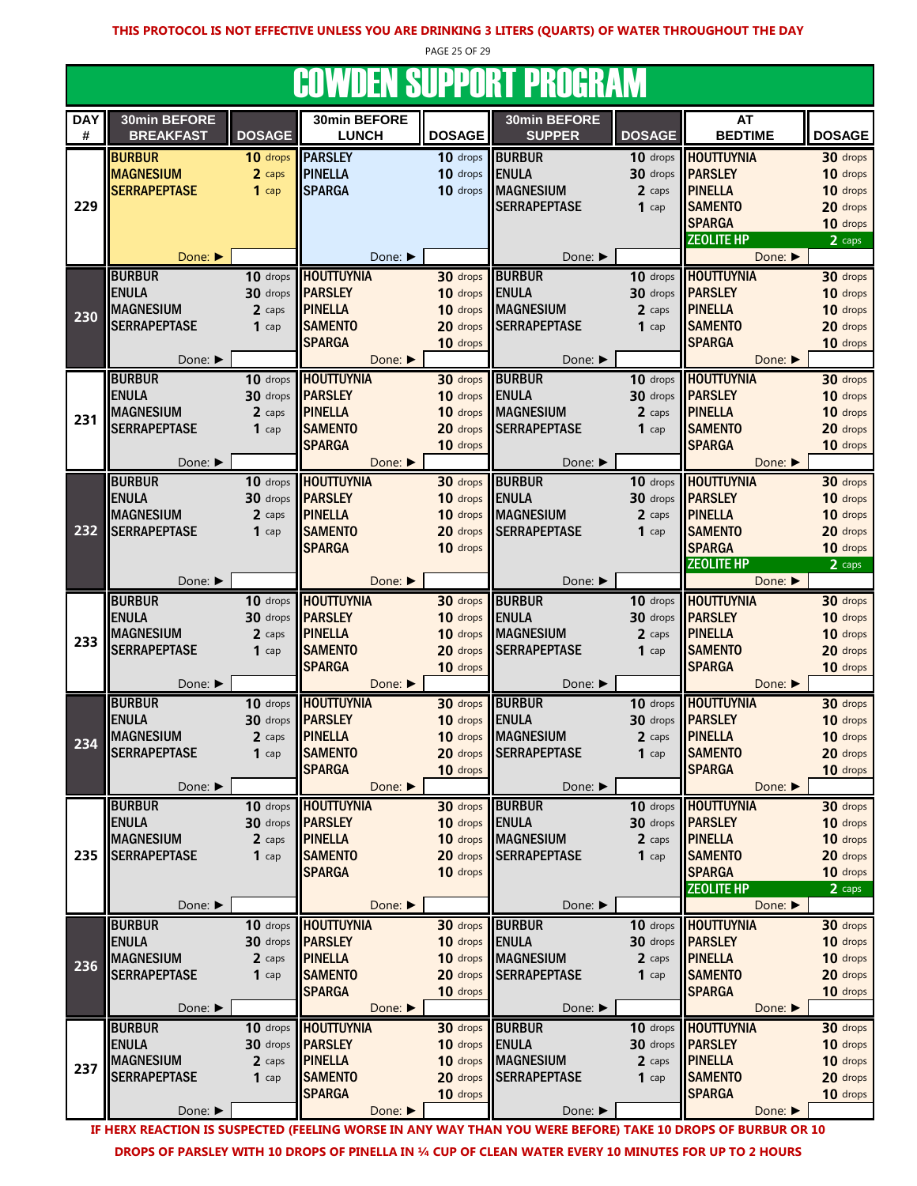**THIS PROTOCOL IS NOT EFFECTIVE UNLESS YOU ARE DRINKING 3 LITERS (QUARTS) OF WATER THROUGHOUT THE DAY**

# COWDEN SUPPORT PROGRAM

| DAY # | 30min BEFORE BREAKFAST | DOSAGE | 30min BEFORE LUNCH | DOSAGE | 30min BEFORE SUPPER | DOSAGE | AT BEDTIME | DOSAGE |
|---|---|---|---|---|---|---|---|---|
| 229 | BURBUR<br>MAGNESIUM<br>SERRAPEPTASE | 10 drops<br>2 caps<br>1 cap | PARSLEY<br>PINELLA<br>SPARGA | 10 drops<br>10 drops<br>10 drops | BURBUR<br>ENULA<br>MAGNESIUM<br>SERRAPEPTASE | 10 drops<br>30 drops<br>2 caps<br>1 cap | HOUTTUYNIA<br>PARSLEY<br>PINELLA<br>SAMENTO<br>SPARGA<br>ZEOLITE HP | 30 drops<br>10 drops<br>10 drops<br>20 drops<br>10 drops<br>2 caps |
| | Done: ▶ | | Done: ▶ | | Done: ▶ | | Done: ▶ | |
| 230 | BURBUR<br>ENULA<br>MAGNESIUM<br>SERRAPEPTASE | 10 drops<br>30 drops<br>2 caps<br>1 cap | HOUTTUYNIA<br>PARSLEY<br>PINELLA<br>SAMENTO<br>SPARGA | 30 drops<br>10 drops<br>10 drops<br>20 drops<br>10 drops | BURBUR<br>ENULA<br>MAGNESIUM<br>SERRAPEPTASE | 10 drops<br>30 drops<br>2 caps<br>1 cap | HOUTTUYNIA<br>PARSLEY<br>PINELLA<br>SAMENTO<br>SPARGA | 30 drops<br>10 drops<br>10 drops<br>20 drops<br>10 drops |
| | Done: ▶ | | Done: ▶ | | Done: ▶ | | Done: ▶ | |
| 231 | BURBUR<br>ENULA<br>MAGNESIUM<br>SERRAPEPTASE | 10 drops<br>30 drops<br>2 caps<br>1 cap | HOUTTUYNIA<br>PARSLEY<br>PINELLA<br>SAMENTO<br>SPARGA | 30 drops<br>10 drops<br>10 drops<br>20 drops<br>10 drops | BURBUR<br>ENULA<br>MAGNESIUM<br>SERRAPEPTASE | 10 drops<br>30 drops<br>2 caps<br>1 cap | HOUTTUYNIA<br>PARSLEY<br>PINELLA<br>SAMENTO<br>SPARGA | 30 drops<br>10 drops<br>10 drops<br>20 drops<br>10 drops |
| | Done: ▶ | | Done: ▶ | | Done: ▶ | | Done: ▶ | |
| 232 | BURBUR<br>ENULA<br>MAGNESIUM<br>SERRAPEPTASE | 10 drops<br>30 drops<br>2 caps<br>1 cap | HOUTTUYNIA<br>PARSLEY<br>PINELLA<br>SAMENTO<br>SPARGA | 30 drops<br>10 drops<br>10 drops<br>20 drops<br>10 drops | BURBUR<br>ENULA<br>MAGNESIUM<br>SERRAPEPTASE | 10 drops<br>30 drops<br>2 caps<br>1 cap | HOUTTUYNIA<br>PARSLEY<br>PINELLA<br>SAMENTO<br>SPARGA<br>ZEOLITE HP | 30 drops<br>10 drops<br>10 drops<br>20 drops<br>10 drops<br>2 caps |
| | Done: ▶ | | Done: ▶ | | Done: ▶ | | Done: ▶ | |
| 233 | BURBUR<br>ENULA<br>MAGNESIUM<br>SERRAPEPTASE | 10 drops<br>30 drops<br>2 caps<br>1 cap | HOUTTUYNIA<br>PARSLEY<br>PINELLA<br>SAMENTO<br>SPARGA | 30 drops<br>10 drops<br>10 drops<br>20 drops<br>10 drops | BURBUR<br>ENULA<br>MAGNESIUM<br>SERRAPEPTASE | 10 drops<br>30 drops<br>2 caps<br>1 cap | HOUTTUYNIA<br>PARSLEY<br>PINELLA<br>SAMENTO<br>SPARGA | 30 drops<br>10 drops<br>10 drops<br>20 drops<br>10 drops |
| | Done: ▶ | | Done: ▶ | | Done: ▶ | | Done: ▶ | |
| 234 | BURBUR<br>ENULA<br>MAGNESIUM<br>SERRAPEPTASE | 10 drops<br>30 drops<br>2 caps<br>1 cap | HOUTTUYNIA<br>PARSLEY<br>PINELLA<br>SAMENTO<br>SPARGA | 30 drops<br>10 drops<br>10 drops<br>20 drops<br>10 drops | BURBUR<br>ENULA<br>MAGNESIUM<br>SERRAPEPTASE | 10 drops<br>30 drops<br>2 caps<br>1 cap | HOUTTUYNIA<br>PARSLEY<br>PINELLA<br>SAMENTO<br>SPARGA | 30 drops<br>10 drops<br>10 drops<br>20 drops<br>10 drops |
| | Done: ▶ | | Done: ▶ | | Done: ▶ | | Done: ▶ | |
| 235 | BURBUR<br>ENULA<br>MAGNESIUM<br>SERRAPEPTASE | 10 drops<br>30 drops<br>2 caps<br>1 cap | HOUTTUYNIA<br>PARSLEY<br>PINELLA<br>SAMENTO<br>SPARGA | 30 drops<br>10 drops<br>10 drops<br>20 drops<br>10 drops | BURBUR<br>ENULA<br>MAGNESIUM<br>SERRAPEPTASE | 10 drops<br>30 drops<br>2 caps<br>1 cap | HOUTTUYNIA<br>PARSLEY<br>PINELLA<br>SAMENTO<br>SPARGA<br>ZEOLITE HP | 30 drops<br>10 drops<br>10 drops<br>20 drops<br>10 drops<br>2 caps |
| | Done: ▶ | | Done: ▶ | | Done: ▶ | | Done: ▶ | |
| 236 | BURBUR<br>ENULA<br>MAGNESIUM<br>SERRAPEPTASE | 10 drops<br>30 drops<br>2 caps<br>1 cap | HOUTTUYNIA<br>PARSLEY<br>PINELLA<br>SAMENTO<br>SPARGA | 30 drops<br>10 drops<br>10 drops<br>20 drops<br>10 drops | BURBUR<br>ENULA<br>MAGNESIUM<br>SERRAPEPTASE | 10 drops<br>30 drops<br>2 caps<br>1 cap | HOUTTUYNIA<br>PARSLEY<br>PINELLA<br>SAMENTO<br>SPARGA | 30 drops<br>10 drops<br>10 drops<br>20 drops<br>10 drops |
| | Done: ▶ | | Done: ▶ | | Done: ▶ | | Done: ▶ | |
| 237 | BURBUR<br>ENULA<br>MAGNESIUM<br>SERRAPEPTASE | 10 drops<br>30 drops<br>2 caps<br>1 cap | HOUTTUYNIA<br>PARSLEY<br>PINELLA<br>SAMENTO<br>SPARGA | 30 drops<br>10 drops<br>10 drops<br>20 drops<br>10 drops | BURBUR<br>ENULA<br>MAGNESIUM<br>SERRAPEPTASE | 10 drops<br>30 drops<br>2 caps<br>1 cap | HOUTTUYNIA<br>PARSLEY<br>PINELLA<br>SAMENTO<br>SPARGA | 30 drops<br>10 drops<br>10 drops<br>20 drops<br>10 drops |
| | Done: ▶ | | Done: ▶ | | Done: ▶ | | Done: ▶ | |

**IF HERX REACTION IS SUSPECTED (FEELING WORSE IN ANY WAY THAN YOU WERE BEFORE) TAKE 10 DROPS OF BURBUR OR 10 DROPS OF PARSLEY WITH 10 DROPS OF PINELLA IN ¼ CUP OF CLEAN WATER EVERY 10 MINUTES FOR UP TO 2 HOURS**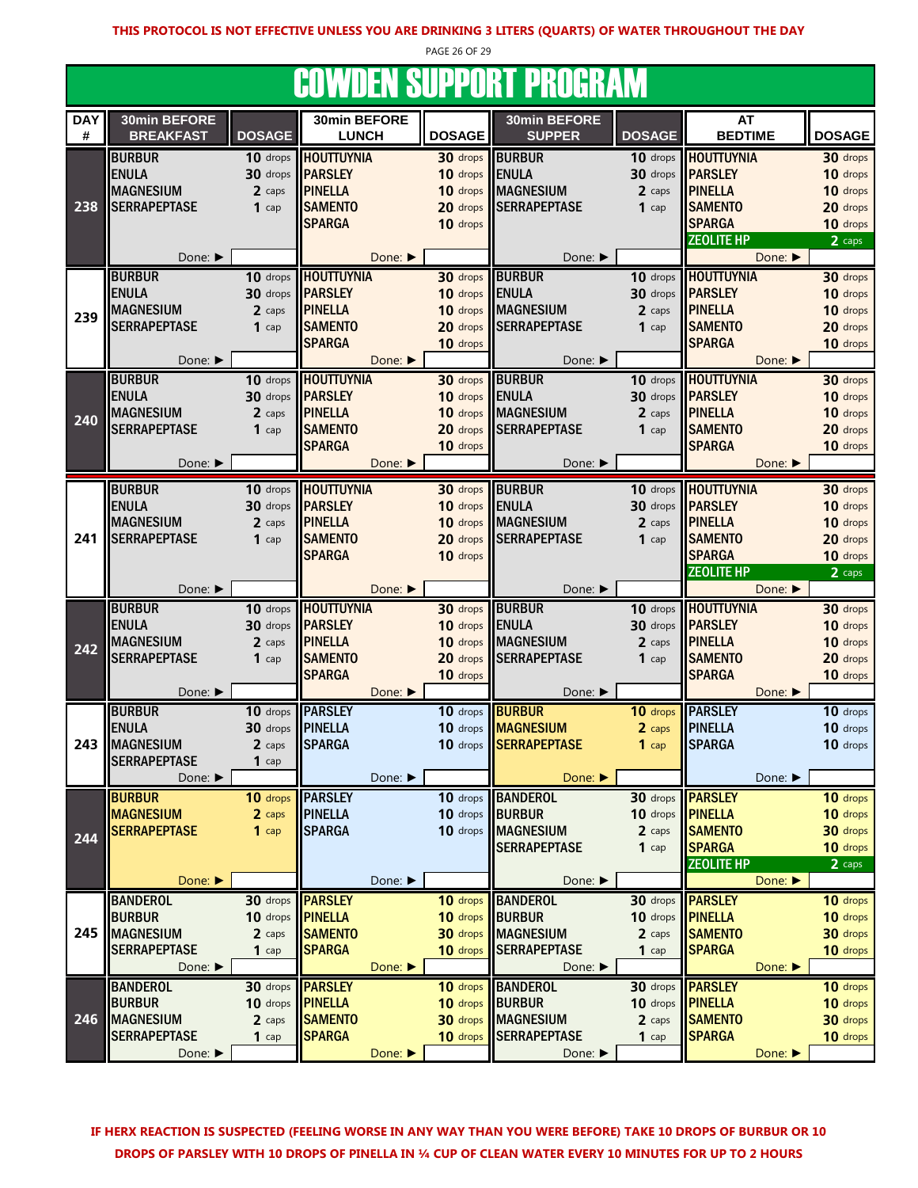**THIS PROTOCOL IS NOT EFFECTIVE UNLESS YOU ARE DRINKING 3 LITERS (QUARTS) OF WATER THROUGHOUT THE DAY**

# COWDEN SUPPORT PROGRAM

| DAY # | 30min BEFORE BREAKFAST | DOSAGE | 30min BEFORE LUNCH | DOSAGE | 30min BEFORE SUPPER | DOSAGE | AT BEDTIME | DOSAGE |
|---|---|---|---|---|---|---|---|---|
| 238 | BURBUR | 10 drops | HOUTTUYNIA | 30 drops | BURBUR | 10 drops | HOUTTUYNIA | 30 drops |
| | ENULA | 30 drops | PARSLEY | 10 drops | ENULA | 30 drops | PARSLEY | 10 drops |
| | MAGNESIUM | 2 caps | PINELLA | 10 drops | MAGNESIUM | 2 caps | PINELLA | 10 drops |
| | SERRAPEPTASE | 1 cap | SAMENTO | 20 drops | SERRAPEPTASE | 1 cap | SAMENTO | 20 drops |
| | | | SPARGA | 10 drops | | | SPARGA | 10 drops |
| | | | | | | | ZEOLITE HP | 2 caps |
| | Done: ▶ | | Done: ▶ | | Done: ▶ | | Done: ▶ | |
| 239 | BURBUR | 10 drops | HOUTTUYNIA | 30 drops | BURBUR | 10 drops | HOUTTUYNIA | 30 drops |
| | ENULA | 30 drops | PARSLEY | 10 drops | ENULA | 30 drops | PARSLEY | 10 drops |
| | MAGNESIUM | 2 caps | PINELLA | 10 drops | MAGNESIUM | 2 caps | PINELLA | 10 drops |
| | SERRAPEPTASE | 1 cap | SAMENTO | 20 drops | SERRAPEPTASE | 1 cap | SAMENTO | 20 drops |
| | | | SPARGA | 10 drops | | | SPARGA | 10 drops |
| | Done: ▶ | | Done: ▶ | | Done: ▶ | | Done: ▶ | |
| 240 | BURBUR | 10 drops | HOUTTUYNIA | 30 drops | BURBUR | 10 drops | HOUTTUYNIA | 30 drops |
| | ENULA | 30 drops | PARSLEY | 10 drops | ENULA | 30 drops | PARSLEY | 10 drops |
| | MAGNESIUM | 2 caps | PINELLA | 10 drops | MAGNESIUM | 2 caps | PINELLA | 10 drops |
| | SERRAPEPTASE | 1 cap | SAMENTO | 20 drops | SERRAPEPTASE | 1 cap | SAMENTO | 20 drops |
| | | | SPARGA | 10 drops | | | SPARGA | 10 drops |
| | Done: ▶ | | Done: ▶ | | Done: ▶ | | Done: ▶ | |
| 241 | BURBUR | 10 drops | HOUTTUYNIA | 30 drops | BURBUR | 10 drops | HOUTTUYNIA | 30 drops |
| | ENULA | 30 drops | PARSLEY | 10 drops | ENULA | 30 drops | PARSLEY | 10 drops |
| | MAGNESIUM | 2 caps | PINELLA | 10 drops | MAGNESIUM | 2 caps | PINELLA | 10 drops |
| | SERRAPEPTASE | 1 cap | SAMENTO | 20 drops | SERRAPEPTASE | 1 cap | SAMENTO | 20 drops |
| | | | SPARGA | 10 drops | | | SPARGA | 10 drops |
| | | | | | | | ZEOLITE HP | 2 caps |
| | Done: ▶ | | Done: ▶ | | Done: ▶ | | Done: ▶ | |
| 242 | BURBUR | 10 drops | HOUTTUYNIA | 30 drops | BURBUR | 10 drops | HOUTTUYNIA | 30 drops |
| | ENULA | 30 drops | PARSLEY | 10 drops | ENULA | 30 drops | PARSLEY | 10 drops |
| | MAGNESIUM | 2 caps | PINELLA | 10 drops | MAGNESIUM | 2 caps | PINELLA | 10 drops |
| | SERRAPEPTASE | 1 cap | SAMENTO | 20 drops | SERRAPEPTASE | 1 cap | SAMENTO | 20 drops |
| | | | SPARGA | 10 drops | | | SPARGA | 10 drops |
| | Done: ▶ | | Done: ▶ | | Done: ▶ | | Done: ▶ | |
| 243 | BURBUR | 10 drops | PARSLEY | 10 drops | BURBUR | 10 drops | PARSLEY | 10 drops |
| | ENULA | 30 drops | PINELLA | 10 drops | MAGNESIUM | 2 caps | PINELLA | 10 drops |
| | MAGNESIUM | 2 caps | SPARGA | 10 drops | SERRAPEPTASE | 1 cap | SPARGA | 10 drops |
| | SERRAPEPTASE | 1 cap | | | | | | |
| | Done: ▶ | | Done: ▶ | | Done: ▶ | | Done: ▶ | |
| 244 | BURBUR | 10 drops | PARSLEY | 10 drops | BANDEROL | 30 drops | PARSLEY | 10 drops |
| | MAGNESIUM | 2 caps | PINELLA | 10 drops | BURBUR | 10 drops | PINELLA | 10 drops |
| | SERRAPEPTASE | 1 cap | SPARGA | 10 drops | MAGNESIUM | 2 caps | SAMENTO | 30 drops |
| | | | | | SERRAPEPTASE | 1 cap | SPARGA | 10 drops |
| | | | | | | | ZEOLITE HP | 2 caps |
| | Done: ▶ | | Done: ▶ | | Done: ▶ | | Done: ▶ | |
| 245 | BANDEROL | 30 drops | PARSLEY | 10 drops | BANDEROL | 30 drops | PARSLEY | 10 drops |
| | BURBUR | 10 drops | PINELLA | 10 drops | BURBUR | 10 drops | PINELLA | 10 drops |
| | MAGNESIUM | 2 caps | SAMENTO | 30 drops | MAGNESIUM | 2 caps | SAMENTO | 30 drops |
| | SERRAPEPTASE | 1 cap | SPARGA | 10 drops | SERRAPEPTASE | 1 cap | SPARGA | 10 drops |
| | Done: ▶ | | Done: ▶ | | Done: ▶ | | Done: ▶ | |
| 246 | BANDEROL | 30 drops | PARSLEY | 10 drops | BANDEROL | 30 drops | PARSLEY | 10 drops |
| | BURBUR | 10 drops | PINELLA | 10 drops | BURBUR | 10 drops | PINELLA | 10 drops |
| | MAGNESIUM | 2 caps | SAMENTO | 30 drops | MAGNESIUM | 2 caps | SAMENTO | 30 drops |
| | SERRAPEPTASE | 1 cap | SPARGA | 10 drops | SERRAPEPTASE | 1 cap | SPARGA | 10 drops |
| | Done: ▶ | | Done: ▶ | | Done: ▶ | | Done: ▶ | |

**IF HERX REACTION IS SUSPECTED (FEELING WORSE IN ANY WAY THAN YOU WERE BEFORE) TAKE 10 DROPS OF BURBUR OR 10 DROPS OF PARSLEY WITH 10 DROPS OF PINELLA IN ¼ CUP OF CLEAN WATER EVERY 10 MINUTES FOR UP TO 2 HOURS**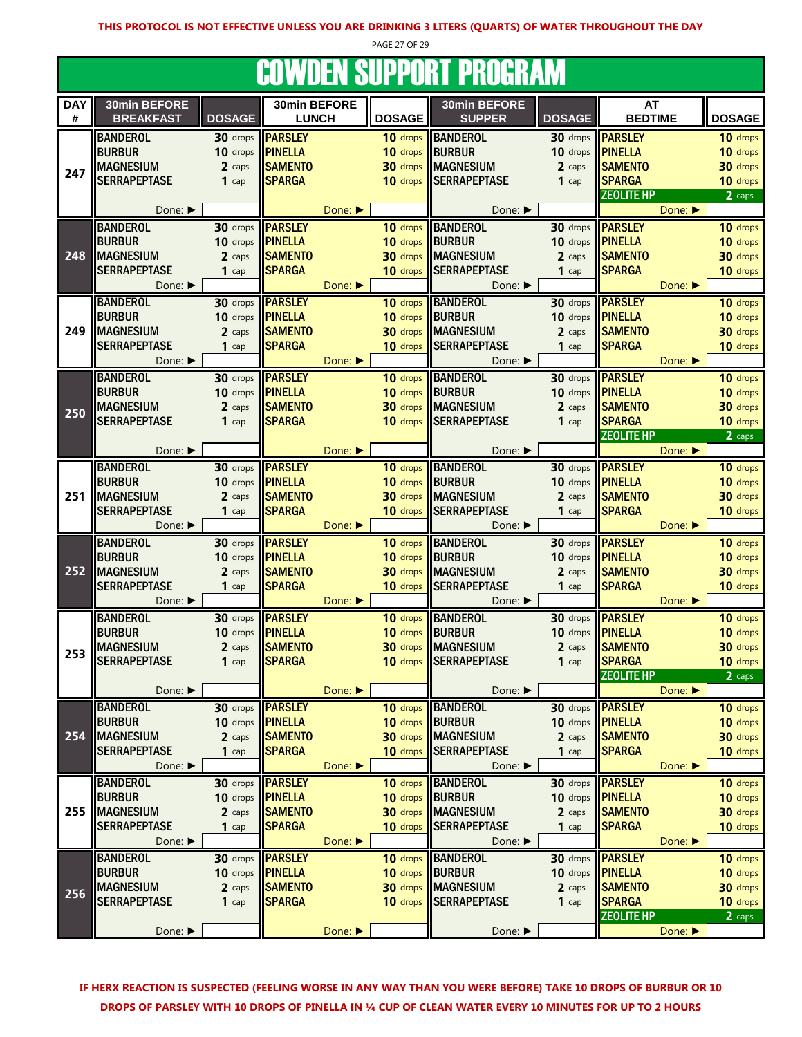**THIS PROTOCOL IS NOT EFFECTIVE UNLESS YOU ARE DRINKING 3 LITERS (QUARTS) OF WATER THROUGHOUT THE DAY**

# COWDEN SUPPORT PROGRAM

| DAY # | 30min BEFORE BREAKFAST | DOSAGE | 30min BEFORE LUNCH | DOSAGE | 30min BEFORE SUPPER | DOSAGE | AT BEDTIME | DOSAGE |
|---|---|---|---|---|---|---|---|---|
| 247 | BANDEROL<br>BURBUR<br>MAGNESIUM<br>SERRAPEPTASE<br>Done: ▶ | 30 drops<br>10 drops<br>2 caps<br>1 cap | PARSLEY<br>PINELLA<br>SAMENTO<br>SPARGA<br>Done: ▶ | 10 drops<br>10 drops<br>30 drops<br>10 drops | BANDEROL<br>BURBUR<br>MAGNESIUM<br>SERRAPEPTASE<br>Done: ▶ | 30 drops<br>10 drops<br>2 caps<br>1 cap | PARSLEY<br>PINELLA<br>SAMENTO<br>SPARGA<br>ZEOLITE HP<br>Done: ▶ | 10 drops<br>10 drops<br>30 drops<br>10 drops<br>2 caps |
| 248 | BANDEROL<br>BURBUR<br>MAGNESIUM<br>SERRAPEPTASE<br>Done: ▶ | 30 drops<br>10 drops<br>2 caps<br>1 cap | PARSLEY<br>PINELLA<br>SAMENTO<br>SPARGA<br>Done: ▶ | 10 drops<br>10 drops<br>30 drops<br>10 drops | BANDEROL<br>BURBUR<br>MAGNESIUM<br>SERRAPEPTASE<br>Done: ▶ | 30 drops<br>10 drops<br>2 caps<br>1 cap | PARSLEY<br>PINELLA<br>SAMENTO<br>SPARGA<br>Done: ▶ | 10 drops<br>10 drops<br>30 drops<br>10 drops |
| 249 | BANDEROL<br>BURBUR<br>MAGNESIUM<br>SERRAPEPTASE<br>Done: ▶ | 30 drops<br>10 drops<br>2 caps<br>1 cap | PARSLEY<br>PINELLA<br>SAMENTO<br>SPARGA<br>Done: ▶ | 10 drops<br>10 drops<br>30 drops<br>10 drops | BANDEROL<br>BURBUR<br>MAGNESIUM<br>SERRAPEPTASE<br>Done: ▶ | 30 drops<br>10 drops<br>2 caps<br>1 cap | PARSLEY<br>PINELLA<br>SAMENTO<br>SPARGA<br>Done: ▶ | 10 drops<br>10 drops<br>30 drops<br>10 drops |
| 250 | BANDEROL<br>BURBUR<br>MAGNESIUM<br>SERRAPEPTASE<br>Done: ▶ | 30 drops<br>10 drops<br>2 caps<br>1 cap | PARSLEY<br>PINELLA<br>SAMENTO<br>SPARGA<br>Done: ▶ | 10 drops<br>10 drops<br>30 drops<br>10 drops | BANDEROL<br>BURBUR<br>MAGNESIUM<br>SERRAPEPTASE<br>Done: ▶ | 30 drops<br>10 drops<br>2 caps<br>1 cap | PARSLEY<br>PINELLA<br>SAMENTO<br>SPARGA<br>ZEOLITE HP<br>Done: ▶ | 10 drops<br>10 drops<br>30 drops<br>10 drops<br>2 caps |
| 251 | BANDEROL<br>BURBUR<br>MAGNESIUM<br>SERRAPEPTASE<br>Done: ▶ | 30 drops<br>10 drops<br>2 caps<br>1 cap | PARSLEY<br>PINELLA<br>SAMENTO<br>SPARGA<br>Done: ▶ | 10 drops<br>10 drops<br>30 drops<br>10 drops | BANDEROL<br>BURBUR<br>MAGNESIUM<br>SERRAPEPTASE<br>Done: ▶ | 30 drops<br>10 drops<br>2 caps<br>1 cap | PARSLEY<br>PINELLA<br>SAMENTO<br>SPARGA<br>Done: ▶ | 10 drops<br>10 drops<br>30 drops<br>10 drops |
| 252 | BANDEROL<br>BURBUR<br>MAGNESIUM<br>SERRAPEPTASE<br>Done: ▶ | 30 drops<br>10 drops<br>2 caps<br>1 cap | PARSLEY<br>PINELLA<br>SAMENTO<br>SPARGA<br>Done: ▶ | 10 drops<br>10 drops<br>30 drops<br>10 drops | BANDEROL<br>BURBUR<br>MAGNESIUM<br>SERRAPEPTASE<br>Done: ▶ | 30 drops<br>10 drops<br>2 caps<br>1 cap | PARSLEY<br>PINELLA<br>SAMENTO<br>SPARGA<br>Done: ▶ | 10 drops<br>10 drops<br>30 drops<br>10 drops |
| 253 | BANDEROL<br>BURBUR<br>MAGNESIUM<br>SERRAPEPTASE<br>Done: ▶ | 30 drops<br>10 drops<br>2 caps<br>1 cap | PARSLEY<br>PINELLA<br>SAMENTO<br>SPARGA<br>Done: ▶ | 10 drops<br>10 drops<br>30 drops<br>10 drops | BANDEROL<br>BURBUR<br>MAGNESIUM<br>SERRAPEPTASE<br>Done: ▶ | 30 drops<br>10 drops<br>2 caps<br>1 cap | PARSLEY<br>PINELLA<br>SAMENTO<br>SPARGA<br>ZEOLITE HP<br>Done: ▶ | 10 drops<br>10 drops<br>30 drops<br>10 drops<br>2 caps |
| 254 | BANDEROL<br>BURBUR<br>MAGNESIUM<br>SERRAPEPTASE<br>Done: ▶ | 30 drops<br>10 drops<br>2 caps<br>1 cap | PARSLEY<br>PINELLA<br>SAMENTO<br>SPARGA<br>Done: ▶ | 10 drops<br>10 drops<br>30 drops<br>10 drops | BANDEROL<br>BURBUR<br>MAGNESIUM<br>SERRAPEPTASE<br>Done: ▶ | 30 drops<br>10 drops<br>2 caps<br>1 cap | PARSLEY<br>PINELLA<br>SAMENTO<br>SPARGA<br>Done: ▶ | 10 drops<br>10 drops<br>30 drops<br>10 drops |
| 255 | BANDEROL<br>BURBUR<br>MAGNESIUM<br>SERRAPEPTASE<br>Done: ▶ | 30 drops<br>10 drops<br>2 caps<br>1 cap | PARSLEY<br>PINELLA<br>SAMENTO<br>SPARGA<br>Done: ▶ | 10 drops<br>10 drops<br>30 drops<br>10 drops | BANDEROL<br>BURBUR<br>MAGNESIUM<br>SERRAPEPTASE<br>Done: ▶ | 30 drops<br>10 drops<br>2 caps<br>1 cap | PARSLEY<br>PINELLA<br>SAMENTO<br>SPARGA<br>Done: ▶ | 10 drops<br>10 drops<br>30 drops<br>10 drops |
| 256 | BANDEROL<br>BURBUR<br>MAGNESIUM<br>SERRAPEPTASE<br>Done: ▶ | 30 drops<br>10 drops<br>2 caps<br>1 cap | PARSLEY<br>PINELLA<br>SAMENTO<br>SPARGA<br>Done: ▶ | 10 drops<br>10 drops<br>30 drops<br>10 drops | BANDEROL<br>BURBUR<br>MAGNESIUM<br>SERRAPEPTASE<br>Done: ▶ | 30 drops<br>10 drops<br>2 caps<br>1 cap | PARSLEY<br>PINELLA<br>SAMENTO<br>SPARGA<br>ZEOLITE HP<br>Done: ▶ | 10 drops<br>10 drops<br>30 drops<br>10 drops<br>2 caps |

**IF HERX REACTION IS SUSPECTED (FEELING WORSE IN ANY WAY THAN YOU WERE BEFORE) TAKE 10 DROPS OF BURBUR OR 10 DROPS OF PARSLEY WITH 10 DROPS OF PINELLA IN ¼ CUP OF CLEAN WATER EVERY 10 MINUTES FOR UP TO 2 HOURS**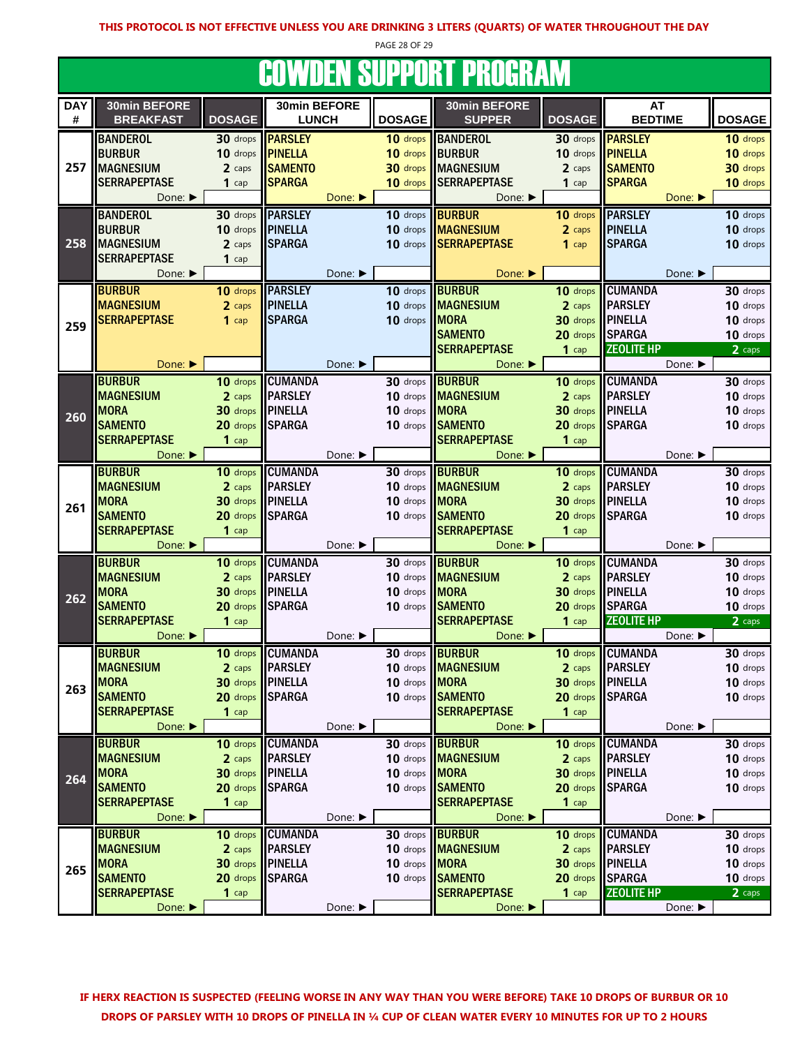**THIS PROTOCOL IS NOT EFFECTIVE UNLESS YOU ARE DRINKING 3 LITERS (QUARTS) OF WATER THROUGHOUT THE DAY**

# COWDEN SUPPORT PROGRAM

| DAY # | 30min BEFORE BREAKFAST | DOSAGE | 30min BEFORE LUNCH | DOSAGE | 30min BEFORE SUPPER | DOSAGE | AT BEDTIME | DOSAGE |
|---|---|---|---|---|---|---|---|---|
| 257 | BANDEROL | 30 drops | PARSLEY | 10 drops | BANDEROL | 30 drops | PARSLEY | 10 drops |
| | BURBUR | 10 drops | PINELLA | 10 drops | BURBUR | 10 drops | PINELLA | 10 drops |
| | MAGNESIUM | 2 caps | SAMENTO | 30 drops | MAGNESIUM | 2 caps | SAMENTO | 30 drops |
| | SERRAPEPTASE | 1 cap | SPARGA | 10 drops | SERRAPEPTASE | 1 cap | SPARGA | 10 drops |
| | Done: ▶ | | Done: ▶ | | Done: ▶ | | Done: ▶ | |
| 258 | BANDEROL | 30 drops | PARSLEY | 10 drops | BURBUR | 10 drops | PARSLEY | 10 drops |
| | BURBUR | 10 drops | PINELLA | 10 drops | MAGNESIUM | 2 caps | PINELLA | 10 drops |
| | MAGNESIUM | 2 caps | SPARGA | 10 drops | SERRAPEPTASE | 1 cap | SPARGA | 10 drops |
| | SERRAPEPTASE | 1 cap | | | | | | |
| | Done: ▶ | | Done: ▶ | | Done: ▶ | | Done: ▶ | |
| 259 | BURBUR | 10 drops | PARSLEY | 10 drops | BURBUR | 10 drops | CUMANDA | 30 drops |
| | MAGNESIUM | 2 caps | PINELLA | 10 drops | MAGNESIUM | 2 caps | PARSLEY | 10 drops |
| | SERRAPEPTASE | 1 cap | SPARGA | 10 drops | MORA | 30 drops | PINELLA | 10 drops |
| | | | | | SAMENTO | 20 drops | SPARGA | 10 drops |
| | | | | | SERRAPEPTASE | 1 cap | ZEOLITE HP | 2 caps |
| | Done: ▶ | | Done: ▶ | | Done: ▶ | | Done: ▶ | |
| 260 | BURBUR | 10 drops | CUMANDA | 30 drops | BURBUR | 10 drops | CUMANDA | 30 drops |
| | MAGNESIUM | 2 caps | PARSLEY | 10 drops | MAGNESIUM | 2 caps | PARSLEY | 10 drops |
| | MORA | 30 drops | PINELLA | 10 drops | MORA | 30 drops | PINELLA | 10 drops |
| | SAMENTO | 20 drops | SPARGA | 10 drops | SAMENTO | 20 drops | SPARGA | 10 drops |
| | SERRAPEPTASE | 1 cap | | | SERRAPEPTASE | 1 cap | | |
| | Done: ▶ | | Done: ▶ | | Done: ▶ | | Done: ▶ | |
| 261 | BURBUR | 10 drops | CUMANDA | 30 drops | BURBUR | 10 drops | CUMANDA | 30 drops |
| | MAGNESIUM | 2 caps | PARSLEY | 10 drops | MAGNESIUM | 2 caps | PARSLEY | 10 drops |
| | MORA | 30 drops | PINELLA | 10 drops | MORA | 30 drops | PINELLA | 10 drops |
| | SAMENTO | 20 drops | SPARGA | 10 drops | SAMENTO | 20 drops | SPARGA | 10 drops |
| | SERRAPEPTASE | 1 cap | | | SERRAPEPTASE | 1 cap | | |
| | Done: ▶ | | Done: ▶ | | Done: ▶ | | Done: ▶ | |
| 262 | BURBUR | 10 drops | CUMANDA | 30 drops | BURBUR | 10 drops | CUMANDA | 30 drops |
| | MAGNESIUM | 2 caps | PARSLEY | 10 drops | MAGNESIUM | 2 caps | PARSLEY | 10 drops |
| | MORA | 30 drops | PINELLA | 10 drops | MORA | 30 drops | PINELLA | 10 drops |
| | SAMENTO | 20 drops | SPARGA | 10 drops | SAMENTO | 20 drops | SPARGA | 10 drops |
| | SERRAPEPTASE | 1 cap | | | SERRAPEPTASE | 1 cap | ZEOLITE HP | 2 caps |
| | Done: ▶ | | Done: ▶ | | Done: ▶ | | Done: ▶ | |
| 263 | BURBUR | 10 drops | CUMANDA | 30 drops | BURBUR | 10 drops | CUMANDA | 30 drops |
| | MAGNESIUM | 2 caps | PARSLEY | 10 drops | MAGNESIUM | 2 caps | PARSLEY | 10 drops |
| | MORA | 30 drops | PINELLA | 10 drops | MORA | 30 drops | PINELLA | 10 drops |
| | SAMENTO | 20 drops | SPARGA | 10 drops | SAMENTO | 20 drops | SPARGA | 10 drops |
| | SERRAPEPTASE | 1 cap | | | SERRAPEPTASE | 1 cap | | |
| | Done: ▶ | | Done: ▶ | | Done: ▶ | | Done: ▶ | |
| 264 | BURBUR | 10 drops | CUMANDA | 30 drops | BURBUR | 10 drops | CUMANDA | 30 drops |
| | MAGNESIUM | 2 caps | PARSLEY | 10 drops | MAGNESIUM | 2 caps | PARSLEY | 10 drops |
| | MORA | 30 drops | PINELLA | 10 drops | MORA | 30 drops | PINELLA | 10 drops |
| | SAMENTO | 20 drops | SPARGA | 10 drops | SAMENTO | 20 drops | SPARGA | 10 drops |
| | SERRAPEPTASE | 1 cap | | | SERRAPEPTASE | 1 cap | | |
| | Done: ▶ | | Done: ▶ | | Done: ▶ | | Done: ▶ | |
| 265 | BURBUR | 10 drops | CUMANDA | 30 drops | BURBUR | 10 drops | CUMANDA | 30 drops |
| | MAGNESIUM | 2 caps | PARSLEY | 10 drops | MAGNESIUM | 2 caps | PARSLEY | 10 drops |
| | MORA | 30 drops | PINELLA | 10 drops | MORA | 30 drops | PINELLA | 10 drops |
| | SAMENTO | 20 drops | SPARGA | 10 drops | SAMENTO | 20 drops | SPARGA | 10 drops |
| | SERRAPEPTASE | 1 cap | | | SERRAPEPTASE | 1 cap | ZEOLITE HP | 2 caps |
| | Done: ▶ | | Done: ▶ | | Done: ▶ | | Done: ▶ | |

**IF HERX REACTION IS SUSPECTED (FEELING WORSE IN ANY WAY THAN YOU WERE BEFORE) TAKE 10 DROPS OF BURBUR OR 10 DROPS OF PARSLEY WITH 10 DROPS OF PINELLA IN ¼ CUP OF CLEAN WATER EVERY 10 MINUTES FOR UP TO 2 HOURS**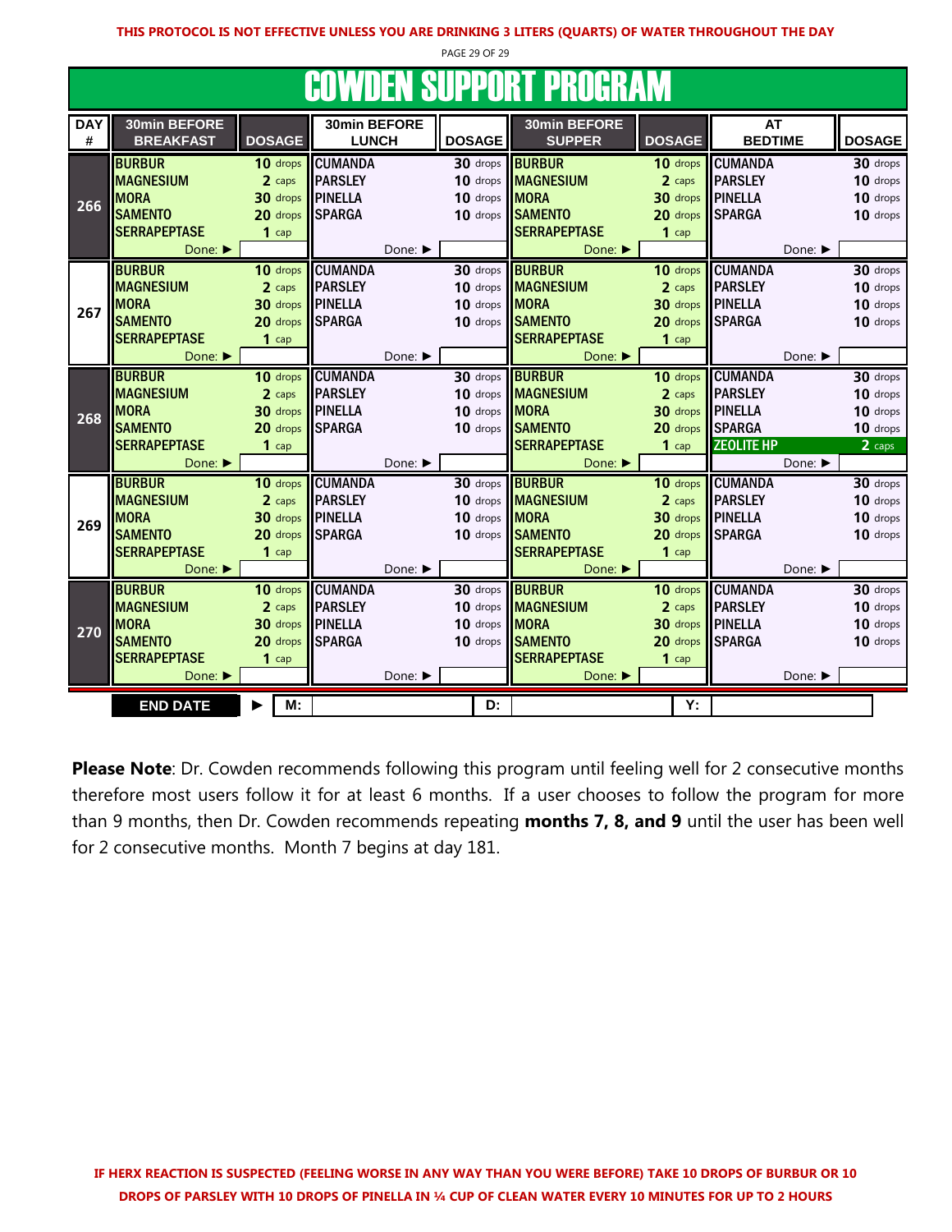THIS PROTOCOL IS NOT EFFECTIVE UNLESS YOU ARE DRINKING 3 LITERS (QUARTS) OF WATER THROUGHOUT THE DAY

# COWDEN SUPPORT PROGRAM

| DAY # | 30min BEFORE BREAKFAST | DOSAGE | 30min BEFORE LUNCH | DOSAGE | 30min BEFORE SUPPER | DOSAGE | AT BEDTIME | DOSAGE |
|---|---|---|---|---|---|---|---|---|
| 266 | BURBUR | 10 drops | CUMANDA | 30 drops | BURBUR | 10 drops | CUMANDA | 30 drops |
| | MAGNESIUM | 2 caps | PARSLEY | 10 drops | MAGNESIUM | 2 caps | PARSLEY | 10 drops |
| | MORA | 30 drops | PINELLA | 10 drops | MORA | 30 drops | PINELLA | 10 drops |
| | SAMENTO | 20 drops | SPARGA | 10 drops | SAMENTO | 20 drops | SPARGA | 10 drops |
| | SERRAPEPTASE | 1 cap | | | SERRAPEPTASE | 1 cap | | |
| | Done: ► | | Done: ► | | Done: ► | | Done: ► | |
| 267 | BURBUR | 10 drops | CUMANDA | 30 drops | BURBUR | 10 drops | CUMANDA | 30 drops |
| | MAGNESIUM | 2 caps | PARSLEY | 10 drops | MAGNESIUM | 2 caps | PARSLEY | 10 drops |
| | MORA | 30 drops | PINELLA | 10 drops | MORA | 30 drops | PINELLA | 10 drops |
| | SAMENTO | 20 drops | SPARGA | 10 drops | SAMENTO | 20 drops | SPARGA | 10 drops |
| | SERRAPEPTASE | 1 cap | | | SERRAPEPTASE | 1 cap | | |
| | Done: ► | | Done: ► | | Done: ► | | Done: ► | |
| 268 | BURBUR | 10 drops | CUMANDA | 30 drops | BURBUR | 10 drops | CUMANDA | 30 drops |
| | MAGNESIUM | 2 caps | PARSLEY | 10 drops | MAGNESIUM | 2 caps | PARSLEY | 10 drops |
| | MORA | 30 drops | PINELLA | 10 drops | MORA | 30 drops | PINELLA | 10 drops |
| | SAMENTO | 20 drops | SPARGA | 10 drops | SAMENTO | 20 drops | SPARGA | 10 drops |
| | SERRAPEPTASE | 1 cap | | | SERRAPEPTASE | 1 cap | ZEOLITE HP | 2 caps |
| | Done: ► | | Done: ► | | Done: ► | | Done: ► | |
| 269 | BURBUR | 10 drops | CUMANDA | 30 drops | BURBUR | 10 drops | CUMANDA | 30 drops |
| | MAGNESIUM | 2 caps | PARSLEY | 10 drops | MAGNESIUM | 2 caps | PARSLEY | 10 drops |
| | MORA | 30 drops | PINELLA | 10 drops | MORA | 30 drops | PINELLA | 10 drops |
| | SAMENTO | 20 drops | SPARGA | 10 drops | SAMENTO | 20 drops | SPARGA | 10 drops |
| | SERRAPEPTASE | 1 cap | | | SERRAPEPTASE | 1 cap | | |
| | Done: ► | | Done: ► | | Done: ► | | Done: ► | |
| 270 | BURBUR | 10 drops | CUMANDA | 30 drops | BURBUR | 10 drops | CUMANDA | 30 drops |
| | MAGNESIUM | 2 caps | PARSLEY | 10 drops | MAGNESIUM | 2 caps | PARSLEY | 10 drops |
| | MORA | 30 drops | PINELLA | 10 drops | MORA | 30 drops | PINELLA | 10 drops |
| | SAMENTO | 20 drops | SPARGA | 10 drops | SAMENTO | 20 drops | SPARGA | 10 drops |
| | SERRAPEPTASE | 1 cap | | | SERRAPEPTASE | 1 cap | | |
| | Done: ► | | Done: ► | | Done: ► | | Done: ► | |

| | | | |
|---|---|---|---|
| END DATE ► | M: | D: | Y: |

**Please Note**: Dr. Cowden recommends following this program until feeling well for 2 consecutive months therefore most users follow it for at least 6 months. If a user chooses to follow the program for more than 9 months, then Dr. Cowden recommends repeating **months 7, 8, and 9** until the user has been well for 2 consecutive months. Month 7 begins at day 181.

IF HERX REACTION IS SUSPECTED (FEELING WORSE IN ANY WAY THAN YOU WERE BEFORE) TAKE 10 DROPS OF BURBUR OR 10 DROPS OF PARSLEY WITH 10 DROPS OF PINELLA IN ¼ CUP OF CLEAN WATER EVERY 10 MINUTES FOR UP TO 2 HOURS